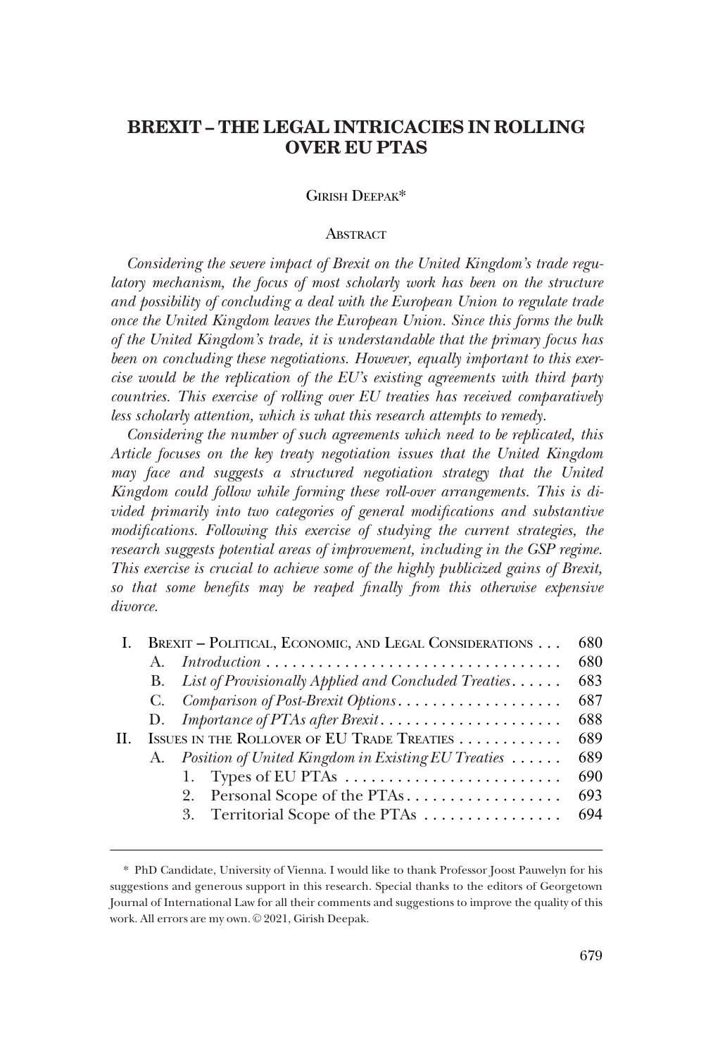# BREXIT – THE LEGAL INTRICACIES IN ROLLING OVER EU PTAS

GIRISH DEEPAK*

ABSTRACT

*Considering the severe impact of Brexit on the United Kingdom's trade regulatory mechanism, the focus of most scholarly work has been on the structure and possibility of concluding a deal with the European Union to regulate trade once the United Kingdom leaves the European Union. Since this forms the bulk of the United Kingdom's trade, it is understandable that the primary focus has been on concluding these negotiations. However, equally important to this exercise would be the replication of the EU's existing agreements with third party countries. This exercise of rolling over EU treaties has received comparatively less scholarly attention, which is what this research attempts to remedy.*

*Considering the number of such agreements which need to be replicated, this Article focuses on the key treaty negotiation issues that the United Kingdom may face and suggests a structured negotiation strategy that the United Kingdom could follow while forming these roll-over arrangements. This is divided primarily into two categories of general modifications and substantive modifications. Following this exercise of studying the current strategies, the research suggests potential areas of improvement, including in the GSP regime. This exercise is crucial to achieve some of the highly publicized gains of Brexit, so that some benefits may be reaped finally from this otherwise expensive divorce.*

| | | |
|---|---|---|
| I. | BREXIT – POLITICAL, ECONOMIC, AND LEGAL CONSIDERATIONS | 680 |
| | A. *Introduction* | 680 |
| | B. *List of Provisionally Applied and Concluded Treaties* | 683 |
| | C. *Comparison of Post-Brexit Options* | 687 |
| | D. *Importance of PTAs after Brexit* | 688 |
| II. | ISSUES IN THE ROLLOVER OF EU TRADE TREATIES | 689 |
| | A. *Position of United Kingdom in Existing EU Treaties* | 689 |
| | 1. Types of EU PTAs | 690 |
| | 2. Personal Scope of the PTAs | 693 |
| | 3. Territorial Scope of the PTAs | 694 |

\* PhD Candidate, University of Vienna. I would like to thank Professor Joost Pauwelyn for his suggestions and generous support in this research. Special thanks to the editors of Georgetown Journal of International Law for all their comments and suggestions to improve the quality of this work. All errors are my own. © 2021, Girish Deepak.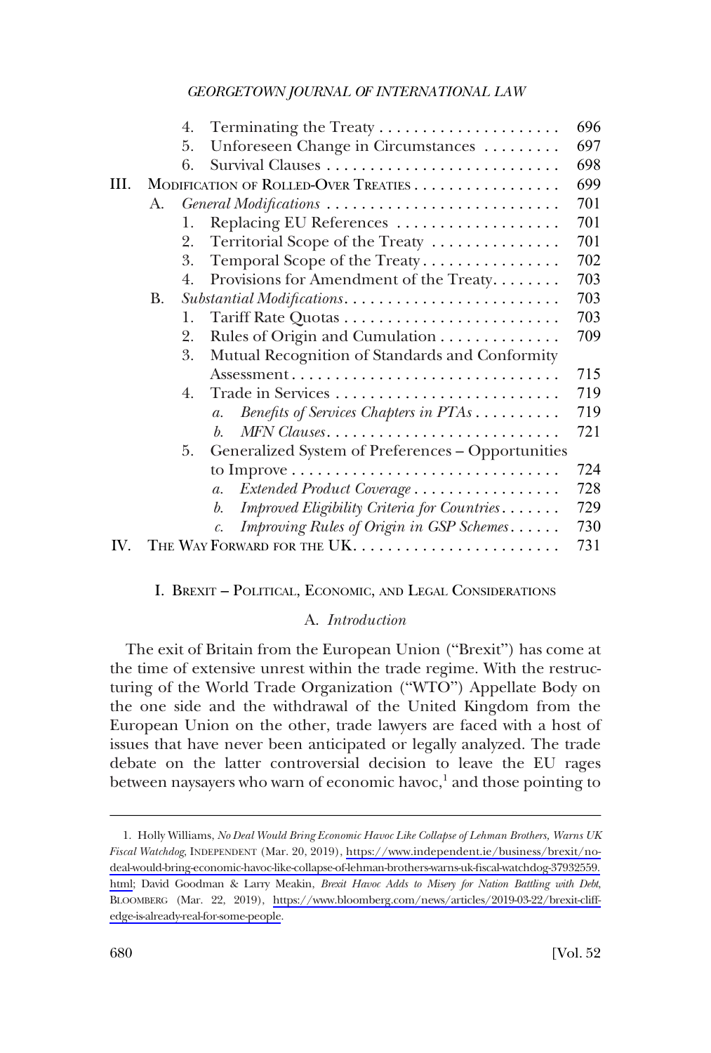|  |  |  |  |
|---|---|---|---|
| | 4. | Terminating the Treaty | 696 |
| | 5. | Unforeseen Change in Circumstances | 697 |
| | 6. | Survival Clauses | 698 |
| III. | MODIFICATION OF ROLLED-OVER TREATIES | | 699 |
| | A. | *General Modifications* | 701 |
| | 1. | Replacing EU References | 701 |
| | 2. | Territorial Scope of the Treaty | 701 |
| | 3. | Temporal Scope of the Treaty | 702 |
| | 4. | Provisions for Amendment of the Treaty | 703 |
| | B. | *Substantial Modifications* | 703 |
| | 1. | Tariff Rate Quotas | 703 |
| | 2. | Rules of Origin and Cumulation | 709 |
| | 3. | Mutual Recognition of Standards and Conformity Assessment | 715 |
| | 4. | Trade in Services | 719 |
| | | *a. Benefits of Services Chapters in PTAs* | 719 |
| | | *b. MFN Clauses* | 721 |
| | 5. | Generalized System of Preferences – Opportunities to Improve | 724 |
| | | *a. Extended Product Coverage* | 728 |
| | | *b. Improved Eligibility Criteria for Countries* | 729 |
| | | *c. Improving Rules of Origin in GSP Schemes* | 730 |
| IV. | THE WAY FORWARD FOR THE UK | | 731 |

# I. BREXIT – POLITICAL, ECONOMIC, AND LEGAL CONSIDERATIONS

## A. *Introduction*

The exit of Britain from the European Union ("Brexit") has come at the time of extensive unrest within the trade regime. With the restructuring of the World Trade Organization ("WTO") Appellate Body on the one side and the withdrawal of the United Kingdom from the European Union on the other, trade lawyers are faced with a host of issues that have never been anticipated or legally analyzed. The trade debate on the latter controversial decision to leave the EU rages between naysayers who warn of economic havoc,[1] and those pointing to

1. Holly Williams, *No Deal Would Bring Economic Havoc Like Collapse of Lehman Brothers, Warns UK Fiscal Watchdog*, INDEPENDENT (Mar. 20, 2019), https://www.independent.ie/business/brexit/no-deal-would-bring-economic-havoc-like-collapse-of-lehman-brothers-warns-uk-fiscal-watchdog-37932559.html; David Goodman & Larry Meakin, *Brexit Havoc Adds to Misery for Nation Battling with Debt*, BLOOMBERG (Mar. 22, 2019), https://www.bloomberg.com/news/articles/2019-03-22/brexit-cliff-edge-is-already-real-for-some-people.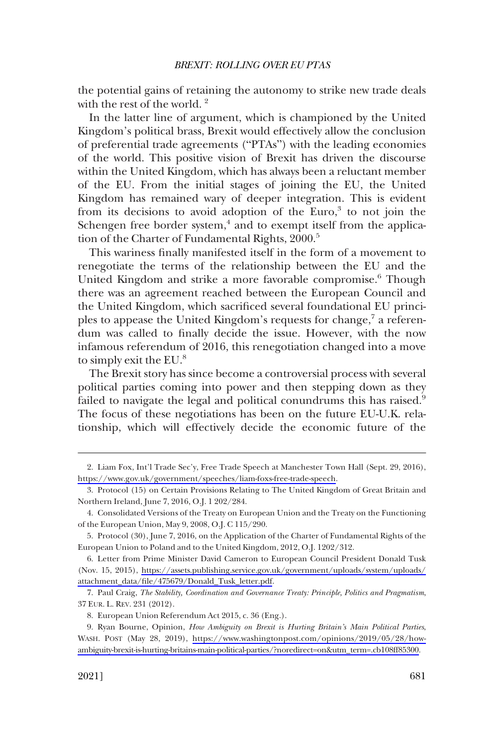the potential gains of retaining the autonomy to strike new trade deals with the rest of the world. [2]

In the latter line of argument, which is championed by the United Kingdom's political brass, Brexit would effectively allow the conclusion of preferential trade agreements ("PTAs") with the leading economies of the world. This positive vision of Brexit has driven the discourse within the United Kingdom, which has always been a reluctant member of the EU. From the initial stages of joining the EU, the United Kingdom has remained wary of deeper integration. This is evident from its decisions to avoid adoption of the Euro,[3] to not join the Schengen free border system,[4] and to exempt itself from the application of the Charter of Fundamental Rights, 2000.[5]

This wariness finally manifested itself in the form of a movement to renegotiate the terms of the relationship between the EU and the United Kingdom and strike a more favorable compromise.[6] Though there was an agreement reached between the European Council and the United Kingdom, which sacrificed several foundational EU principles to appease the United Kingdom's requests for change,[7] a referendum was called to finally decide the issue. However, with the now infamous referendum of 2016, this renegotiation changed into a move to simply exit the EU.[8]

The Brexit story has since become a controversial process with several political parties coming into power and then stepping down as they failed to navigate the legal and political conundrums this has raised.[9] The focus of these negotiations has been on the future EU-U.K. relationship, which will effectively decide the economic future of the

---

2. Liam Fox, Int'l Trade Sec'y, Free Trade Speech at Manchester Town Hall (Sept. 29, 2016), https://www.gov.uk/government/speeches/liam-foxs-free-trade-speech.

3. Protocol (15) on Certain Provisions Relating to The United Kingdom of Great Britain and Northern Ireland, June 7, 2016, O.J. 1 202/284.

4. Consolidated Versions of the Treaty on European Union and the Treaty on the Functioning of the European Union, May 9, 2008, O.J. C 115/290.

5. Protocol (30), June 7, 2016, on the Application of the Charter of Fundamental Rights of the European Union to Poland and to the United Kingdom, 2012, O.J. 1202/312.

6. Letter from Prime Minister David Cameron to European Council President Donald Tusk (Nov. 15, 2015), https://assets.publishing.service.gov.uk/government/uploads/system/uploads/attachment_data/file/475679/Donald_Tusk_letter.pdf.

7. Paul Craig, *The Stability, Coordination and Governance Treaty: Principle, Politics and Pragmatism*, 37 EUR. L. REV. 231 (2012).

8. European Union Referendum Act 2015, c. 36 (Eng.).

9. Ryan Bourne, Opinion, *How Ambiguity on Brexit is Hurting Britain's Main Political Parties*, WASH. POST (May 28, 2019), https://www.washingtonpost.com/opinions/2019/05/28/how-ambiguity-brexit-is-hurting-britains-main-political-parties/?noredirect=on&utm_term=.cb108ff85300.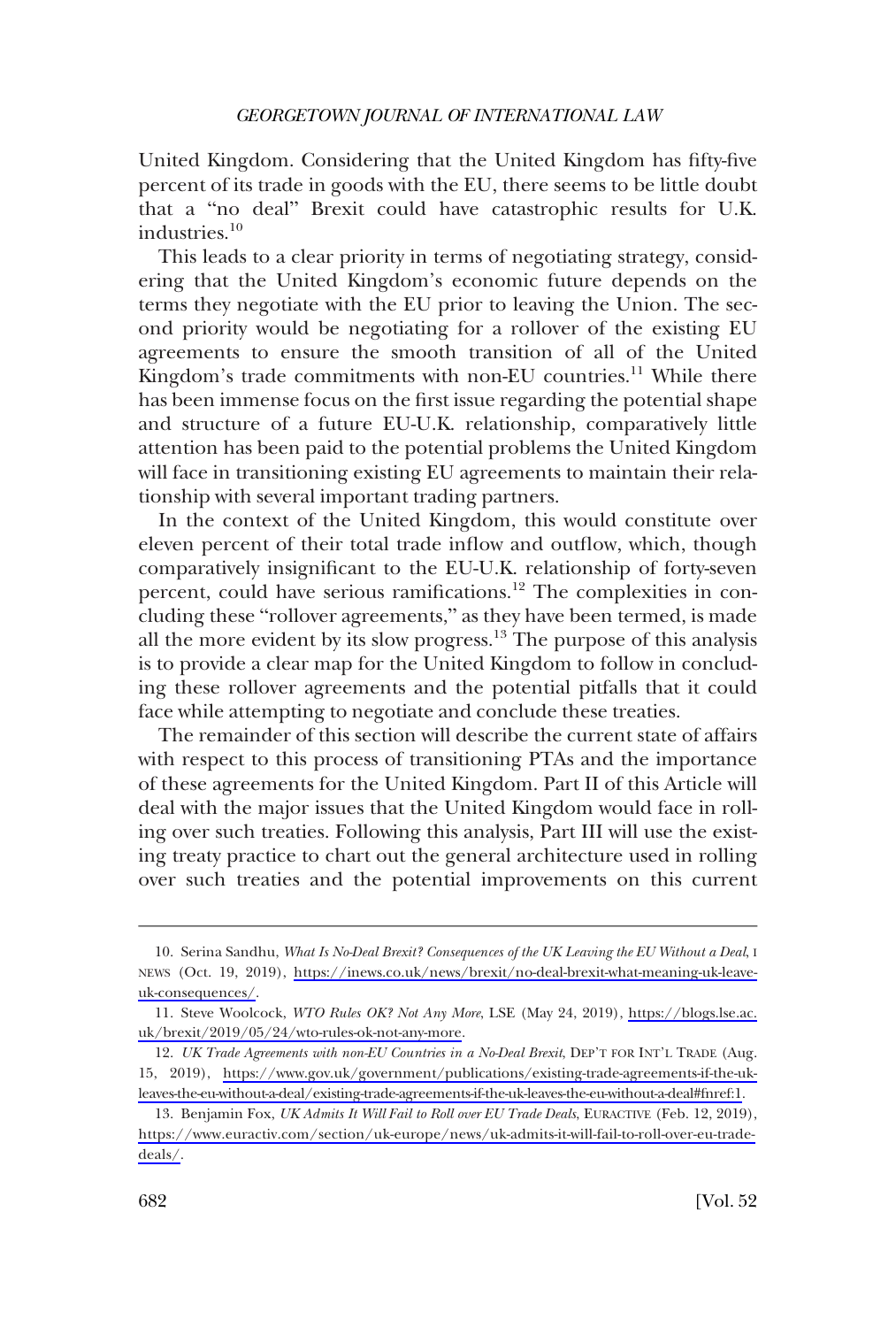United Kingdom. Considering that the United Kingdom has fifty-five percent of its trade in goods with the EU, there seems to be little doubt that a "no deal" Brexit could have catastrophic results for U.K. industries.[10]

This leads to a clear priority in terms of negotiating strategy, considering that the United Kingdom's economic future depends on the terms they negotiate with the EU prior to leaving the Union. The second priority would be negotiating for a rollover of the existing EU agreements to ensure the smooth transition of all of the United Kingdom's trade commitments with non-EU countries.[11] While there has been immense focus on the first issue regarding the potential shape and structure of a future EU-U.K. relationship, comparatively little attention has been paid to the potential problems the United Kingdom will face in transitioning existing EU agreements to maintain their relationship with several important trading partners.

In the context of the United Kingdom, this would constitute over eleven percent of their total trade inflow and outflow, which, though comparatively insignificant to the EU-U.K. relationship of forty-seven percent, could have serious ramifications.[12] The complexities in concluding these "rollover agreements," as they have been termed, is made all the more evident by its slow progress.[13] The purpose of this analysis is to provide a clear map for the United Kingdom to follow in concluding these rollover agreements and the potential pitfalls that it could face while attempting to negotiate and conclude these treaties.

The remainder of this section will describe the current state of affairs with respect to this process of transitioning PTAs and the importance of these agreements for the United Kingdom. Part II of this Article will deal with the major issues that the United Kingdom would face in rolling over such treaties. Following this analysis, Part III will use the existing treaty practice to chart out the general architecture used in rolling over such treaties and the potential improvements on this current

---

10. Serina Sandhu, *What Is No-Deal Brexit? Consequences of the UK Leaving the EU Without a Deal*, I NEWS (Oct. 19, 2019), https://inews.co.uk/news/brexit/no-deal-brexit-what-meaning-uk-leave-uk-consequences/.

11. Steve Woolcock, *WTO Rules OK? Not Any More*, LSE (May 24, 2019), https://blogs.lse.ac.uk/brexit/2019/05/24/wto-rules-ok-not-any-more.

12. *UK Trade Agreements with non-EU Countries in a No-Deal Brexit*, DEP'T FOR INT'L TRADE (Aug. 15, 2019), https://www.gov.uk/government/publications/existing-trade-agreements-if-the-uk-leaves-the-eu-without-a-deal/existing-trade-agreements-if-the-uk-leaves-the-eu-without-a-deal#fnref:1.

13. Benjamin Fox, *UK Admits It Will Fail to Roll over EU Trade Deals*, EURACTIVE (Feb. 12, 2019), https://www.euractiv.com/section/uk-europe/news/uk-admits-it-will-fail-to-roll-over-eu-trade-deals/.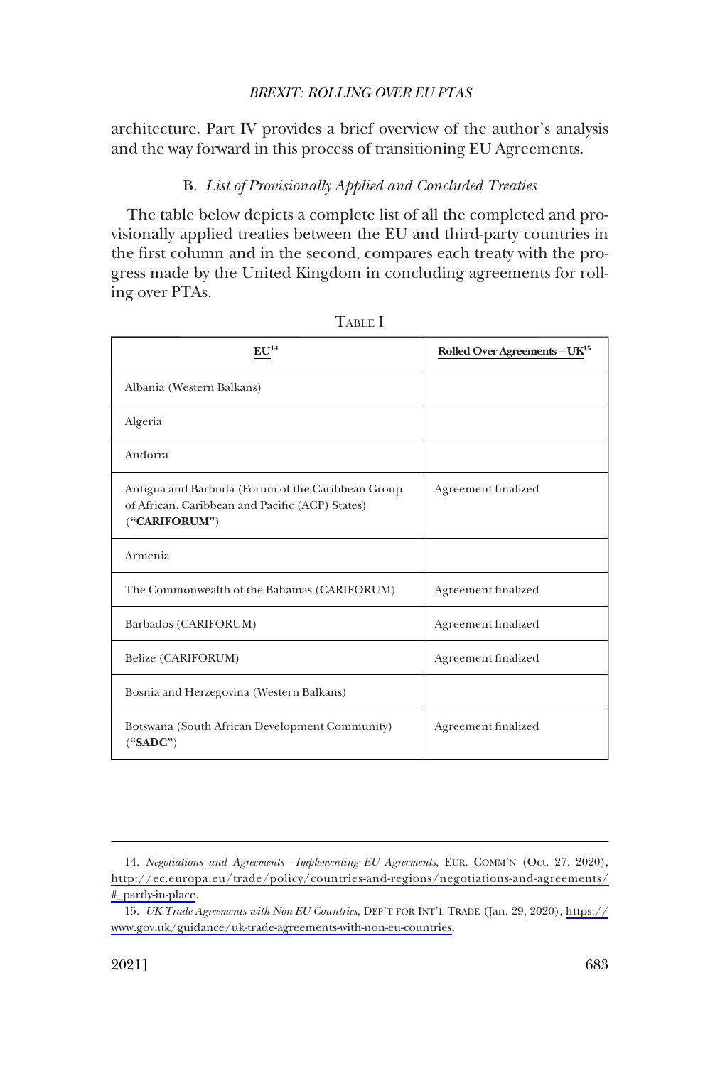architecture. Part IV provides a brief overview of the author's analysis and the way forward in this process of transitioning EU Agreements.

### B. *List of Provisionally Applied and Concluded Treaties*

The table below depicts a complete list of all the completed and provisionally applied treaties between the EU and third-party countries in the first column and in the second, compares each treaty with the progress made by the United Kingdom in concluding agreements for rolling over PTAs.

TABLE I

| EU[14] | Rolled Over Agreements – UK[15] |
|---|---|
| Albania (Western Balkans) | |
| Algeria | |
| Andorra | |
| Antigua and Barbuda (Forum of the Caribbean Group of African, Caribbean and Pacific (ACP) States) (**"CARIFORUM"**) | Agreement finalized |
| Armenia | |
| The Commonwealth of the Bahamas (CARIFORUM) | Agreement finalized |
| Barbados (CARIFORUM) | Agreement finalized |
| Belize (CARIFORUM) | Agreement finalized |
| Bosnia and Herzegovina (Western Balkans) | |
| Botswana (South African Development Community) (**"SADC"**) | Agreement finalized |

14. *Negotiations and Agreements –Implementing EU Agreements*, EUR. COMM'N (Oct. 27. 2020), http://ec.europa.eu/trade/policy/countries-and-regions/negotiations-and-agreements/#_partly-in-place.

15. *UK Trade Agreements with Non-EU Countries*, DEP'T FOR INT'L TRADE (Jan. 29, 2020), https://www.gov.uk/guidance/uk-trade-agreements-with-non-eu-countries.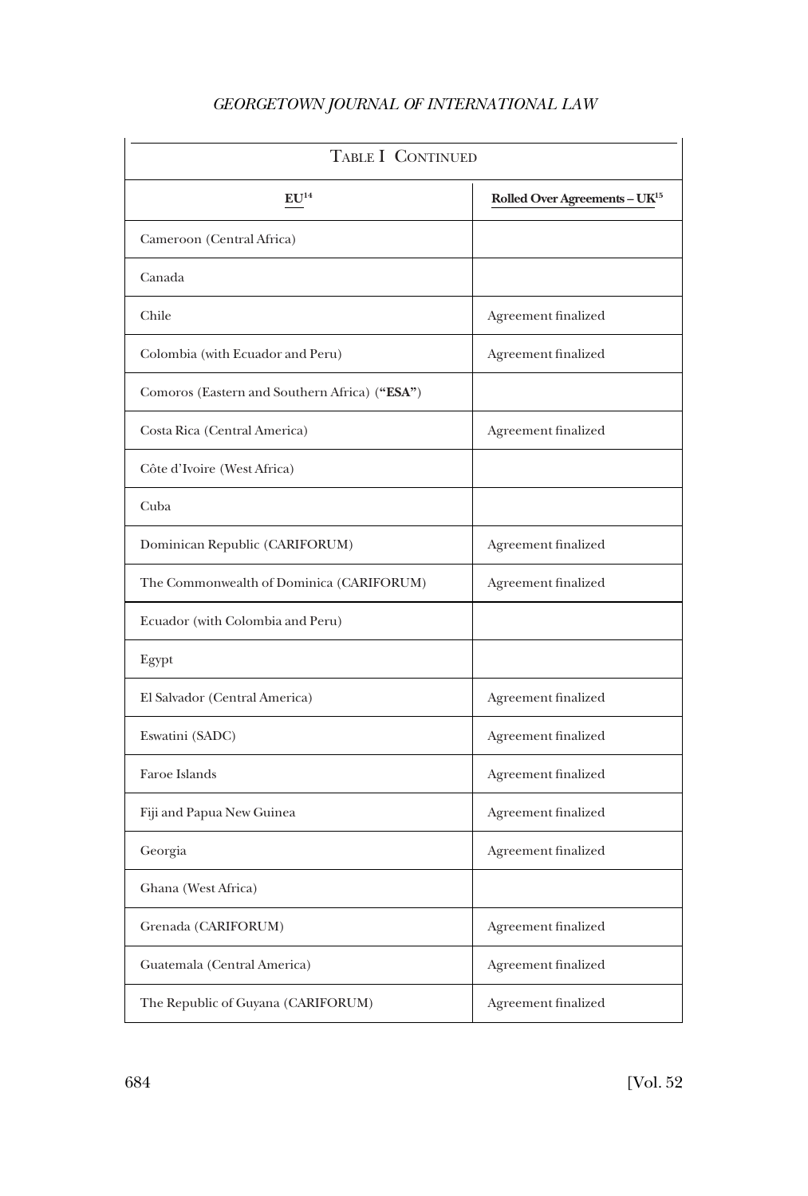| TABLE I CONTINUED | |
|---|---|
| **EU**[14] | **Rolled Over Agreements – UK**[15] |
| Cameroon (Central Africa) | |
| Canada | |
| Chile | Agreement finalized |
| Colombia (with Ecuador and Peru) | Agreement finalized |
| Comoros (Eastern and Southern Africa) (**"ESA"**) | |
| Costa Rica (Central America) | Agreement finalized |
| Côte d'Ivoire (West Africa) | |
| Cuba | |
| Dominican Republic (CARIFORUM) | Agreement finalized |
| The Commonwealth of Dominica (CARIFORUM) | Agreement finalized |
| Ecuador (with Colombia and Peru) | |
| Egypt | |
| El Salvador (Central America) | Agreement finalized |
| Eswatini (SADC) | Agreement finalized |
| Faroe Islands | Agreement finalized |
| Fiji and Papua New Guinea | Agreement finalized |
| Georgia | Agreement finalized |
| Ghana (West Africa) | |
| Grenada (CARIFORUM) | Agreement finalized |
| Guatemala (Central America) | Agreement finalized |
| The Republic of Guyana (CARIFORUM) | Agreement finalized |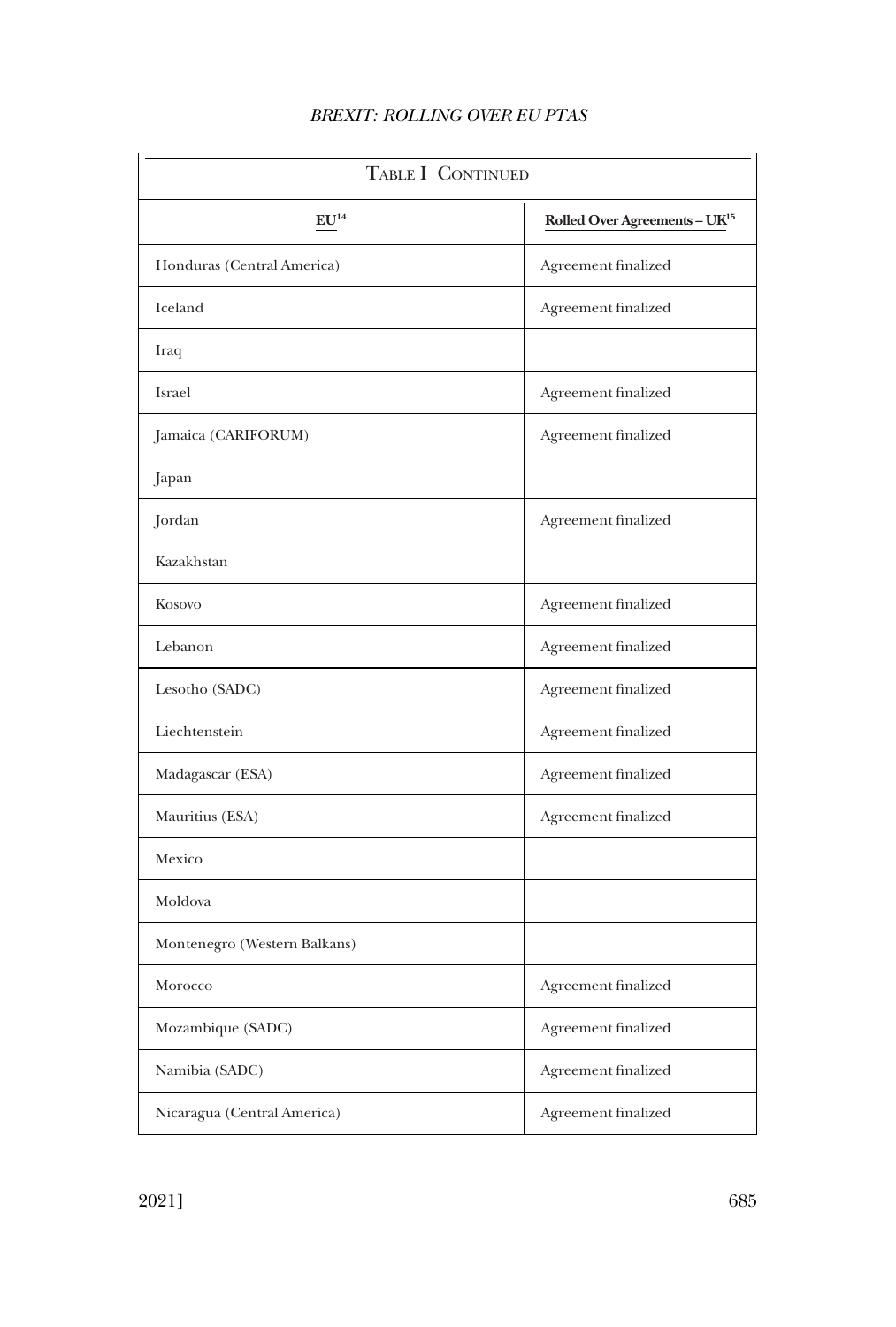| TABLE I CONTINUED | |
| --- | --- |
| **EU**[14] | **Rolled Over Agreements – UK**[15] |
| Honduras (Central America) | Agreement finalized |
| Iceland | Agreement finalized |
| Iraq | |
| Israel | Agreement finalized |
| Jamaica (CARIFORUM) | Agreement finalized |
| Japan | |
| Jordan | Agreement finalized |
| Kazakhstan | |
| Kosovo | Agreement finalized |
| Lebanon | Agreement finalized |
| Lesotho (SADC) | Agreement finalized |
| Liechtenstein | Agreement finalized |
| Madagascar (ESA) | Agreement finalized |
| Mauritius (ESA) | Agreement finalized |
| Mexico | |
| Moldova | |
| Montenegro (Western Balkans) | |
| Morocco | Agreement finalized |
| Mozambique (SADC) | Agreement finalized |
| Namibia (SADC) | Agreement finalized |
| Nicaragua (Central America) | Agreement finalized |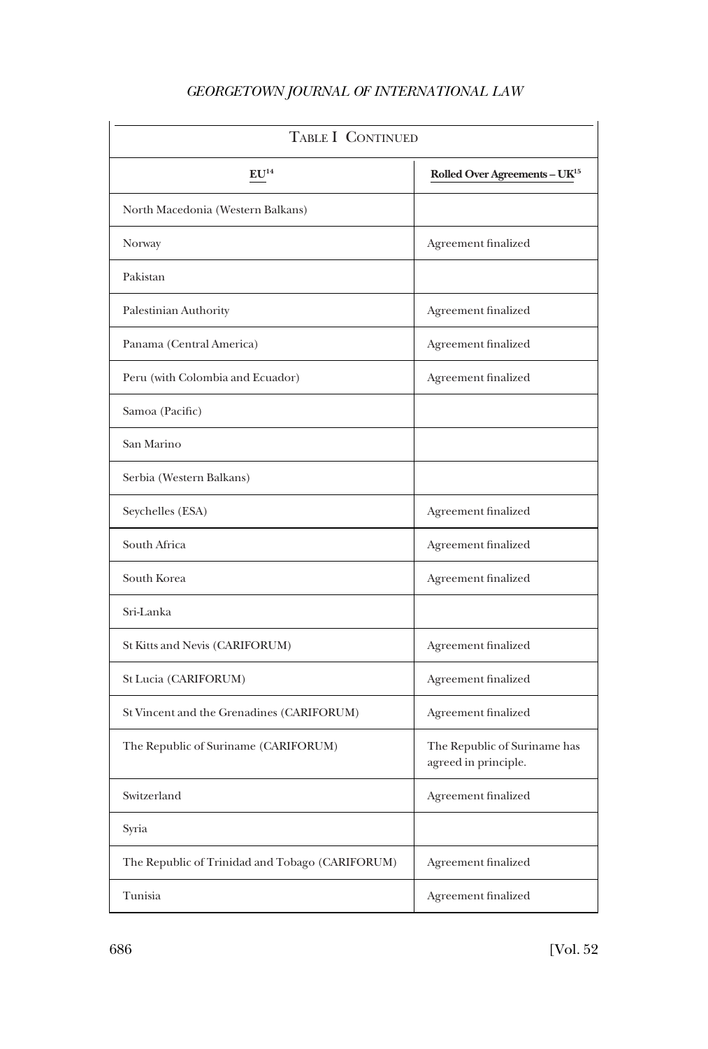TABLE I CONTINUED

| EU[14] | Rolled Over Agreements – UK[15] |
|---|---|
| North Macedonia (Western Balkans) | |
| Norway | Agreement finalized |
| Pakistan | |
| Palestinian Authority | Agreement finalized |
| Panama (Central America) | Agreement finalized |
| Peru (with Colombia and Ecuador) | Agreement finalized |
| Samoa (Pacific) | |
| San Marino | |
| Serbia (Western Balkans) | |
| Seychelles (ESA) | Agreement finalized |
| South Africa | Agreement finalized |
| South Korea | Agreement finalized |
| Sri-Lanka | |
| St Kitts and Nevis (CARIFORUM) | Agreement finalized |
| St Lucia (CARIFORUM) | Agreement finalized |
| St Vincent and the Grenadines (CARIFORUM) | Agreement finalized |
| The Republic of Suriname (CARIFORUM) | The Republic of Suriname has agreed in principle. |
| Switzerland | Agreement finalized |
| Syria | |
| The Republic of Trinidad and Tobago (CARIFORUM) | Agreement finalized |
| Tunisia | Agreement finalized |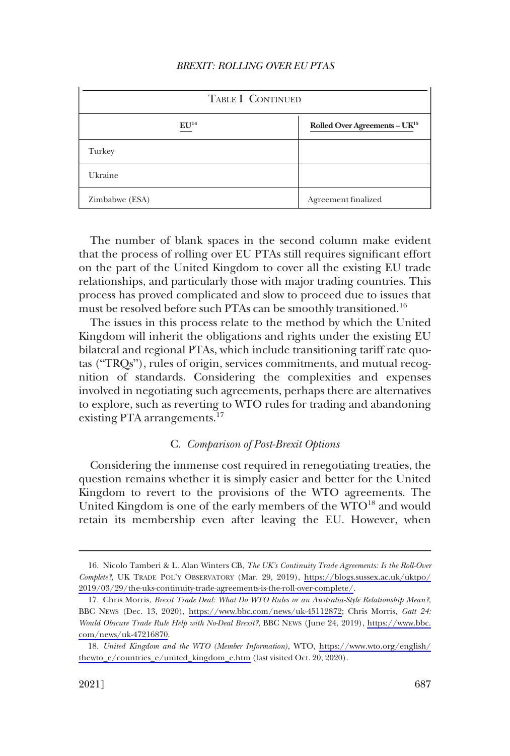| TABLE I CONTINUED | |
|---|---|
| EU[14] | Rolled Over Agreements – UK[15] |
| Turkey | |
| Ukraine | |
| Zimbabwe (ESA) | Agreement finalized |

The number of blank spaces in the second column make evident that the process of rolling over EU PTAs still requires significant effort on the part of the United Kingdom to cover all the existing EU trade relationships, and particularly those with major trading countries. This process has proved complicated and slow to proceed due to issues that must be resolved before such PTAs can be smoothly transitioned.[16]

The issues in this process relate to the method by which the United Kingdom will inherit the obligations and rights under the existing EU bilateral and regional PTAs, which include transitioning tariff rate quotas ("TRQs"), rules of origin, services commitments, and mutual recognition of standards. Considering the complexities and expenses involved in negotiating such agreements, perhaps there are alternatives to explore, such as reverting to WTO rules for trading and abandoning existing PTA arrangements.[17]

### C. *Comparison of Post-Brexit Options*

Considering the immense cost required in renegotiating treaties, the question remains whether it is simply easier and better for the United Kingdom to revert to the provisions of the WTO agreements. The United Kingdom is one of the early members of the WTO[18] and would retain its membership even after leaving the EU. However, when

16. Nicolo Tamberi & L. Alan Winters CB, *The UK's Continuity Trade Agreements: Is the Roll-Over Complete?*, UK TRADE POL'Y OBSERVATORY (Mar. 29, 2019), https://blogs.sussex.ac.uk/uktpo/2019/03/29/the-uks-continuity-trade-agreements-is-the-roll-over-complete/.

17. Chris Morris, *Brexit Trade Deal: What Do WTO Rules or an Australia-Style Relationship Mean?*, BBC NEWS (Dec. 13, 2020), https://www.bbc.com/news/uk-45112872; Chris Morris, *Gatt 24: Would Obscure Trade Rule Help with No-Deal Brexit?*, BBC NEWS (June 24, 2019), https://www.bbc.com/news/uk-47216870.

18. *United Kingdom and the WTO (Member Information)*, WTO, https://www.wto.org/english/thewto_e/countries_e/united_kingdom_e.htm (last visited Oct. 20, 2020).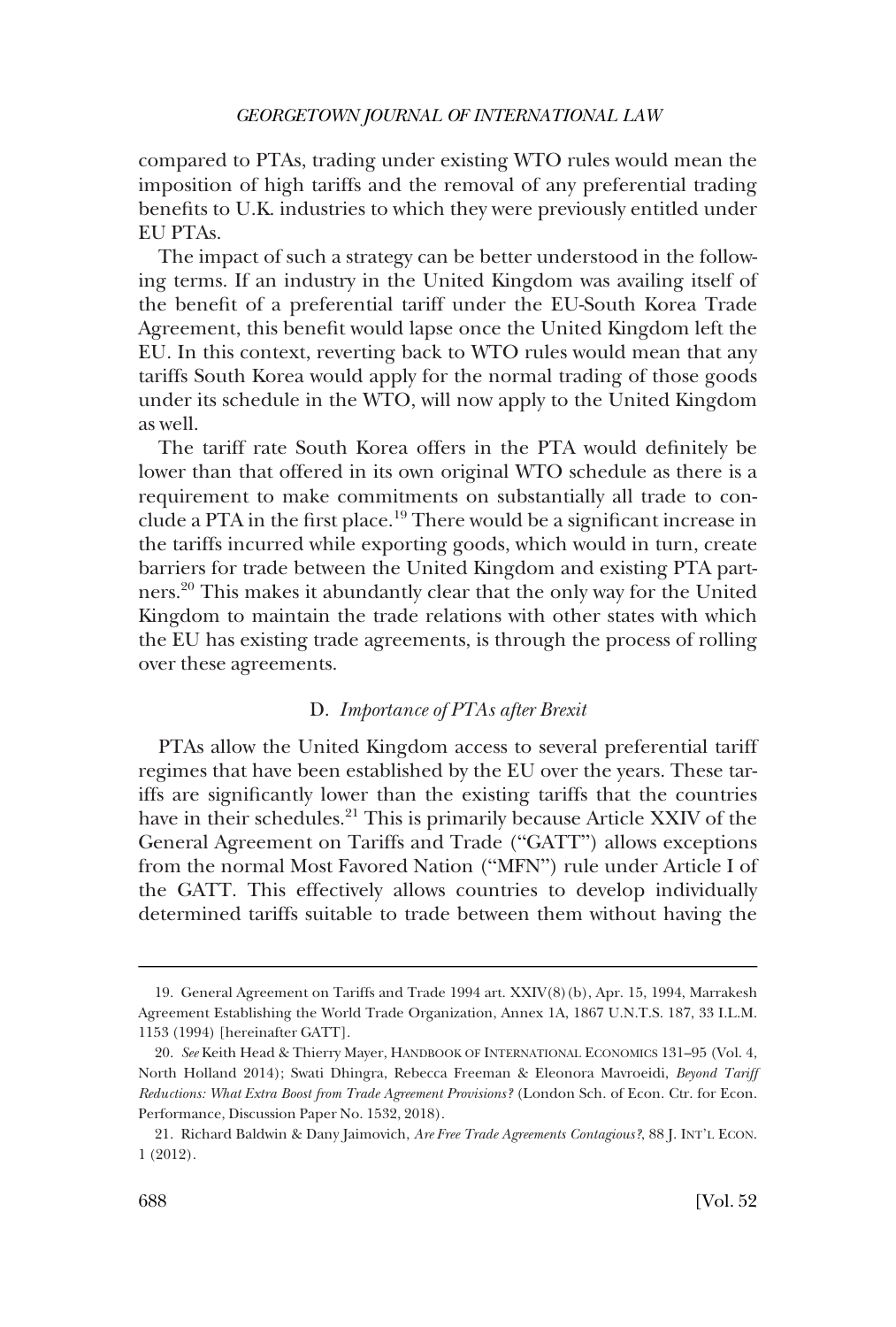compared to PTAs, trading under existing WTO rules would mean the imposition of high tariffs and the removal of any preferential trading benefits to U.K. industries to which they were previously entitled under EU PTAs.

The impact of such a strategy can be better understood in the following terms. If an industry in the United Kingdom was availing itself of the benefit of a preferential tariff under the EU-South Korea Trade Agreement, this benefit would lapse once the United Kingdom left the EU. In this context, reverting back to WTO rules would mean that any tariffs South Korea would apply for the normal trading of those goods under its schedule in the WTO, will now apply to the United Kingdom as well.

The tariff rate South Korea offers in the PTA would definitely be lower than that offered in its own original WTO schedule as there is a requirement to make commitments on substantially all trade to conclude a PTA in the first place.[19] There would be a significant increase in the tariffs incurred while exporting goods, which would in turn, create barriers for trade between the United Kingdom and existing PTA partners.[20] This makes it abundantly clear that the only way for the United Kingdom to maintain the trade relations with other states with which the EU has existing trade agreements, is through the process of rolling over these agreements.

### D. *Importance of PTAs after Brexit*

PTAs allow the United Kingdom access to several preferential tariff regimes that have been established by the EU over the years. These tariffs are significantly lower than the existing tariffs that the countries have in their schedules.[21] This is primarily because Article XXIV of the General Agreement on Tariffs and Trade ("GATT") allows exceptions from the normal Most Favored Nation ("MFN") rule under Article I of the GATT. This effectively allows countries to develop individually determined tariffs suitable to trade between them without having the

---

19. General Agreement on Tariffs and Trade 1994 art. XXIV(8)(b), Apr. 15, 1994, Marrakesh Agreement Establishing the World Trade Organization, Annex 1A, 1867 U.N.T.S. 187, 33 I.L.M. 1153 (1994) [hereinafter GATT].

20. *See* Keith Head & Thierry Mayer, HANDBOOK OF INTERNATIONAL ECONOMICS 131–95 (Vol. 4, North Holland 2014); Swati Dhingra, Rebecca Freeman & Eleonora Mavroeidi, *Beyond Tariff Reductions: What Extra Boost from Trade Agreement Provisions?* (London Sch. of Econ. Ctr. for Econ. Performance, Discussion Paper No. 1532, 2018).

21. Richard Baldwin & Dany Jaimovich, *Are Free Trade Agreements Contagious?*, 88 J. INT'L ECON. 1 (2012).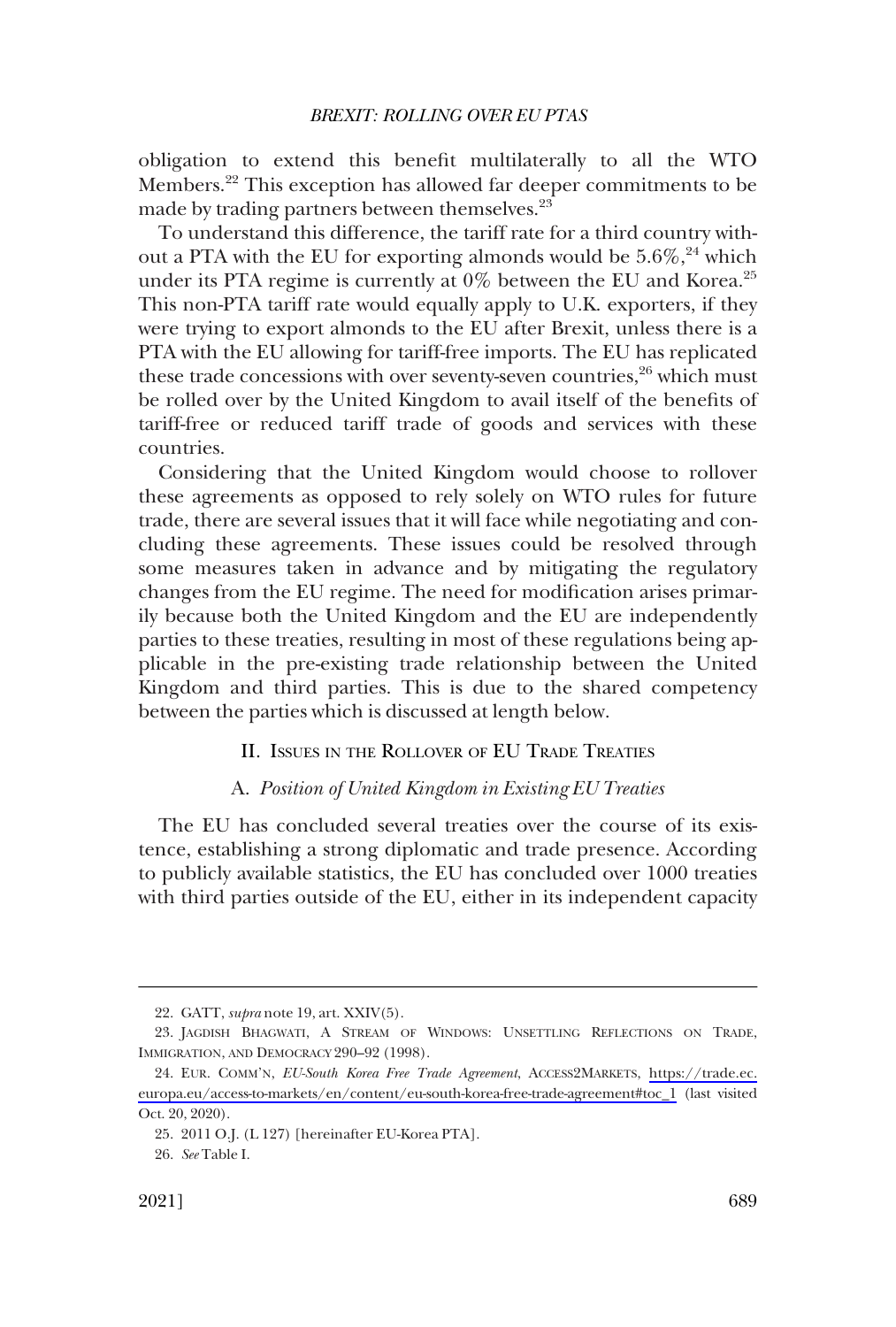obligation to extend this benefit multilaterally to all the WTO Members.[22] This exception has allowed far deeper commitments to be made by trading partners between themselves.[23]

To understand this difference, the tariff rate for a third country without a PTA with the EU for exporting almonds would be 5.6%,[24] which under its PTA regime is currently at 0% between the EU and Korea.[25] This non-PTA tariff rate would equally apply to U.K. exporters, if they were trying to export almonds to the EU after Brexit, unless there is a PTA with the EU allowing for tariff-free imports. The EU has replicated these trade concessions with over seventy-seven countries,[26] which must be rolled over by the United Kingdom to avail itself of the benefits of tariff-free or reduced tariff trade of goods and services with these countries.

Considering that the United Kingdom would choose to rollover these agreements as opposed to rely solely on WTO rules for future trade, there are several issues that it will face while negotiating and concluding these agreements. These issues could be resolved through some measures taken in advance and by mitigating the regulatory changes from the EU regime. The need for modification arises primarily because both the United Kingdom and the EU are independently parties to these treaties, resulting in most of these regulations being applicable in the pre-existing trade relationship between the United Kingdom and third parties. This is due to the shared competency between the parties which is discussed at length below.

## II. Issues in the Rollover of EU Trade Treaties

### A. *Position of United Kingdom in Existing EU Treaties*

The EU has concluded several treaties over the course of its existence, establishing a strong diplomatic and trade presence. According to publicly available statistics, the EU has concluded over 1000 treaties with third parties outside of the EU, either in its independent capacity

22. GATT, *supra* note 19, art. XXIV(5).

23. Jagdish Bhagwati, A Stream of Windows: Unsettling Reflections on Trade, Immigration, and Democracy 290–92 (1998).

24. Eur. Comm'n, *EU-South Korea Free Trade Agreement*, Access2Markets, https://trade.ec.europa.eu/access-to-markets/en/content/eu-south-korea-free-trade-agreement#toc_1 (last visited Oct. 20, 2020).

25. 2011 O.J. (L 127) [hereinafter EU-Korea PTA].

26. *See* Table I.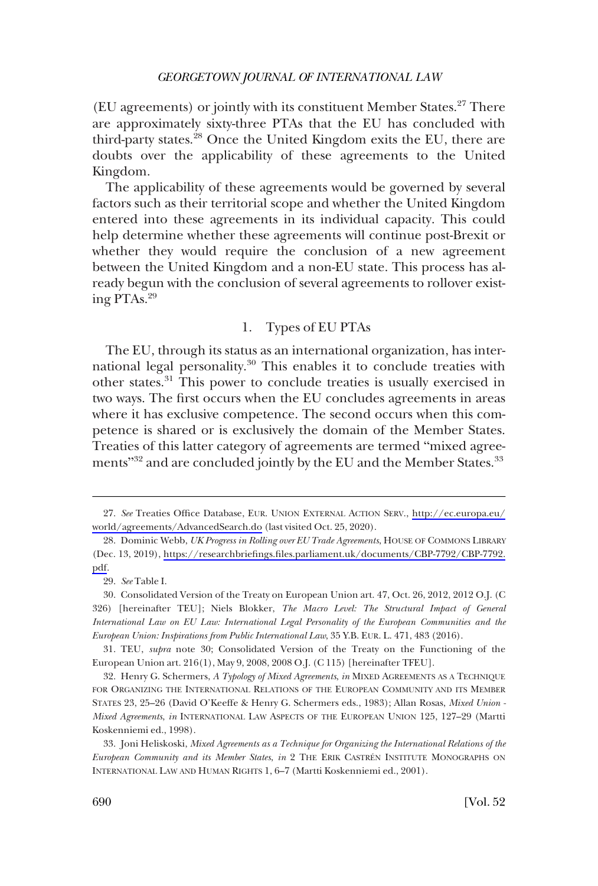(EU agreements) or jointly with its constituent Member States.[27] There are approximately sixty-three PTAs that the EU has concluded with third-party states.[28] Once the United Kingdom exits the EU, there are doubts over the applicability of these agreements to the United Kingdom.

The applicability of these agreements would be governed by several factors such as their territorial scope and whether the United Kingdom entered into these agreements in its individual capacity. This could help determine whether these agreements will continue post-Brexit or whether they would require the conclusion of a new agreement between the United Kingdom and a non-EU state. This process has already begun with the conclusion of several agreements to rollover existing PTAs.[29]

### 1. Types of EU PTAs

The EU, through its status as an international organization, has international legal personality.[30] This enables it to conclude treaties with other states.[31] This power to conclude treaties is usually exercised in two ways. The first occurs when the EU concludes agreements in areas where it has exclusive competence. The second occurs when this competence is shared or is exclusively the domain of the Member States. Treaties of this latter category of agreements are termed "mixed agreements"[32] and are concluded jointly by the EU and the Member States.[33]

---

27. *See* Treaties Office Database, EUR. UNION EXTERNAL ACTION SERV., http://ec.europa.eu/world/agreements/AdvancedSearch.do (last visited Oct. 25, 2020).

28. Dominic Webb, *UK Progress in Rolling over EU Trade Agreements*, HOUSE OF COMMONS LIBRARY (Dec. 13, 2019), https://researchbriefings.files.parliament.uk/documents/CBP-7792/CBP-7792.pdf.

29. *See* Table I.

30. Consolidated Version of the Treaty on European Union art. 47, Oct. 26, 2012, 2012 O.J. (C 326) [hereinafter TEU]; Niels Blokker, *The Macro Level: The Structural Impact of General International Law on EU Law: International Legal Personality of the European Communities and the European Union: Inspirations from Public International Law*, 35 Y.B. EUR. L. 471, 483 (2016).

31. TEU, *supra* note 30; Consolidated Version of the Treaty on the Functioning of the European Union art. 216(1), May 9, 2008, 2008 O.J. (C 115) [hereinafter TFEU].

32. Henry G. Schermers, *A Typology of Mixed Agreements*, *in* MIXED AGREEMENTS AS A TECHNIQUE FOR ORGANIZING THE INTERNATIONAL RELATIONS OF THE EUROPEAN COMMUNITY AND ITS MEMBER STATES 23, 25–26 (David O'Keeffe & Henry G. Schermers eds., 1983); Allan Rosas, *Mixed Union - Mixed Agreements*, *in* INTERNATIONAL LAW ASPECTS OF THE EUROPEAN UNION 125, 127–29 (Martti Koskenniemi ed., 1998).

33. Joni Heliskoski, *Mixed Agreements as a Technique for Organizing the International Relations of the European Community and its Member States*, *in* 2 THE ERIK CASTRÉN INSTITUTE MONOGRAPHS ON INTERNATIONAL LAW AND HUMAN RIGHTS 1, 6–7 (Martti Koskenniemi ed., 2001).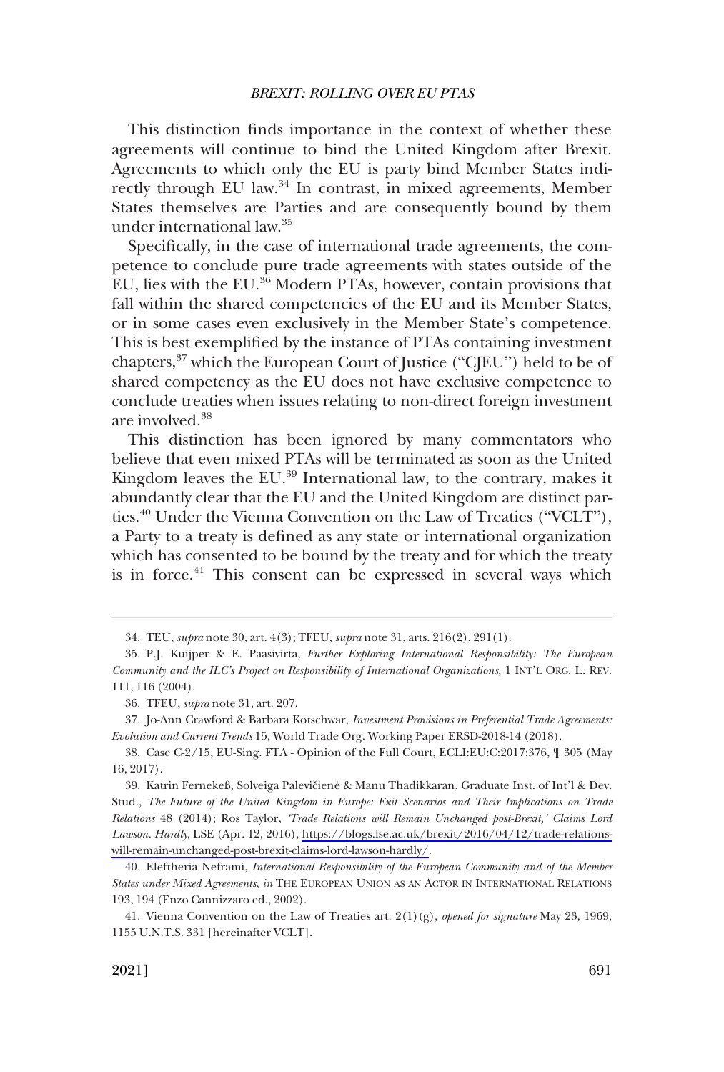This distinction finds importance in the context of whether these agreements will continue to bind the United Kingdom after Brexit. Agreements to which only the EU is party bind Member States indirectly through EU law.[34] In contrast, in mixed agreements, Member States themselves are Parties and are consequently bound by them under international law.[35]

Specifically, in the case of international trade agreements, the competence to conclude pure trade agreements with states outside of the EU, lies with the EU.[36] Modern PTAs, however, contain provisions that fall within the shared competencies of the EU and its Member States, or in some cases even exclusively in the Member State's competence. This is best exemplified by the instance of PTAs containing investment chapters,[37] which the European Court of Justice ("CJEU") held to be of shared competency as the EU does not have exclusive competence to conclude treaties when issues relating to non-direct foreign investment are involved.[38]

This distinction has been ignored by many commentators who believe that even mixed PTAs will be terminated as soon as the United Kingdom leaves the EU.[39] International law, to the contrary, makes it abundantly clear that the EU and the United Kingdom are distinct parties.[40] Under the Vienna Convention on the Law of Treaties ("VCLT"), a Party to a treaty is defined as any state or international organization which has consented to be bound by the treaty and for which the treaty is in force.[41] This consent can be expressed in several ways which

---

34. TEU, *supra* note 30, art. 4(3); TFEU, *supra* note 31, arts. 216(2), 291(1).

35. P.J. Kuijper & E. Paasivirta, *Further Exploring International Responsibility: The European Community and the ILC's Project on Responsibility of International Organizations*, 1 INT'L ORG. L. REV. 111, 116 (2004).

36. TFEU, *supra* note 31, art. 207.

37. Jo-Ann Crawford & Barbara Kotschwar, *Investment Provisions in Preferential Trade Agreements: Evolution and Current Trends* 15, World Trade Org. Working Paper ERSD-2018-14 (2018).

38. Case C-2/15, EU-Sing. FTA - Opinion of the Full Court, ECLI:EU:C:2017:376, ¶ 305 (May 16, 2017).

39. Katrin Ferenkeß, Solveiga Palevičienė & Manu Thadikkaran, Graduate Inst. of Int'l & Dev. Stud., *The Future of the United Kingdom in Europe: Exit Scenarios and Their Implications on Trade Relations* 48 (2014); Ros Taylor, *'Trade Relations will Remain Unchanged post-Brexit,' Claims Lord Lawson. Hardly*, LSE (Apr. 12, 2016), https://blogs.lse.ac.uk/brexit/2016/04/12/trade-relations-will-remain-unchanged-post-brexit-claims-lord-lawson-hardly/.

40. Eleftheria Neframi, *International Responsibility of the European Community and of the Member States under Mixed Agreements*, *in* THE EUROPEAN UNION AS AN ACTOR IN INTERNATIONAL RELATIONS 193, 194 (Enzo Cannizzaro ed., 2002).

41. Vienna Convention on the Law of Treaties art. 2(1)(g), *opened for signature* May 23, 1969, 1155 U.N.T.S. 331 [hereinafter VCLT].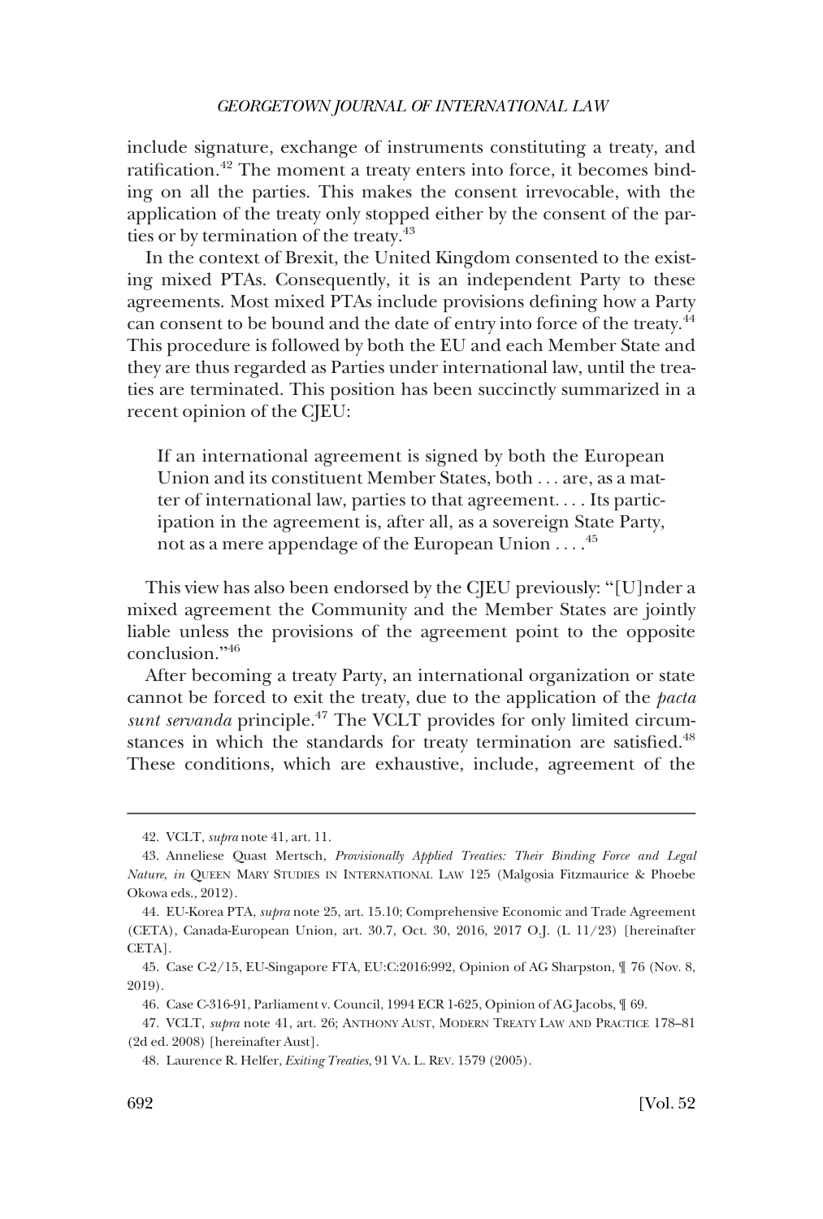include signature, exchange of instruments constituting a treaty, and ratification.[42] The moment a treaty enters into force, it becomes binding on all the parties. This makes the consent irrevocable, with the application of the treaty only stopped either by the consent of the parties or by termination of the treaty.[43]

In the context of Brexit, the United Kingdom consented to the existing mixed PTAs. Consequently, it is an independent Party to these agreements. Most mixed PTAs include provisions defining how a Party can consent to be bound and the date of entry into force of the treaty.[44] This procedure is followed by both the EU and each Member State and they are thus regarded as Parties under international law, until the treaties are terminated. This position has been succinctly summarized in a recent opinion of the CJEU:

> If an international agreement is signed by both the European Union and its constituent Member States, both . . . are, as a matter of international law, parties to that agreement. . . . Its participation in the agreement is, after all, as a sovereign State Party, not as a mere appendage of the European Union . . . .[45]

This view has also been endorsed by the CJEU previously: "[U]nder a mixed agreement the Community and the Member States are jointly liable unless the provisions of the agreement point to the opposite conclusion."[46]

After becoming a treaty Party, an international organization or state cannot be forced to exit the treaty, due to the application of the *pacta sunt servanda* principle.[47] The VCLT provides for only limited circumstances in which the standards for treaty termination are satisfied.[48] These conditions, which are exhaustive, include, agreement of the

---

42. VCLT, *supra* note 41, art. 11.

43. Anneliese Quast Mertsch, *Provisionally Applied Treaties: Their Binding Force and Legal Nature*, *in* QUEEN MARY STUDIES IN INTERNATIONAL LAW 125 (Malgosia Fitzmaurice & Phoebe Okowa eds., 2012).

44. EU-Korea PTA, *supra* note 25, art. 15.10; Comprehensive Economic and Trade Agreement (CETA), Canada-European Union, art. 30.7, Oct. 30, 2016, 2017 O.J. (L 11/23) [hereinafter CETA].

45. Case C-2/15, EU-Singapore FTA, EU:C:2016:992, Opinion of AG Sharpston, ¶ 76 (Nov. 8, 2019).

46. Case C-316-91, Parliament v. Council, 1994 ECR 1-625, Opinion of AG Jacobs, ¶ 69.

47. VCLT, *supra* note 41, art. 26; ANTHONY AUST, MODERN TREATY LAW AND PRACTICE 178–81 (2d ed. 2008) [hereinafter Aust].

48. Laurence R. Helfer, *Exiting Treaties*, 91 VA. L. REV. 1579 (2005).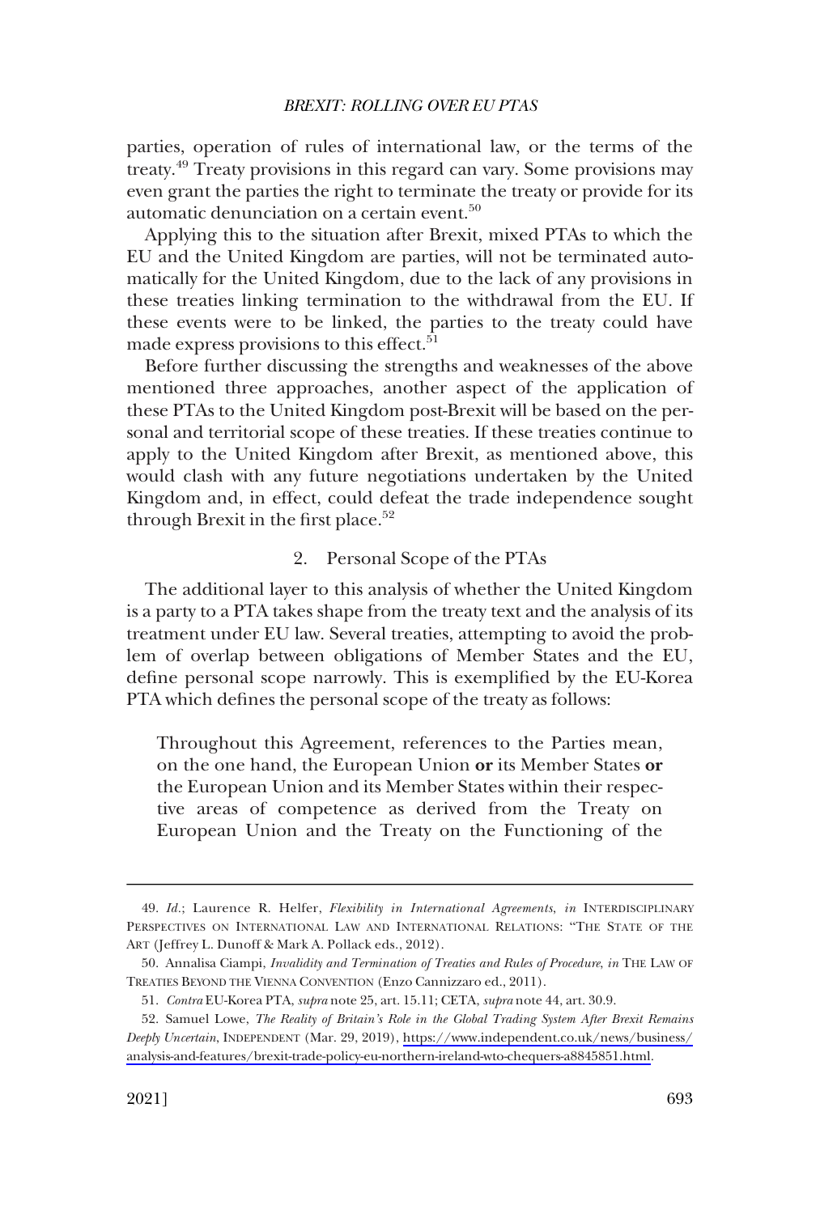parties, operation of rules of international law, or the terms of the treaty.[49] Treaty provisions in this regard can vary. Some provisions may even grant the parties the right to terminate the treaty or provide for its automatic denunciation on a certain event.[50]

Applying this to the situation after Brexit, mixed PTAs to which the EU and the United Kingdom are parties, will not be terminated automatically for the United Kingdom, due to the lack of any provisions in these treaties linking termination to the withdrawal from the EU. If these events were to be linked, the parties to the treaty could have made express provisions to this effect.[51]

Before further discussing the strengths and weaknesses of the above mentioned three approaches, another aspect of the application of these PTAs to the United Kingdom post-Brexit will be based on the personal and territorial scope of these treaties. If these treaties continue to apply to the United Kingdom after Brexit, as mentioned above, this would clash with any future negotiations undertaken by the United Kingdom and, in effect, could defeat the trade independence sought through Brexit in the first place.[52]

### 2. Personal Scope of the PTAs

The additional layer to this analysis of whether the United Kingdom is a party to a PTA takes shape from the treaty text and the analysis of its treatment under EU law. Several treaties, attempting to avoid the problem of overlap between obligations of Member States and the EU, define personal scope narrowly. This is exemplified by the EU-Korea PTA which defines the personal scope of the treaty as follows:

> Throughout this Agreement, references to the Parties mean, on the one hand, the European Union **or** its Member States **or** the European Union and its Member States within their respective areas of competence as derived from the Treaty on European Union and the Treaty on the Functioning of the

---

49. *Id.*; Laurence R. Helfer, *Flexibility in International Agreements*, *in* INTERDISCIPLINARY PERSPECTIVES ON INTERNATIONAL LAW AND INTERNATIONAL RELATIONS: "THE STATE OF THE ART (Jeffrey L. Dunoff & Mark A. Pollack eds., 2012).

50. Annalisa Ciampi, *Invalidity and Termination of Treaties and Rules of Procedure*, *in* THE LAW OF TREATIES BEYOND THE VIENNA CONVENTION (Enzo Cannizzaro ed., 2011).

51. *Contra* EU-Korea PTA, *supra* note 25, art. 15.11; CETA, *supra* note 44, art. 30.9.

52. Samuel Lowe, *The Reality of Britain's Role in the Global Trading System After Brexit Remains Deeply Uncertain*, INDEPENDENT (Mar. 29, 2019), https://www.independent.co.uk/news/business/analysis-and-features/brexit-trade-policy-eu-northern-ireland-wto-chequers-a8845851.html.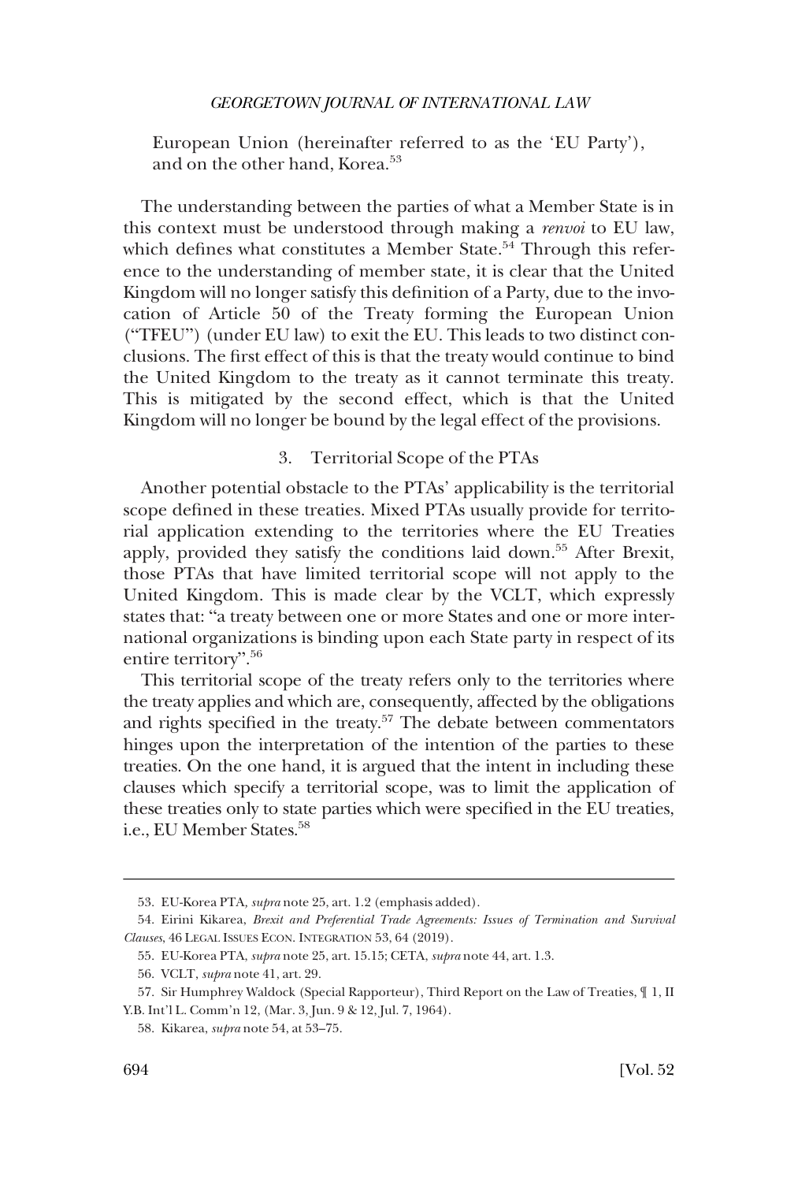European Union (hereinafter referred to as the 'EU Party'), and on the other hand, Korea.[53]

The understanding between the parties of what a Member State is in this context must be understood through making a *renvoi* to EU law, which defines what constitutes a Member State.[54] Through this reference to the understanding of member state, it is clear that the United Kingdom will no longer satisfy this definition of a Party, due to the invocation of Article 50 of the Treaty forming the European Union ("TFEU") (under EU law) to exit the EU. This leads to two distinct conclusions. The first effect of this is that the treaty would continue to bind the United Kingdom to the treaty as it cannot terminate this treaty. This is mitigated by the second effect, which is that the United Kingdom will no longer be bound by the legal effect of the provisions.

### 3. Territorial Scope of the PTAs

Another potential obstacle to the PTAs' applicability is the territorial scope defined in these treaties. Mixed PTAs usually provide for territorial application extending to the territories where the EU Treaties apply, provided they satisfy the conditions laid down.[55] After Brexit, those PTAs that have limited territorial scope will not apply to the United Kingdom. This is made clear by the VCLT, which expressly states that: "a treaty between one or more States and one or more international organizations is binding upon each State party in respect of its entire territory".[56]

This territorial scope of the treaty refers only to the territories where the treaty applies and which are, consequently, affected by the obligations and rights specified in the treaty.[57] The debate between commentators hinges upon the interpretation of the intention of the parties to these treaties. On the one hand, it is argued that the intent in including these clauses which specify a territorial scope, was to limit the application of these treaties only to state parties which were specified in the EU treaties, i.e., EU Member States.[58]

---

53. EU-Korea PTA, *supra* note 25, art. 1.2 (emphasis added).

54. Eirini Kikarea, *Brexit and Preferential Trade Agreements: Issues of Termination and Survival Clauses*, 46 LEGAL ISSUES ECON. INTEGRATION 53, 64 (2019).

55. EU-Korea PTA, *supra* note 25, art. 15.15; CETA, *supra* note 44, art. 1.3.

56. VCLT, *supra* note 41, art. 29.

57. Sir Humphrey Waldock (Special Rapporteur), Third Report on the Law of Treaties, ¶ 1, II Y.B. Int'l L. Comm'n 12, (Mar. 3, Jun. 9 & 12, Jul. 7, 1964).

58. Kikarea, *supra* note 54, at 53–75.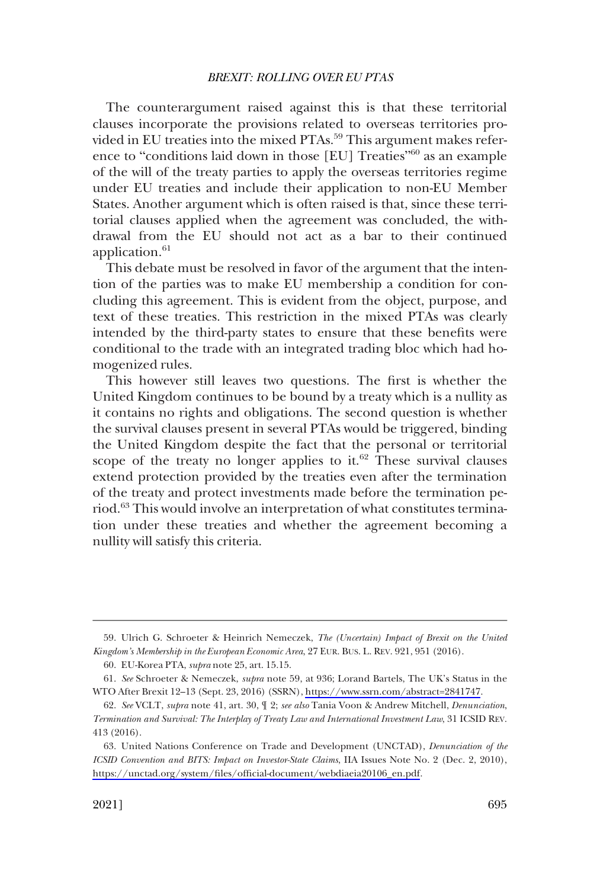The counterargument raised against this is that these territorial clauses incorporate the provisions related to overseas territories provided in EU treaties into the mixed PTAs.[59] This argument makes reference to "conditions laid down in those [EU] Treaties"[60] as an example of the will of the treaty parties to apply the overseas territories regime under EU treaties and include their application to non-EU Member States. Another argument which is often raised is that, since these territorial clauses applied when the agreement was concluded, the withdrawal from the EU should not act as a bar to their continued application.[61]

This debate must be resolved in favor of the argument that the intention of the parties was to make EU membership a condition for concluding this agreement. This is evident from the object, purpose, and text of these treaties. This restriction in the mixed PTAs was clearly intended by the third-party states to ensure that these benefits were conditional to the trade with an integrated trading bloc which had homogenized rules.

This however still leaves two questions. The first is whether the United Kingdom continues to be bound by a treaty which is a nullity as it contains no rights and obligations. The second question is whether the survival clauses present in several PTAs would be triggered, binding the United Kingdom despite the fact that the personal or territorial scope of the treaty no longer applies to it.[62] These survival clauses extend protection provided by the treaties even after the termination of the treaty and protect investments made before the termination period.[63] This would involve an interpretation of what constitutes termination under these treaties and whether the agreement becoming a nullity will satisfy this criteria.

---

59. Ulrich G. Schroeter & Heinrich Nemeczek, *The (Uncertain) Impact of Brexit on the United Kingdom's Membership in the European Economic Area*, 27 EUR. BUS. L. REV. 921, 951 (2016).

60. EU-Korea PTA, *supra* note 25, art. 15.15.

61. *See* Schroeter & Nemeczek, *supra* note 59, at 936; Lorand Bartels, The UK's Status in the WTO After Brexit 12–13 (Sept. 23, 2016) (SSRN), https://www.ssrn.com/abstract=2841747.

62. *See* VCLT, *supra* note 41, art. 30, ¶ 2; *see also* Tania Voon & Andrew Mitchell, *Denunciation, Termination and Survival: The Interplay of Treaty Law and International Investment Law*, 31 ICSID REV. 413 (2016).

63. United Nations Conference on Trade and Development (UNCTAD), *Denunciation of the ICSID Convention and BITS: Impact on Investor-State Claims*, IIA Issues Note No. 2 (Dec. 2, 2010), https://unctad.org/system/files/official-document/webdiaeia20106_en.pdf.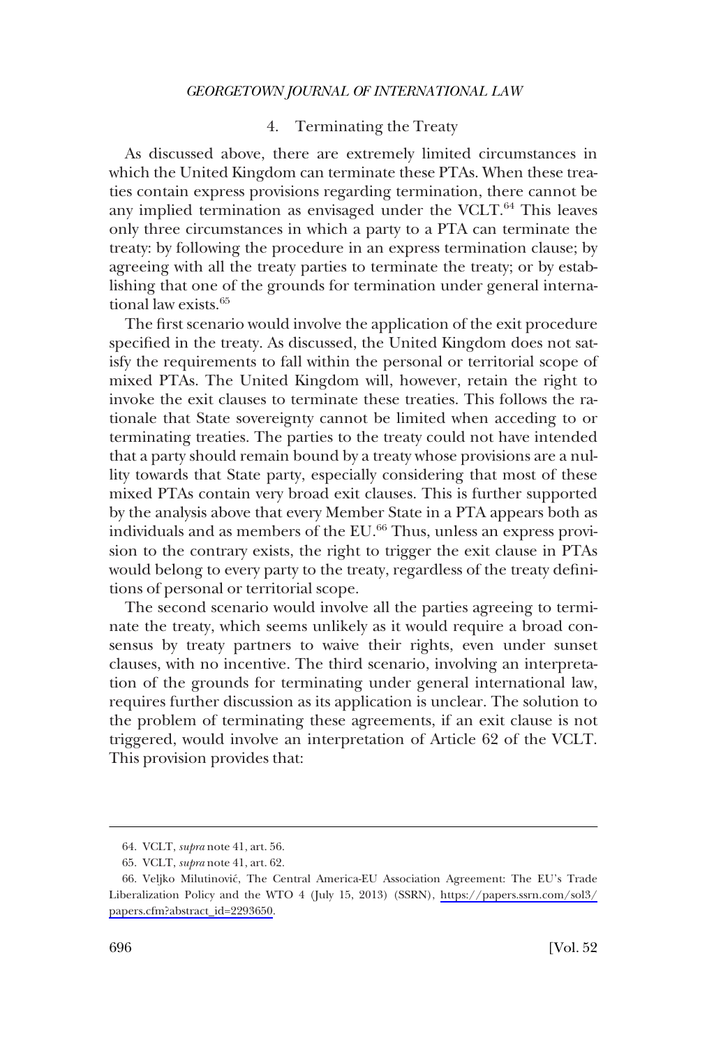### 4. Terminating the Treaty

As discussed above, there are extremely limited circumstances in which the United Kingdom can terminate these PTAs. When these treaties contain express provisions regarding termination, there cannot be any implied termination as envisaged under the VCLT.[64] This leaves only three circumstances in which a party to a PTA can terminate the treaty: by following the procedure in an express termination clause; by agreeing with all the treaty parties to terminate the treaty; or by establishing that one of the grounds for termination under general international law exists.[65]

The first scenario would involve the application of the exit procedure specified in the treaty. As discussed, the United Kingdom does not satisfy the requirements to fall within the personal or territorial scope of mixed PTAs. The United Kingdom will, however, retain the right to invoke the exit clauses to terminate these treaties. This follows the rationale that State sovereignty cannot be limited when acceding to or terminating treaties. The parties to the treaty could not have intended that a party should remain bound by a treaty whose provisions are a nullity towards that State party, especially considering that most of these mixed PTAs contain very broad exit clauses. This is further supported by the analysis above that every Member State in a PTA appears both as individuals and as members of the EU.[66] Thus, unless an express provision to the contrary exists, the right to trigger the exit clause in PTAs would belong to every party to the treaty, regardless of the treaty definitions of personal or territorial scope.

The second scenario would involve all the parties agreeing to terminate the treaty, which seems unlikely as it would require a broad consensus by treaty partners to waive their rights, even under sunset clauses, with no incentive. The third scenario, involving an interpretation of the grounds for terminating under general international law, requires further discussion as its application is unclear. The solution to the problem of terminating these agreements, if an exit clause is not triggered, would involve an interpretation of Article 62 of the VCLT. This provision provides that:

---

64. VCLT, *supra* note 41, art. 56.

65. VCLT, *supra* note 41, art. 62.

66. Veljko Milutinović, The Central America-EU Association Agreement: The EU's Trade Liberalization Policy and the WTO 4 (July 15, 2013) (SSRN), https://papers.ssrn.com/sol3/papers.cfm?abstract_id=2293650.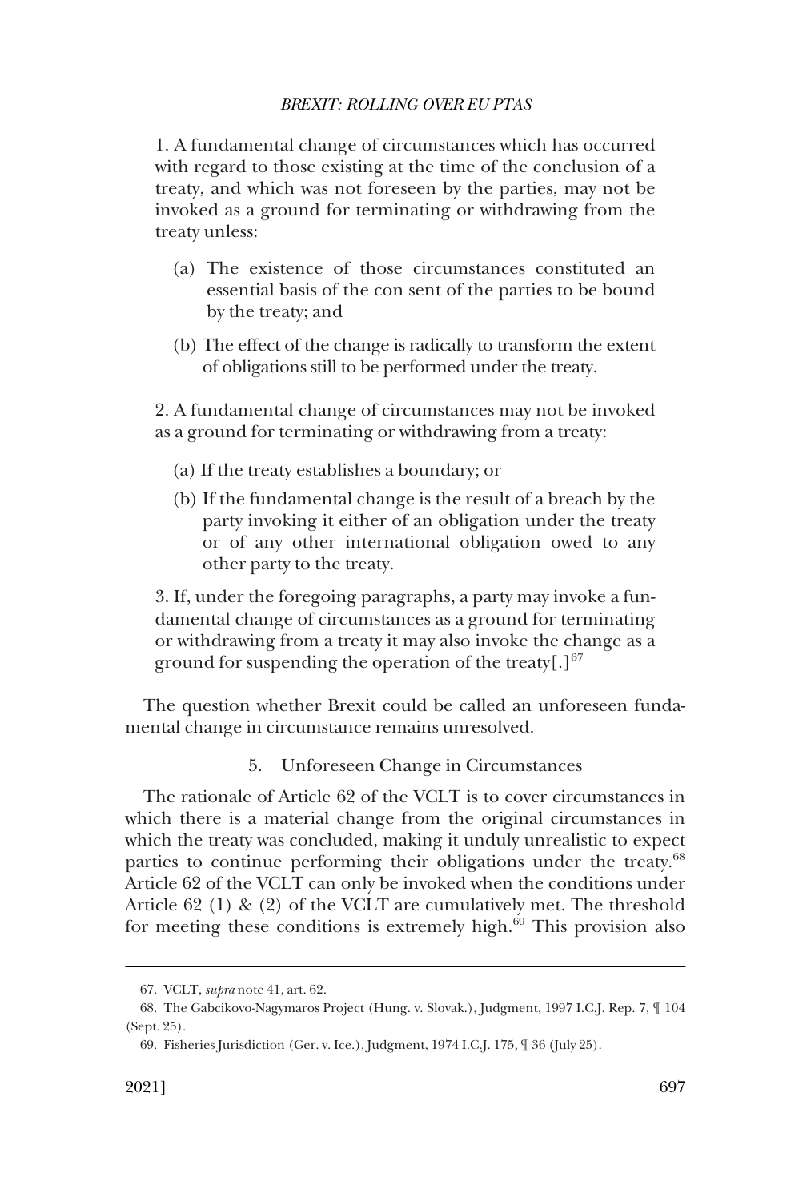1. A fundamental change of circumstances which has occurred with regard to those existing at the time of the conclusion of a treaty, and which was not foreseen by the parties, may not be invoked as a ground for terminating or withdrawing from the treaty unless:

> (a) The existence of those circumstances constituted an essential basis of the con sent of the parties to be bound by the treaty; and
>
> (b) The effect of the change is radically to transform the extent of obligations still to be performed under the treaty.

2. A fundamental change of circumstances may not be invoked as a ground for terminating or withdrawing from a treaty:

> (a) If the treaty establishes a boundary; or
>
> (b) If the fundamental change is the result of a breach by the party invoking it either of an obligation under the treaty or of any other international obligation owed to any other party to the treaty.

3. If, under the foregoing paragraphs, a party may invoke a fundamental change of circumstances as a ground for terminating or withdrawing from a treaty it may also invoke the change as a ground for suspending the operation of the treaty[.][67]

The question whether Brexit could be called an unforeseen fundamental change in circumstance remains unresolved.

### 5. Unforeseen Change in Circumstances

The rationale of Article 62 of the VCLT is to cover circumstances in which there is a material change from the original circumstances in which the treaty was concluded, making it unduly unrealistic to expect parties to continue performing their obligations under the treaty.[68] Article 62 of the VCLT can only be invoked when the conditions under Article 62 (1) & (2) of the VCLT are cumulatively met. The threshold for meeting these conditions is extremely high.[69] This provision also

---

67. VCLT, *supra* note 41, art. 62.

68. The Gabcikovo-Nagymaros Project (Hung. v. Slovak.), Judgment, 1997 I.C.J. Rep. 7, ¶ 104 (Sept. 25).

69. Fisheries Jurisdiction (Ger. v. Ice.), Judgment, 1974 I.C.J. 175, ¶ 36 (July 25).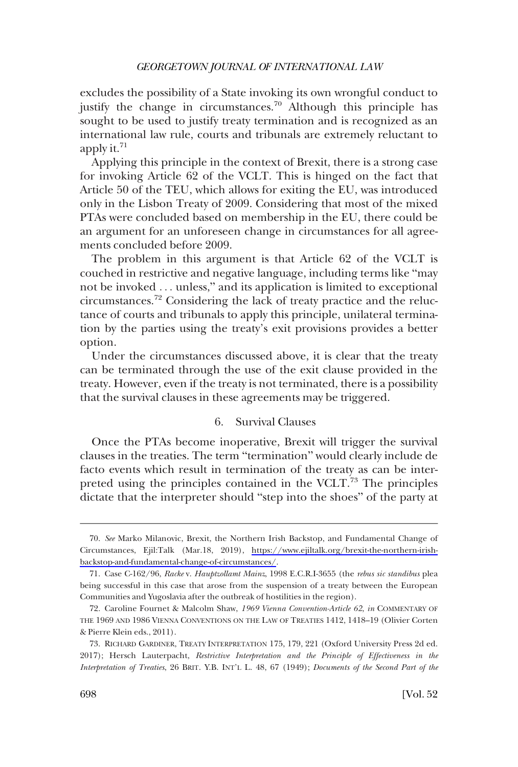excludes the possibility of a State invoking its own wrongful conduct to justify the change in circumstances.[70] Although this principle has sought to be used to justify treaty termination and is recognized as an international law rule, courts and tribunals are extremely reluctant to apply it.[71]

Applying this principle in the context of Brexit, there is a strong case for invoking Article 62 of the VCLT. This is hinged on the fact that Article 50 of the TEU, which allows for exiting the EU, was introduced only in the Lisbon Treaty of 2009. Considering that most of the mixed PTAs were concluded based on membership in the EU, there could be an argument for an unforeseen change in circumstances for all agreements concluded before 2009.

The problem in this argument is that Article 62 of the VCLT is couched in restrictive and negative language, including terms like "may not be invoked . . . unless," and its application is limited to exceptional circumstances.[72] Considering the lack of treaty practice and the reluctance of courts and tribunals to apply this principle, unilateral termination by the parties using the treaty's exit provisions provides a better option.

Under the circumstances discussed above, it is clear that the treaty can be terminated through the use of the exit clause provided in the treaty. However, even if the treaty is not terminated, there is a possibility that the survival clauses in these agreements may be triggered.

### 6. Survival Clauses

Once the PTAs become inoperative, Brexit will trigger the survival clauses in the treaties. The term "termination" would clearly include de facto events which result in termination of the treaty as can be interpreted using the principles contained in the VCLT.[73] The principles dictate that the interpreter should "step into the shoes" of the party at

---

70. *See* Marko Milanovic, Brexit, the Northern Irish Backstop, and Fundamental Change of Circumstances, Ejil:Talk (Mar.18, 2019), https://www.ejiltalk.org/brexit-the-northern-irish-backstop-and-fundamental-change-of-circumstances/.

71. Case C-162/96, *Racke* v. *Hauptzollamt Mainz*, 1998 E.C.R.I-3655 (the *rebus sic standibus* plea being successful in this case that arose from the suspension of a treaty between the European Communities and Yugoslavia after the outbreak of hostilities in the region).

72. Caroline Fournet & Malcolm Shaw, *1969 Vienna Convention-Article 62*, *in* COMMENTARY OF THE 1969 AND 1986 VIENNA CONVENTIONS ON THE LAW OF TREATIES 1412, 1418–19 (Olivier Corten & Pierre Klein eds., 2011).

73. RICHARD GARDINER, TREATY INTERPRETATION 175, 179, 221 (Oxford University Press 2d ed. 2017); Hersch Lauterpacht, *Restrictive Interpretation and the Principle of Effectiveness in the Interpretation of Treaties*, 26 BRIT. Y.B. INT'L L. 48, 67 (1949); *Documents of the Second Part of the*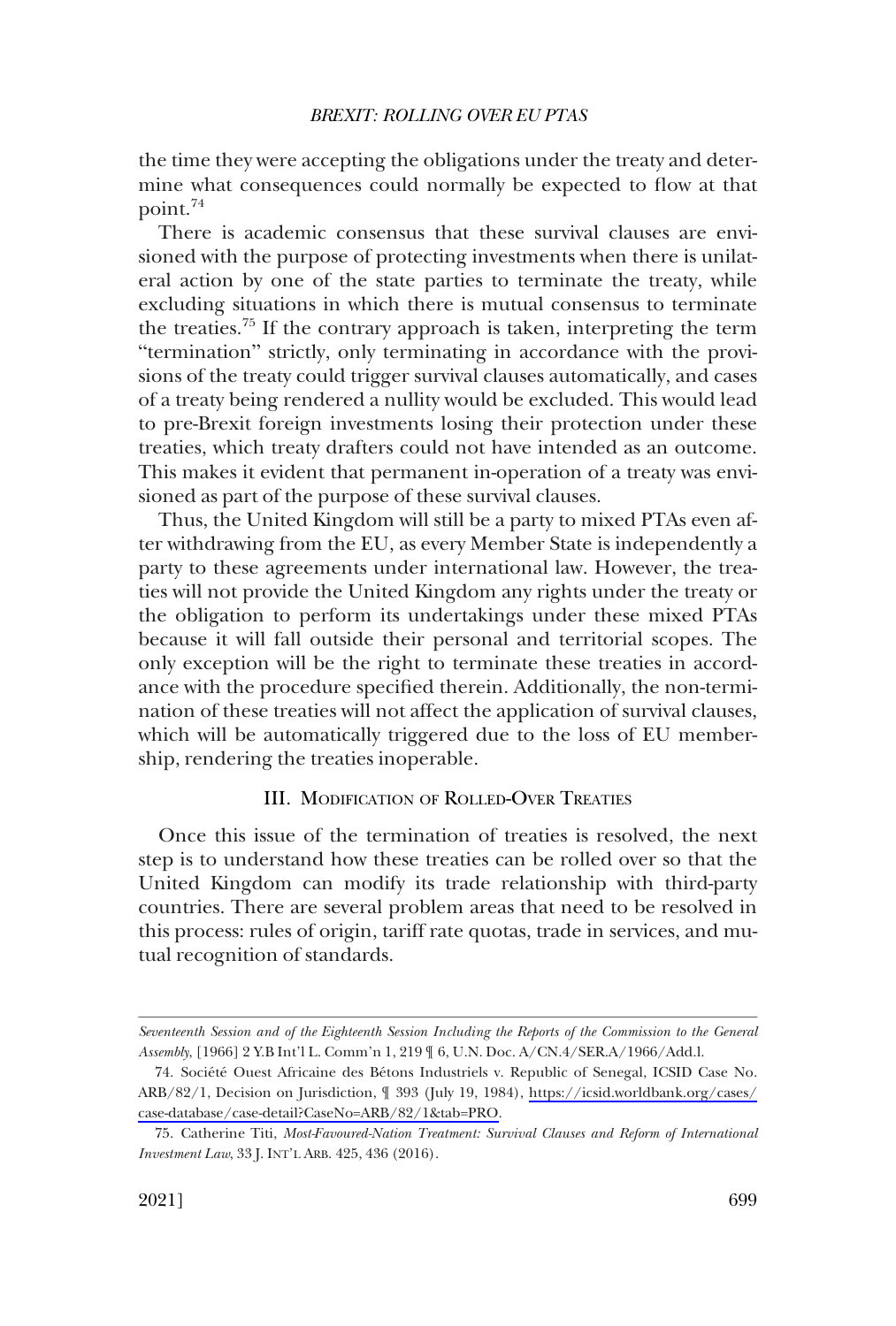the time they were accepting the obligations under the treaty and determine what consequences could normally be expected to flow at that point.[74]

There is academic consensus that these survival clauses are envisioned with the purpose of protecting investments when there is unilateral action by one of the state parties to terminate the treaty, while excluding situations in which there is mutual consensus to terminate the treaties.[75] If the contrary approach is taken, interpreting the term "termination" strictly, only terminating in accordance with the provisions of the treaty could trigger survival clauses automatically, and cases of a treaty being rendered a nullity would be excluded. This would lead to pre-Brexit foreign investments losing their protection under these treaties, which treaty drafters could not have intended as an outcome. This makes it evident that permanent in-operation of a treaty was envisioned as part of the purpose of these survival clauses.

Thus, the United Kingdom will still be a party to mixed PTAs even after withdrawing from the EU, as every Member State is independently a party to these agreements under international law. However, the treaties will not provide the United Kingdom any rights under the treaty or the obligation to perform its undertakings under these mixed PTAs because it will fall outside their personal and territorial scopes. The only exception will be the right to terminate these treaties in accordance with the procedure specified therein. Additionally, the non-termination of these treaties will not affect the application of survival clauses, which will be automatically triggered due to the loss of EU membership, rendering the treaties inoperable.

## III. Modification of Rolled-Over Treaties

Once this issue of the termination of treaties is resolved, the next step is to understand how these treaties can be rolled over so that the United Kingdom can modify its trade relationship with third-party countries. There are several problem areas that need to be resolved in this process: rules of origin, tariff rate quotas, trade in services, and mutual recognition of standards.

---

*Seventeenth Session and of the Eighteenth Session Including the Reports of the Commission to the General Assembly*, [1966] 2 Y.B Int'l L. Comm'n 1, 219 ¶ 6, U.N. Doc. A/CN.4/SER.A/1966/Add.l.

74. Société Ouest Africaine des Bétons Industriels v. Republic of Senegal, ICSID Case No. ARB/82/1, Decision on Jurisdiction, ¶ 393 (July 19, 1984), https://icsid.worldbank.org/cases/case-database/case-detail?CaseNo=ARB/82/1&tab=PRO.

75. Catherine Titi, *Most-Favoured-Nation Treatment: Survival Clauses and Reform of International Investment Law*, 33 J. INT'L ARB. 425, 436 (2016).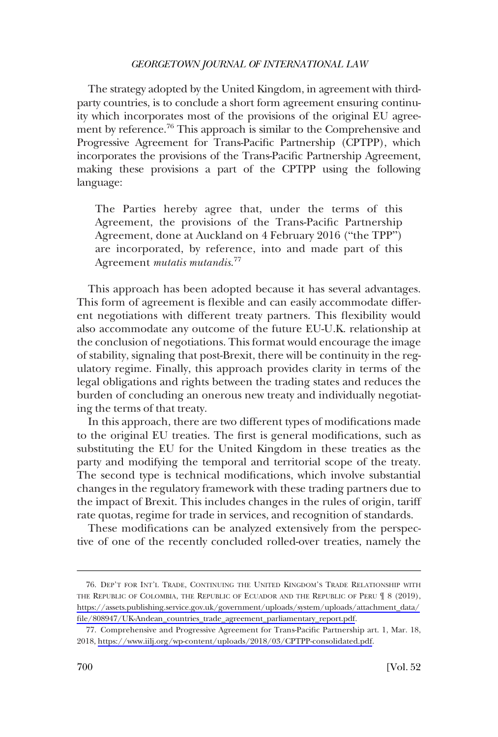The strategy adopted by the United Kingdom, in agreement with third-party countries, is to conclude a short form agreement ensuring continuity which incorporates most of the provisions of the original EU agreement by reference.[76] This approach is similar to the Comprehensive and Progressive Agreement for Trans-Pacific Partnership (CPTPP), which incorporates the provisions of the Trans-Pacific Partnership Agreement, making these provisions a part of the CPTPP using the following language:

> The Parties hereby agree that, under the terms of this Agreement, the provisions of the Trans-Pacific Partnership Agreement, done at Auckland on 4 February 2016 ("the TPP") are incorporated, by reference, into and made part of this Agreement *mutatis mutandis*.[77]

This approach has been adopted because it has several advantages. This form of agreement is flexible and can easily accommodate different negotiations with different treaty partners. This flexibility would also accommodate any outcome of the future EU-U.K. relationship at the conclusion of negotiations. This format would encourage the image of stability, signaling that post-Brexit, there will be continuity in the regulatory regime. Finally, this approach provides clarity in terms of the legal obligations and rights between the trading states and reduces the burden of concluding an onerous new treaty and individually negotiating the terms of that treaty.

In this approach, there are two different types of modifications made to the original EU treaties. The first is general modifications, such as substituting the EU for the United Kingdom in these treaties as the party and modifying the temporal and territorial scope of the treaty. The second type is technical modifications, which involve substantial changes in the regulatory framework with these trading partners due to the impact of Brexit. This includes changes in the rules of origin, tariff rate quotas, regime for trade in services, and recognition of standards.

These modifications can be analyzed extensively from the perspective of one of the recently concluded rolled-over treaties, namely the

---

76. DEP'T FOR INT'L TRADE, CONTINUING THE UNITED KINGDOM'S TRADE RELATIONSHIP WITH THE REPUBLIC OF COLOMBIA, THE REPUBLIC OF ECUADOR AND THE REPUBLIC OF PERU ¶ 8 (2019), https://assets.publishing.service.gov.uk/government/uploads/system/uploads/attachment_data/file/808947/UK-Andean_countries_trade_agreement_parliamentary_report.pdf.

77. Comprehensive and Progressive Agreement for Trans-Pacific Partnership art. 1, Mar. 18, 2018, https://www.iilj.org/wp-content/uploads/2018/03/CPTPP-consolidated.pdf.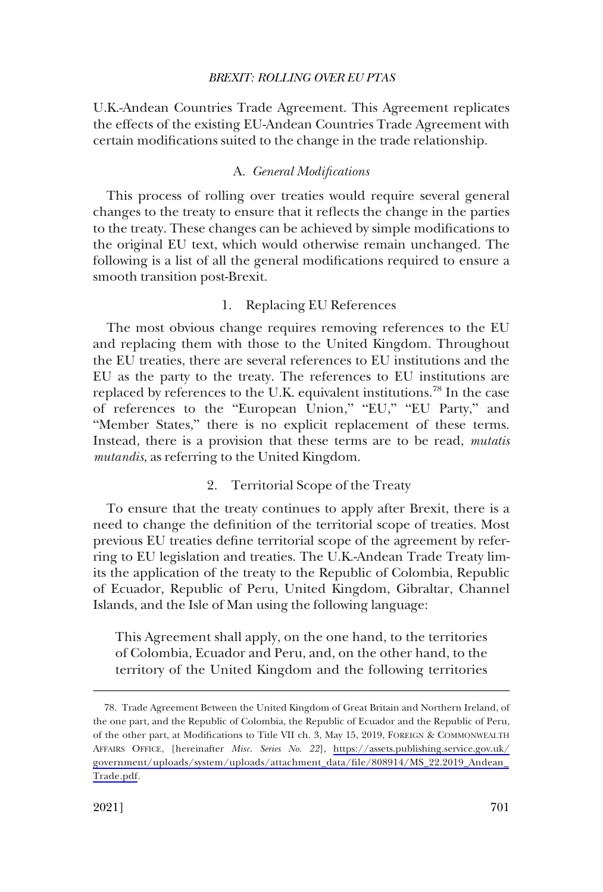U.K.-Andean Countries Trade Agreement. This Agreement replicates the effects of the existing EU-Andean Countries Trade Agreement with certain modifications suited to the change in the trade relationship.

### A. *General Modifications*

This process of rolling over treaties would require several general changes to the treaty to ensure that it reflects the change in the parties to the treaty. These changes can be achieved by simple modifications to the original EU text, which would otherwise remain unchanged. The following is a list of all the general modifications required to ensure a smooth transition post-Brexit.

#### 1. Replacing EU References

The most obvious change requires removing references to the EU and replacing them with those to the United Kingdom. Throughout the EU treaties, there are several references to EU institutions and the EU as the party to the treaty. The references to EU institutions are replaced by references to the U.K. equivalent institutions.[78] In the case of references to the "European Union," "EU," "EU Party," and "Member States," there is no explicit replacement of these terms. Instead, there is a provision that these terms are to be read, *mutatis mutandis*, as referring to the United Kingdom.

#### 2. Territorial Scope of the Treaty

To ensure that the treaty continues to apply after Brexit, there is a need to change the definition of the territorial scope of treaties. Most previous EU treaties define territorial scope of the agreement by referring to EU legislation and treaties. The U.K.-Andean Trade Treaty limits the application of the treaty to the Republic of Colombia, Republic of Ecuador, Republic of Peru, United Kingdom, Gibraltar, Channel Islands, and the Isle of Man using the following language:

> This Agreement shall apply, on the one hand, to the territories of Colombia, Ecuador and Peru, and, on the other hand, to the territory of the United Kingdom and the following territories

---

78. Trade Agreement Between the United Kingdom of Great Britain and Northern Ireland, of the one part, and the Republic of Colombia, the Republic of Ecuador and the Republic of Peru, of the other part, at Modifications to Title VII ch. 3, May 15, 2019, FOREIGN & COMMONWEALTH AFFAIRS OFFICE, [hereinafter *Misc. Series No. 22*], https://assets.publishing.service.gov.uk/government/uploads/system/uploads/attachment_data/file/808914/MS_22.2019_Andean_Trade.pdf.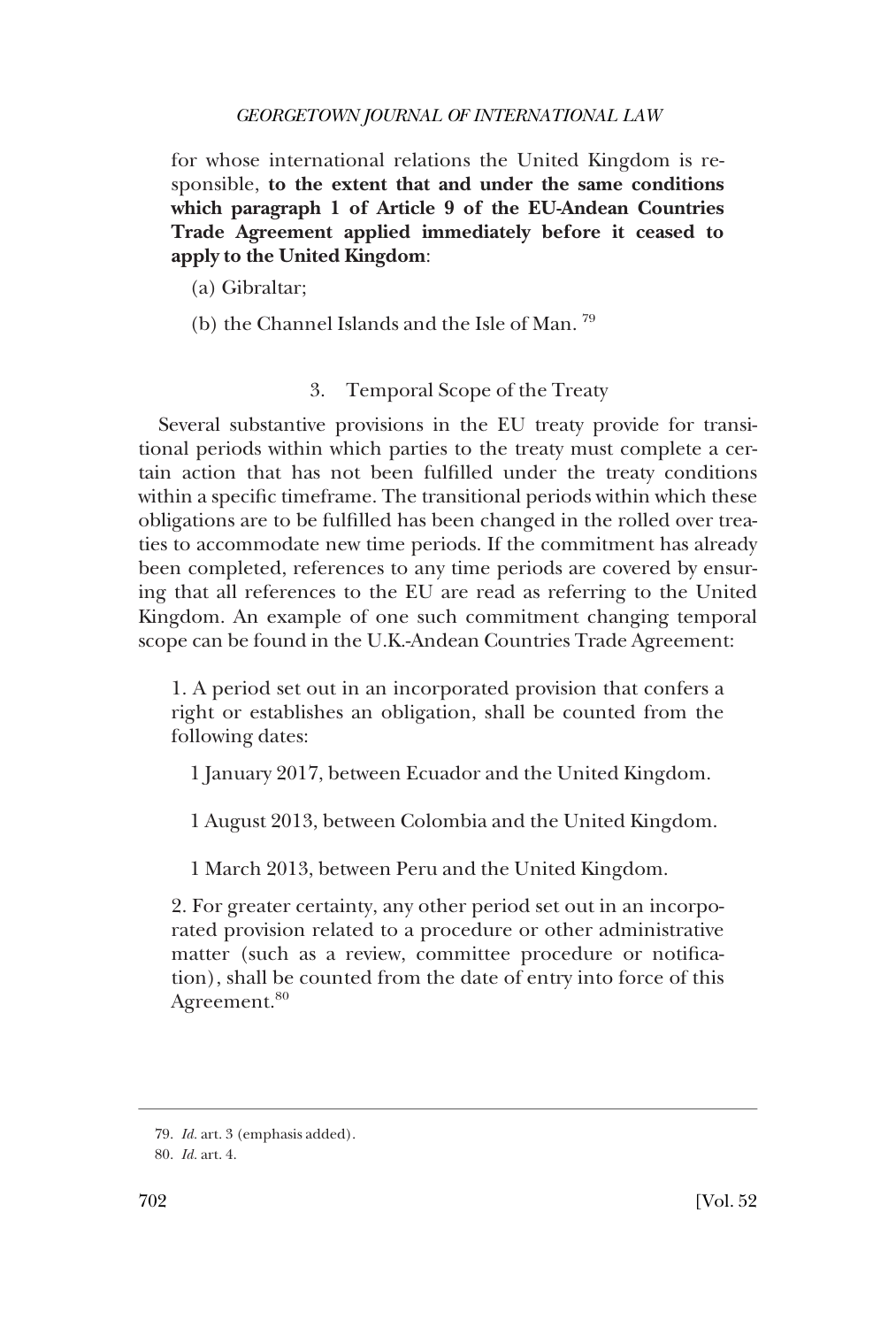for whose international relations the United Kingdom is responsible, **to the extent that and under the same conditions which paragraph 1 of Article 9 of the EU-Andean Countries Trade Agreement applied immediately before it ceased to apply to the United Kingdom**:

(a) Gibraltar;

(b) the Channel Islands and the Isle of Man. [79]

### 3. Temporal Scope of the Treaty

Several substantive provisions in the EU treaty provide for transitional periods within which parties to the treaty must complete a certain action that has not been fulfilled under the treaty conditions within a specific timeframe. The transitional periods within which these obligations are to be fulfilled has been changed in the rolled over treaties to accommodate new time periods. If the commitment has already been completed, references to any time periods are covered by ensuring that all references to the EU are read as referring to the United Kingdom. An example of one such commitment changing temporal scope can be found in the U.K.-Andean Countries Trade Agreement:

> 1. A period set out in an incorporated provision that confers a right or establishes an obligation, shall be counted from the following dates:
>
> 1 January 2017, between Ecuador and the United Kingdom.
>
> 1 August 2013, between Colombia and the United Kingdom.
>
> 1 March 2013, between Peru and the United Kingdom.
>
> 2. For greater certainty, any other period set out in an incorporated provision related to a procedure or other administrative matter (such as a review, committee procedure or notification), shall be counted from the date of entry into force of this Agreement.[80]

---

79. *Id.* art. 3 (emphasis added).

80. *Id.* art. 4.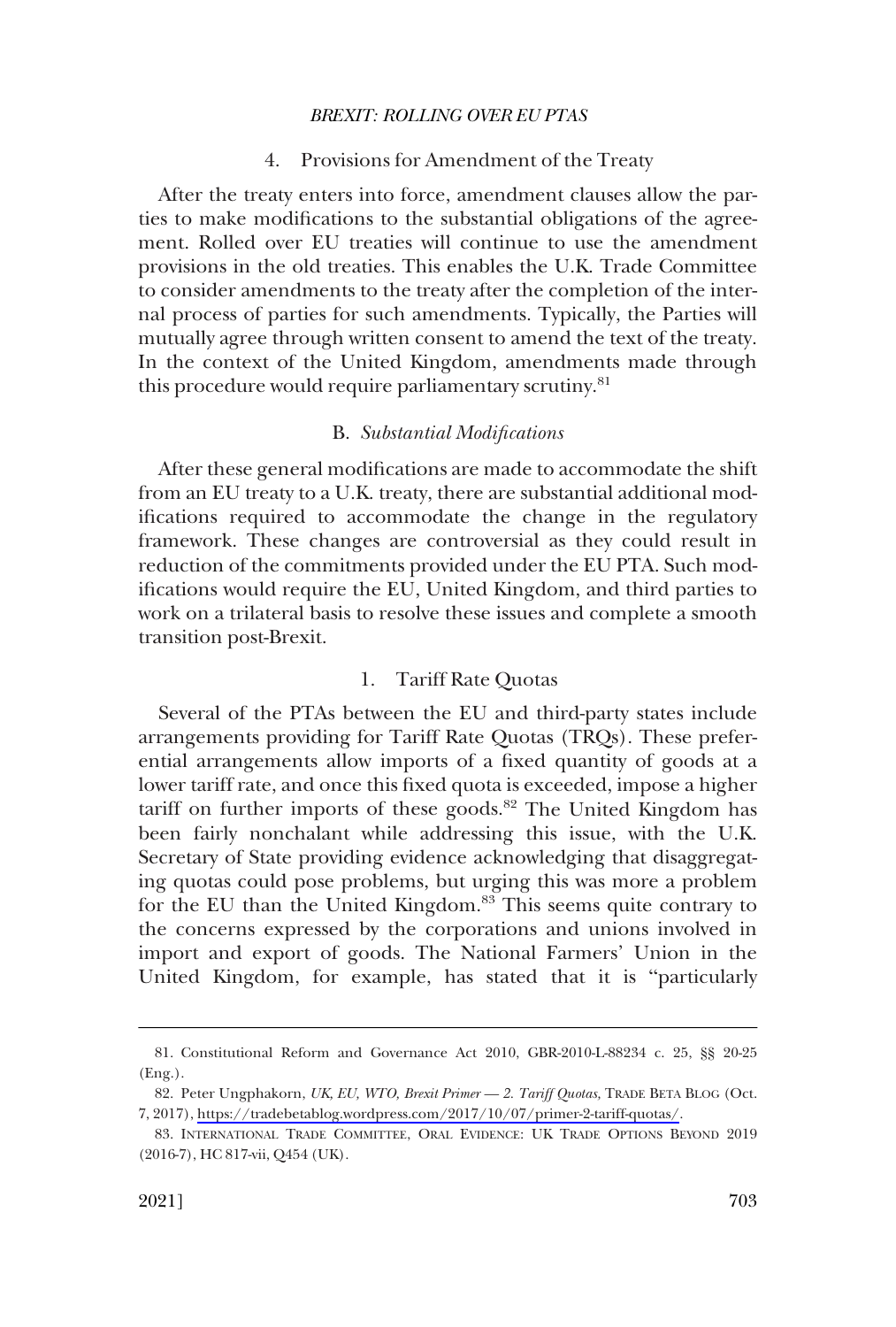#### 4. Provisions for Amendment of the Treaty

After the treaty enters into force, amendment clauses allow the parties to make modifications to the substantial obligations of the agreement. Rolled over EU treaties will continue to use the amendment provisions in the old treaties. This enables the U.K. Trade Committee to consider amendments to the treaty after the completion of the internal process of parties for such amendments. Typically, the Parties will mutually agree through written consent to amend the text of the treaty. In the context of the United Kingdom, amendments made through this procedure would require parliamentary scrutiny.[81]

### B. *Substantial Modifications*

After these general modifications are made to accommodate the shift from an EU treaty to a U.K. treaty, there are substantial additional modifications required to accommodate the change in the regulatory framework. These changes are controversial as they could result in reduction of the commitments provided under the EU PTA. Such modifications would require the EU, United Kingdom, and third parties to work on a trilateral basis to resolve these issues and complete a smooth transition post-Brexit.

#### 1. Tariff Rate Quotas

Several of the PTAs between the EU and third-party states include arrangements providing for Tariff Rate Quotas (TRQs). These preferential arrangements allow imports of a fixed quantity of goods at a lower tariff rate, and once this fixed quota is exceeded, impose a higher tariff on further imports of these goods.[82] The United Kingdom has been fairly nonchalant while addressing this issue, with the U.K. Secretary of State providing evidence acknowledging that disaggregating quotas could pose problems, but urging this was more a problem for the EU than the United Kingdom.[83] This seems quite contrary to the concerns expressed by the corporations and unions involved in import and export of goods. The National Farmers' Union in the United Kingdom, for example, has stated that it is "particularly

---

81. Constitutional Reform and Governance Act 2010, GBR-2010-L-88234 c. 25, §§ 20-25 (Eng.).

82. Peter Ungphakorn, *UK, EU, WTO, Brexit Primer — 2. Tariff Quotas,* TRADE BETA BLOG (Oct. 7, 2017), https://tradebetablog.wordpress.com/2017/10/07/primer-2-tariff-quotas/.

83. INTERNATIONAL TRADE COMMITTEE, ORAL EVIDENCE: UK TRADE OPTIONS BEYOND 2019 (2016-7), HC 817-vii, Q454 (UK).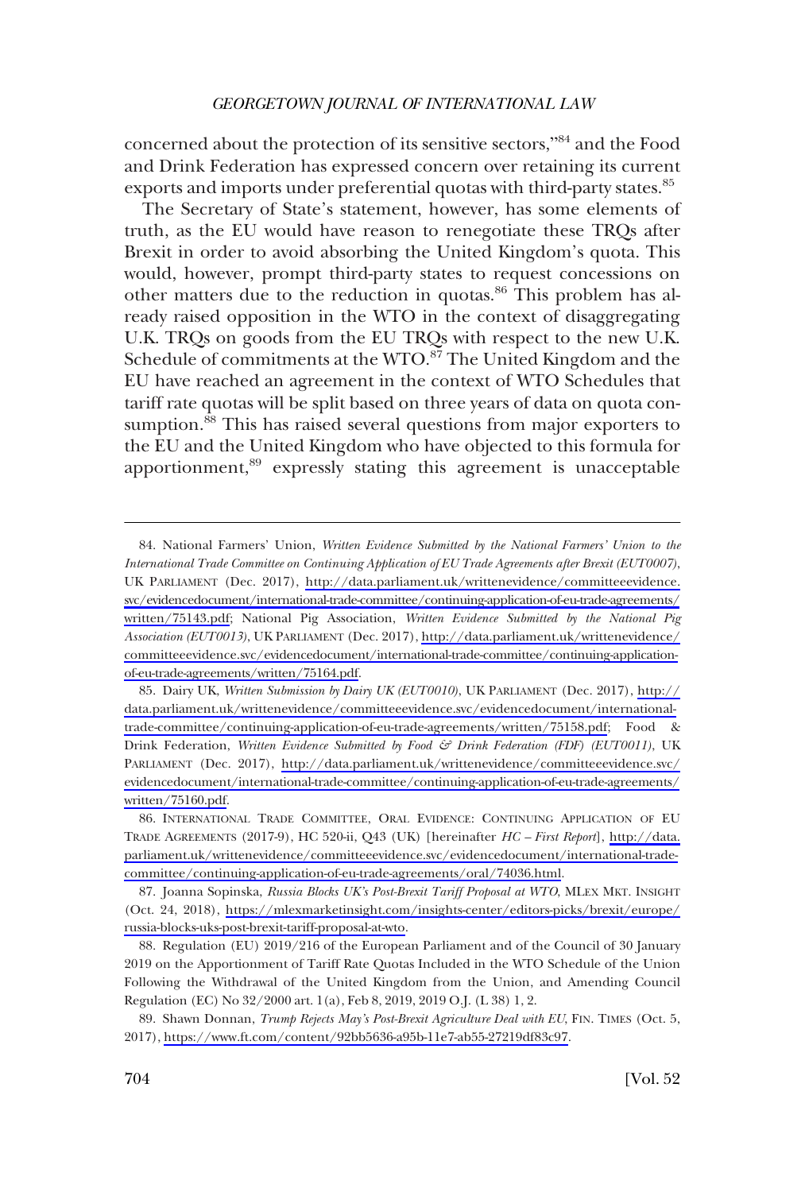concerned about the protection of its sensitive sectors,"[84] and the Food and Drink Federation has expressed concern over retaining its current exports and imports under preferential quotas with third-party states.[85]

The Secretary of State's statement, however, has some elements of truth, as the EU would have reason to renegotiate these TRQs after Brexit in order to avoid absorbing the United Kingdom's quota. This would, however, prompt third-party states to request concessions on other matters due to the reduction in quotas.[86] This problem has already raised opposition in the WTO in the context of disaggregating U.K. TRQs on goods from the EU TRQs with respect to the new U.K. Schedule of commitments at the WTO.[87] The United Kingdom and the EU have reached an agreement in the context of WTO Schedules that tariff rate quotas will be split based on three years of data on quota consumption.[88] This has raised several questions from major exporters to the EU and the United Kingdom who have objected to this formula for apportionment,[89] expressly stating this agreement is unacceptable

---

84. National Farmers' Union, *Written Evidence Submitted by the National Farmers' Union to the International Trade Committee on Continuing Application of EU Trade Agreements after Brexit (EUT0007)*, UK PARLIAMENT (Dec. 2017), http://data.parliament.uk/writtenevidence/committeeevidence.svc/evidencedocument/international-trade-committee/continuing-application-of-eu-trade-agreements/written/75143.pdf; National Pig Association, *Written Evidence Submitted by the National Pig Association (EUT0013)*, UK PARLIAMENT (Dec. 2017), http://data.parliament.uk/writtenevidence/committeeevidence.svc/evidencedocument/international-trade-committee/continuing-application-of-eu-trade-agreements/written/75164.pdf.

85. Dairy UK, *Written Submission by Dairy UK (EUT0010)*, UK PARLIAMENT (Dec. 2017), http://data.parliament.uk/writtenevidence/committeeevidence.svc/evidencedocument/international-trade-committee/continuing-application-of-eu-trade-agreements/written/75158.pdf; Food & Drink Federation, *Written Evidence Submitted by Food & Drink Federation (FDF) (EUT0011)*, UK PARLIAMENT (Dec. 2017), http://data.parliament.uk/writtenevidence/committeeevidence.svc/evidencedocument/international-trade-committee/continuing-application-of-eu-trade-agreements/written/75160.pdf.

86. INTERNATIONAL TRADE COMMITTEE, ORAL EVIDENCE: CONTINUING APPLICATION OF EU TRADE AGREEMENTS (2017-9), HC 520-ii, Q43 (UK) [hereinafter *HC – First Report*], http://data.parliament.uk/writtenevidence/committeeevidence.svc/evidencedocument/international-trade-committee/continuing-application-of-eu-trade-agreements/oral/74036.html.

87. Joanna Sopinska, *Russia Blocks UK's Post-Brexit Tariff Proposal at WTO*, MLEX MKT. INSIGHT (Oct. 24, 2018), https://mlexmarketinsight.com/insights-center/editors-picks/brexit/europe/russia-blocks-uks-post-brexit-tariff-proposal-at-wto.

88. Regulation (EU) 2019/216 of the European Parliament and of the Council of 30 January 2019 on the Apportionment of Tariff Rate Quotas Included in the WTO Schedule of the Union Following the Withdrawal of the United Kingdom from the Union, and Amending Council Regulation (EC) No 32/2000 art. 1(a), Feb 8, 2019, 2019 O.J. (L 38) 1, 2.

89. Shawn Donnan, *Trump Rejects May's Post-Brexit Agriculture Deal with EU*, FIN. TIMES (Oct. 5, 2017), https://www.ft.com/content/92bb5636-a95b-11e7-ab55-27219df83c97.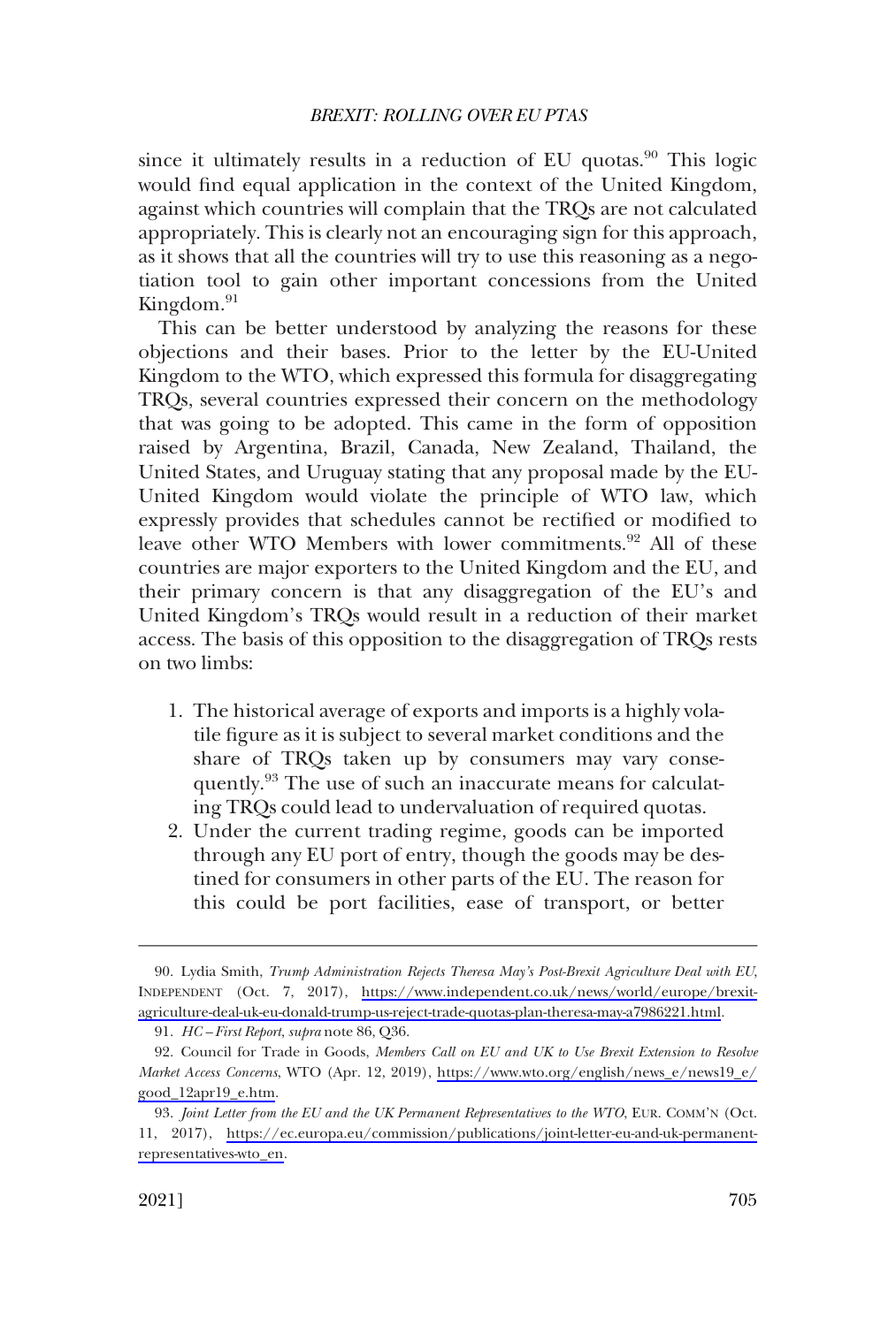since it ultimately results in a reduction of EU quotas.[90] This logic would find equal application in the context of the United Kingdom, against which countries will complain that the TRQs are not calculated appropriately. This is clearly not an encouraging sign for this approach, as it shows that all the countries will try to use this reasoning as a negotiation tool to gain other important concessions from the United Kingdom.[91]

This can be better understood by analyzing the reasons for these objections and their bases. Prior to the letter by the EU-United Kingdom to the WTO, which expressed this formula for disaggregating TRQs, several countries expressed their concern on the methodology that was going to be adopted. This came in the form of opposition raised by Argentina, Brazil, Canada, New Zealand, Thailand, the United States, and Uruguay stating that any proposal made by the EU-United Kingdom would violate the principle of WTO law, which expressly provides that schedules cannot be rectified or modified to leave other WTO Members with lower commitments.[92] All of these countries are major exporters to the United Kingdom and the EU, and their primary concern is that any disaggregation of the EU's and United Kingdom's TRQs would result in a reduction of their market access. The basis of this opposition to the disaggregation of TRQs rests on two limbs:

1. The historical average of exports and imports is a highly volatile figure as it is subject to several market conditions and the share of TRQs taken up by consumers may vary consequently.[93] The use of such an inaccurate means for calculating TRQs could lead to undervaluation of required quotas.
2. Under the current trading regime, goods can be imported through any EU port of entry, though the goods may be destined for consumers in other parts of the EU. The reason for this could be port facilities, ease of transport, or better

90. Lydia Smith, *Trump Administration Rejects Theresa May's Post-Brexit Agriculture Deal with EU*, INDEPENDENT (Oct. 7, 2017), https://www.independent.co.uk/news/world/europe/brexit-agriculture-deal-uk-eu-donald-trump-us-reject-trade-quotas-plan-theresa-may-a7986221.html.

91. *HC – First Report*, *supra* note 86, Q36.

92. Council for Trade in Goods, *Members Call on EU and UK to Use Brexit Extension to Resolve Market Access Concerns*, WTO (Apr. 12, 2019), https://www.wto.org/english/news_e/news19_e/good_12apr19_e.htm.

93. *Joint Letter from the EU and the UK Permanent Representatives to the WTO*, EUR. COMM'N (Oct. 11, 2017), https://ec.europa.eu/commission/publications/joint-letter-eu-and-uk-permanent-representatives-wto_en.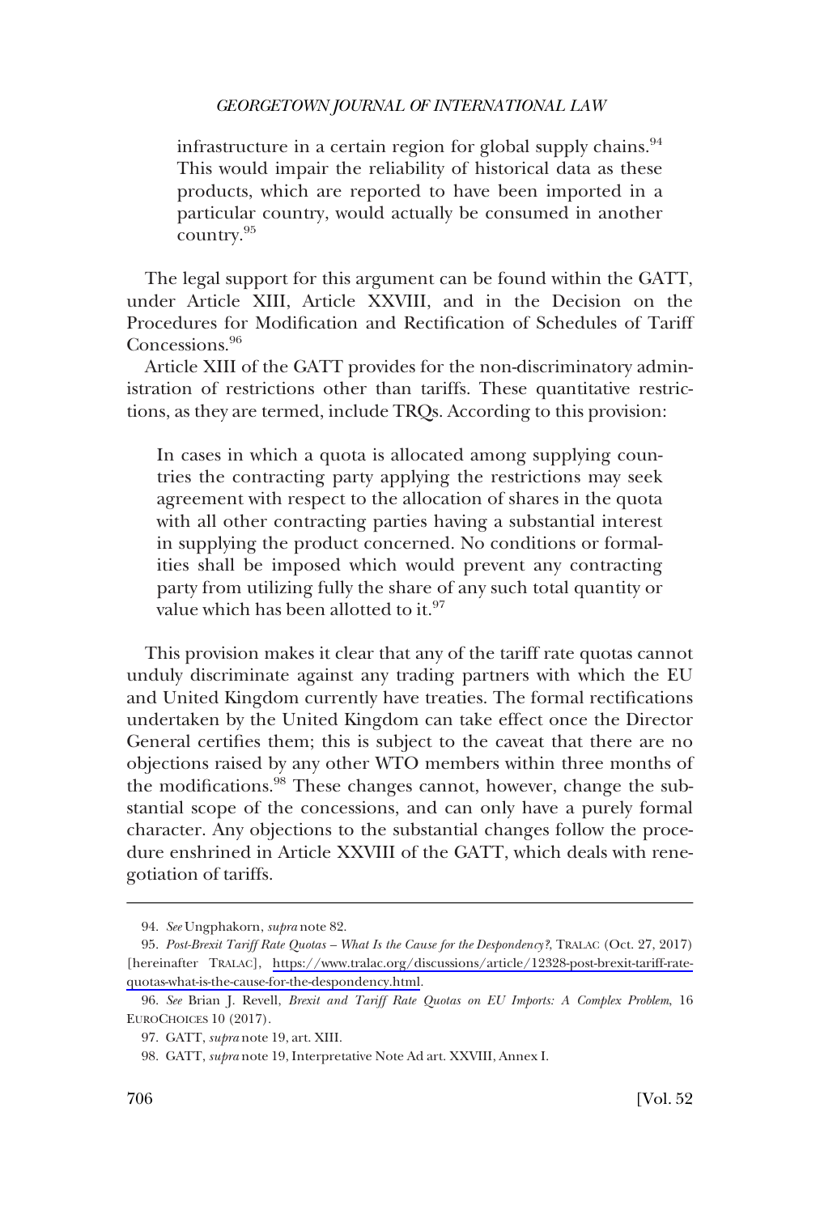> infrastructure in a certain region for global supply chains.[94] This would impair the reliability of historical data as these products, which are reported to have been imported in a particular country, would actually be consumed in another country.[95]

The legal support for this argument can be found within the GATT, under Article XIII, Article XXVIII, and in the Decision on the Procedures for Modification and Rectification of Schedules of Tariff Concessions.[96]

Article XIII of the GATT provides for the non-discriminatory administration of restrictions other than tariffs. These quantitative restrictions, as they are termed, include TRQs. According to this provision:

> In cases in which a quota is allocated among supplying countries the contracting party applying the restrictions may seek agreement with respect to the allocation of shares in the quota with all other contracting parties having a substantial interest in supplying the product concerned. No conditions or formalities shall be imposed which would prevent any contracting party from utilizing fully the share of any such total quantity or value which has been allotted to it.[97]

This provision makes it clear that any of the tariff rate quotas cannot unduly discriminate against any trading partners with which the EU and United Kingdom currently have treaties. The formal rectifications undertaken by the United Kingdom can take effect once the Director General certifies them; this is subject to the caveat that there are no objections raised by any other WTO members within three months of the modifications.[98] These changes cannot, however, change the substantial scope of the concessions, and can only have a purely formal character. Any objections to the substantial changes follow the procedure enshrined in Article XXVIII of the GATT, which deals with renegotiation of tariffs.

---

94. *See* Ungphakorn, *supra* note 82.

95. *Post-Brexit Tariff Rate Quotas – What Is the Cause for the Despondency?*, TRALAC (Oct. 27, 2017) [hereinafter TRALAC], https://www.tralac.org/discussions/article/12328-post-brexit-tariff-rate-quotas-what-is-the-cause-for-the-despondency.html.

96. *See* Brian J. Revell, *Brexit and Tariff Rate Quotas on EU Imports: A Complex Problem*, 16 EUROCHOICES 10 (2017).

97. GATT, *supra* note 19, art. XIII.

98. GATT, *supra* note 19, Interpretative Note Ad art. XXVIII, Annex I.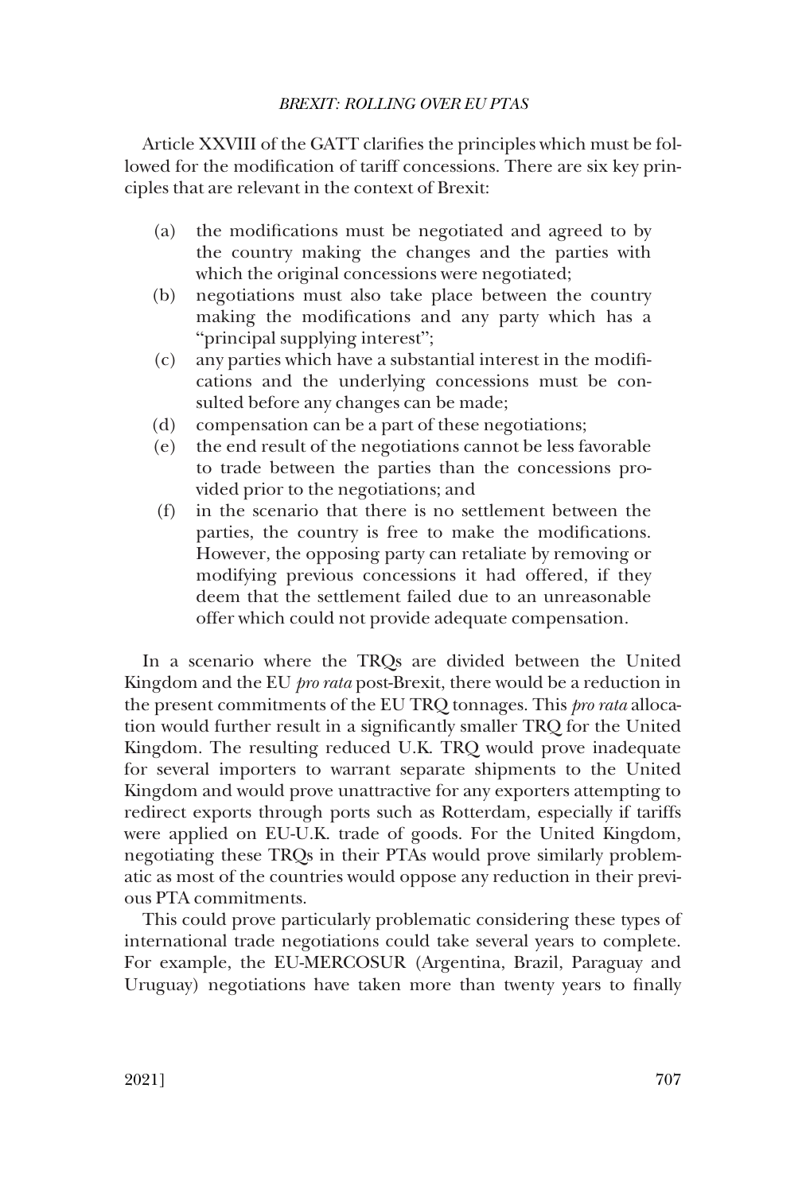Article XXVIII of the GATT clarifies the principles which must be followed for the modification of tariff concessions. There are six key principles that are relevant in the context of Brexit:

(a) the modifications must be negotiated and agreed to by the country making the changes and the parties with which the original concessions were negotiated;
(b) negotiations must also take place between the country making the modifications and any party which has a "principal supplying interest";
(c) any parties which have a substantial interest in the modifications and the underlying concessions must be consulted before any changes can be made;
(d) compensation can be a part of these negotiations;
(e) the end result of the negotiations cannot be less favorable to trade between the parties than the concessions provided prior to the negotiations; and
(f) in the scenario that there is no settlement between the parties, the country is free to make the modifications. However, the opposing party can retaliate by removing or modifying previous concessions it had offered, if they deem that the settlement failed due to an unreasonable offer which could not provide adequate compensation.

In a scenario where the TRQs are divided between the United Kingdom and the EU *pro rata* post-Brexit, there would be a reduction in the present commitments of the EU TRQ tonnages. This *pro rata* allocation would further result in a significantly smaller TRQ for the United Kingdom. The resulting reduced U.K. TRQ would prove inadequate for several importers to warrant separate shipments to the United Kingdom and would prove unattractive for any exporters attempting to redirect exports through ports such as Rotterdam, especially if tariffs were applied on EU-U.K. trade of goods. For the United Kingdom, negotiating these TRQs in their PTAs would prove similarly problematic as most of the countries would oppose any reduction in their previous PTA commitments.

This could prove particularly problematic considering these types of international trade negotiations could take several years to complete. For example, the EU-MERCOSUR (Argentina, Brazil, Paraguay and Uruguay) negotiations have taken more than twenty years to finally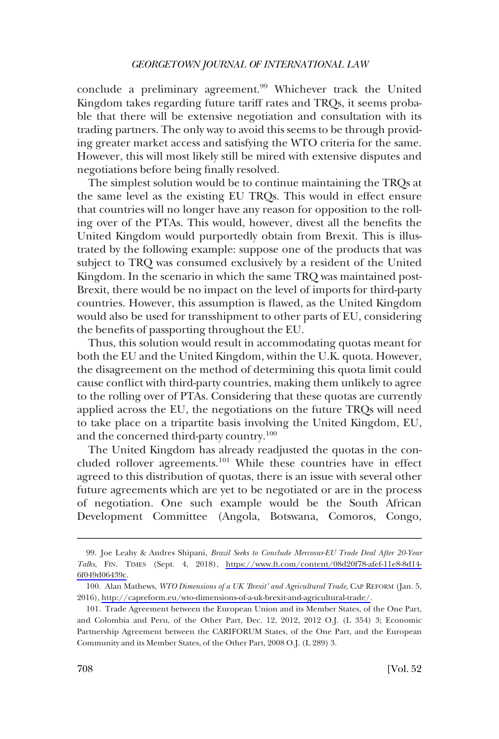conclude a preliminary agreement.[99] Whichever track the United Kingdom takes regarding future tariff rates and TRQs, it seems probable that there will be extensive negotiation and consultation with its trading partners. The only way to avoid this seems to be through providing greater market access and satisfying the WTO criteria for the same. However, this will most likely still be mired with extensive disputes and negotiations before being finally resolved.

The simplest solution would be to continue maintaining the TRQs at the same level as the existing EU TRQs. This would in effect ensure that countries will no longer have any reason for opposition to the rolling over of the PTAs. This would, however, divest all the benefits the United Kingdom would purportedly obtain from Brexit. This is illustrated by the following example: suppose one of the products that was subject to TRQ was consumed exclusively by a resident of the United Kingdom. In the scenario in which the same TRQ was maintained post-Brexit, there would be no impact on the level of imports for third-party countries. However, this assumption is flawed, as the United Kingdom would also be used for transshipment to other parts of EU, considering the benefits of passporting throughout the EU.

Thus, this solution would result in accommodating quotas meant for both the EU and the United Kingdom, within the U.K. quota. However, the disagreement on the method of determining this quota limit could cause conflict with third-party countries, making them unlikely to agree to the rolling over of PTAs. Considering that these quotas are currently applied across the EU, the negotiations on the future TRQs will need to take place on a tripartite basis involving the United Kingdom, EU, and the concerned third-party country.[100]

The United Kingdom has already readjusted the quotas in the concluded rollover agreements.[101] While these countries have in effect agreed to this distribution of quotas, there is an issue with several other future agreements which are yet to be negotiated or are in the process of negotiation. One such example would be the South African Development Committee (Angola, Botswana, Comoros, Congo,

---

99. Joe Leahy & Andres Shipani, *Brazil Seeks to Conclude Mercosur-EU Trade Deal After 20-Year Talks*, FIN. TIMES (Sept. 4, 2018), https://www.ft.com/content/08d20f78-afef-11e8-8d14-6f049d06439c.

100. Alan Mathews, *WTO Dimensions of a UK 'Brexit' and Agricultural Trade*, CAP REFORM (Jan. 5, 2016), http://capreform.eu/wto-dimensions-of-a-uk-brexit-and-agricultural-trade/.

101. Trade Agreement between the European Union and its Member States, of the One Part, and Colombia and Peru, of the Other Part, Dec. 12, 2012, 2012 O.J. (L 354) 3; Economic Partnership Agreement between the CARIFORUM States, of the One Part, and the European Community and its Member States, of the Other Part, 2008 O.J. (L 289) 3.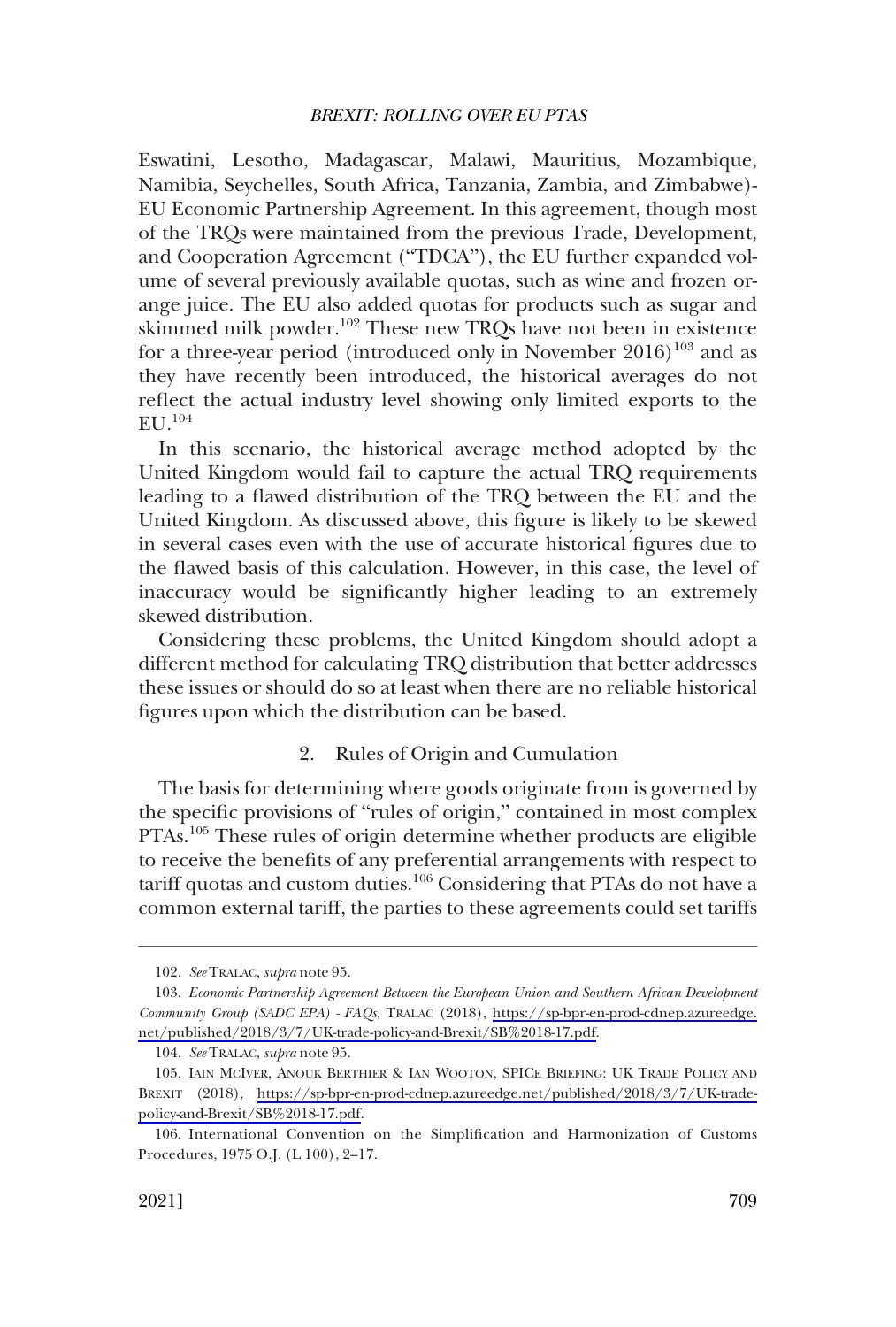Eswatini, Lesotho, Madagascar, Malawi, Mauritius, Mozambique, Namibia, Seychelles, South Africa, Tanzania, Zambia, and Zimbabwe)-EU Economic Partnership Agreement. In this agreement, though most of the TRQs were maintained from the previous Trade, Development, and Cooperation Agreement ("TDCA"), the EU further expanded volume of several previously available quotas, such as wine and frozen orange juice. The EU also added quotas for products such as sugar and skimmed milk powder.[102] These new TRQs have not been in existence for a three-year period (introduced only in November 2016)[103] and as they have recently been introduced, the historical averages do not reflect the actual industry level showing only limited exports to the EU.[104]

In this scenario, the historical average method adopted by the United Kingdom would fail to capture the actual TRQ requirements leading to a flawed distribution of the TRQ between the EU and the United Kingdom. As discussed above, this figure is likely to be skewed in several cases even with the use of accurate historical figures due to the flawed basis of this calculation. However, in this case, the level of inaccuracy would be significantly higher leading to an extremely skewed distribution.

Considering these problems, the United Kingdom should adopt a different method for calculating TRQ distribution that better addresses these issues or should do so at least when there are no reliable historical figures upon which the distribution can be based.

### 2. Rules of Origin and Cumulation

The basis for determining where goods originate from is governed by the specific provisions of "rules of origin," contained in most complex PTAs.[105] These rules of origin determine whether products are eligible to receive the benefits of any preferential arrangements with respect to tariff quotas and custom duties.[106] Considering that PTAs do not have a common external tariff, the parties to these agreements could set tariffs

---

102. *See* TRALAC, *supra* note 95.

103. *Economic Partnership Agreement Between the European Union and Southern African Development Community Group (SADC EPA) - FAQs*, TRALAC (2018), https://sp-bpr-en-prod-cdnep.azureedge.net/published/2018/3/7/UK-trade-policy-and-Brexit/SB%2018-17.pdf.

104. *See* TRALAC, *supra* note 95.

105. IAIN MCIVER, ANOUK BERTHIER & IAN WOOTON, SPICE BRIEFING: UK TRADE POLICY AND BREXIT (2018), https://sp-bpr-en-prod-cdnep.azureedge.net/published/2018/3/7/UK-trade-policy-and-Brexit/SB%2018-17.pdf.

106. International Convention on the Simplification and Harmonization of Customs Procedures, 1975 O.J. (L 100), 2–17.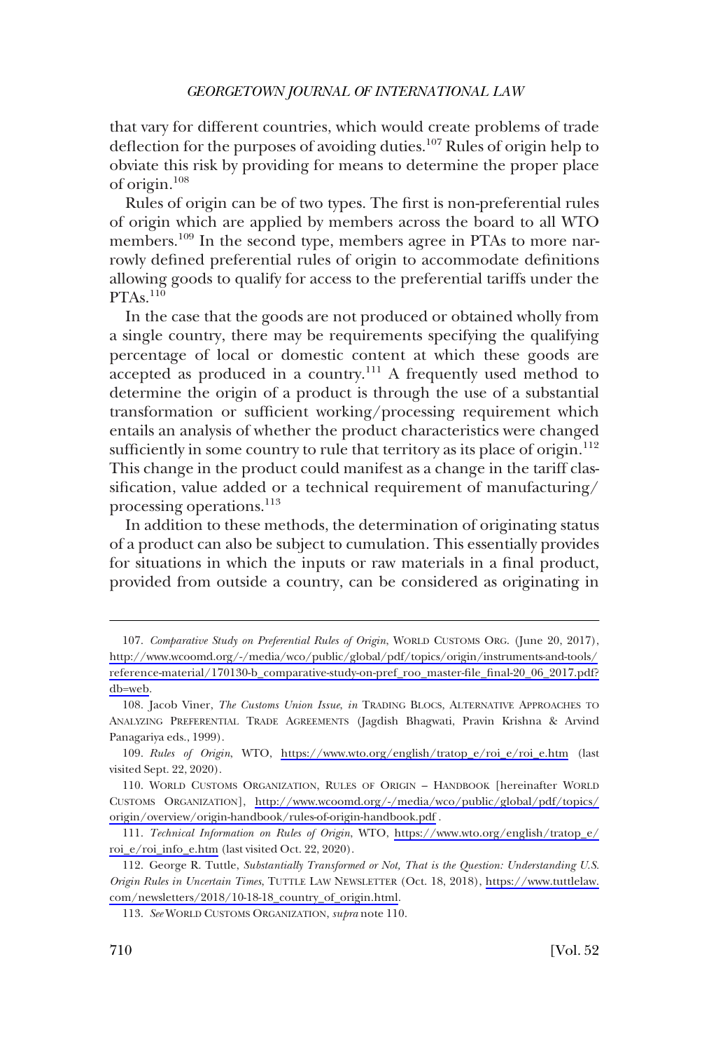that vary for different countries, which would create problems of trade deflection for the purposes of avoiding duties.[107] Rules of origin help to obviate this risk by providing for means to determine the proper place of origin.[108]

Rules of origin can be of two types. The first is non-preferential rules of origin which are applied by members across the board to all WTO members.[109] In the second type, members agree in PTAs to more narrowly defined preferential rules of origin to accommodate definitions allowing goods to qualify for access to the preferential tariffs under the PTAs.[110]

In the case that the goods are not produced or obtained wholly from a single country, there may be requirements specifying the qualifying percentage of local or domestic content at which these goods are accepted as produced in a country.[111] A frequently used method to determine the origin of a product is through the use of a substantial transformation or sufficient working/processing requirement which entails an analysis of whether the product characteristics were changed sufficiently in some country to rule that territory as its place of origin.[112] This change in the product could manifest as a change in the tariff classification, value added or a technical requirement of manufacturing/processing operations.[113]

In addition to these methods, the determination of originating status of a product can also be subject to cumulation. This essentially provides for situations in which the inputs or raw materials in a final product, provided from outside a country, can be considered as originating in

---

107. *Comparative Study on Preferential Rules of Origin*, WORLD CUSTOMS ORG. (June 20, 2017), http://www.wcoomd.org/-/media/wco/public/global/pdf/topics/origin/instruments-and-tools/reference-material/170130-b_comparative-study-on-pref_roo_master-file_final-20_06_2017.pdf?db=web.

108. Jacob Viner, *The Customs Union Issue*, *in* TRADING BLOCS, ALTERNATIVE APPROACHES TO ANALYZING PREFERENTIAL TRADE AGREEMENTS (Jagdish Bhagwati, Pravin Krishna & Arvind Panagariya eds., 1999).

109. *Rules of Origin*, WTO, https://www.wto.org/english/tratop_e/roi_e/roi_e.htm (last visited Sept. 22, 2020).

110. WORLD CUSTOMS ORGANIZATION, RULES OF ORIGIN – HANDBOOK [hereinafter WORLD CUSTOMS ORGANIZATION], http://www.wcoomd.org/-/media/wco/public/global/pdf/topics/origin/overview/origin-handbook/rules-of-origin-handbook.pdf .

111. *Technical Information on Rules of Origin*, WTO, https://www.wto.org/english/tratop_e/roi_e/roi_info_e.htm (last visited Oct. 22, 2020).

112. George R. Tuttle, *Substantially Transformed or Not, That is the Question: Understanding U.S. Origin Rules in Uncertain Times*, TUTTLE LAW NEWSLETTER (Oct. 18, 2018), https://www.tuttlelaw.com/newsletters/2018/10-18-18_country_of_origin.html.

113. *See* WORLD CUSTOMS ORGANIZATION, *supra* note 110.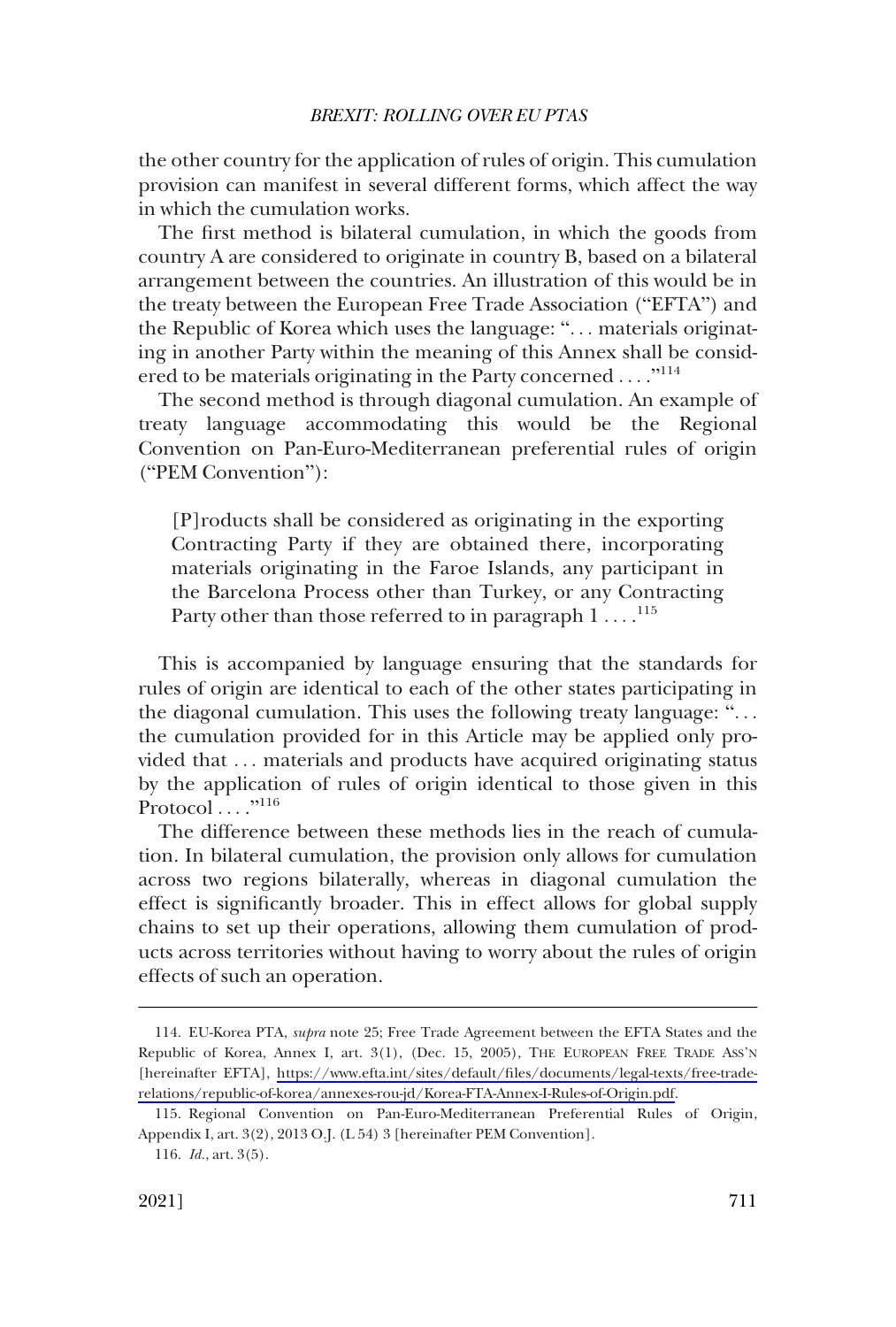the other country for the application of rules of origin. This cumulation provision can manifest in several different forms, which affect the way in which the cumulation works.

The first method is bilateral cumulation, in which the goods from country A are considered to originate in country B, based on a bilateral arrangement between the countries. An illustration of this would be in the treaty between the European Free Trade Association ("EFTA") and the Republic of Korea which uses the language: ". . . materials originating in another Party within the meaning of this Annex shall be considered to be materials originating in the Party concerned . . . ."[114]

The second method is through diagonal cumulation. An example of treaty language accommodating this would be the Regional Convention on Pan-Euro-Mediterranean preferential rules of origin ("PEM Convention"):

> [P]roducts shall be considered as originating in the exporting Contracting Party if they are obtained there, incorporating materials originating in the Faroe Islands, any participant in the Barcelona Process other than Turkey, or any Contracting Party other than those referred to in paragraph 1 . . . .[115]

This is accompanied by language ensuring that the standards for rules of origin are identical to each of the other states participating in the diagonal cumulation. This uses the following treaty language: ". . . the cumulation provided for in this Article may be applied only provided that . . . materials and products have acquired originating status by the application of rules of origin identical to those given in this Protocol . . . ."[116]

The difference between these methods lies in the reach of cumulation. In bilateral cumulation, the provision only allows for cumulation across two regions bilaterally, whereas in diagonal cumulation the effect is significantly broader. This in effect allows for global supply chains to set up their operations, allowing them cumulation of products across territories without having to worry about the rules of origin effects of such an operation.

---

114. EU-Korea PTA, *supra* note 25; Free Trade Agreement between the EFTA States and the Republic of Korea, Annex I, art. 3(1), (Dec. 15, 2005), THE EUROPEAN FREE TRADE ASS'N [hereinafter EFTA], https://www.efta.int/sites/default/files/documents/legal-texts/free-trade-relations/republic-of-korea/annexes-rou-jd/Korea-FTA-Annex-I-Rules-of-Origin.pdf.

115. Regional Convention on Pan-Euro-Mediterranean Preferential Rules of Origin, Appendix I, art. 3(2), 2013 O.J. (L 54) 3 [hereinafter PEM Convention].

116. *Id.*, art. 3(5).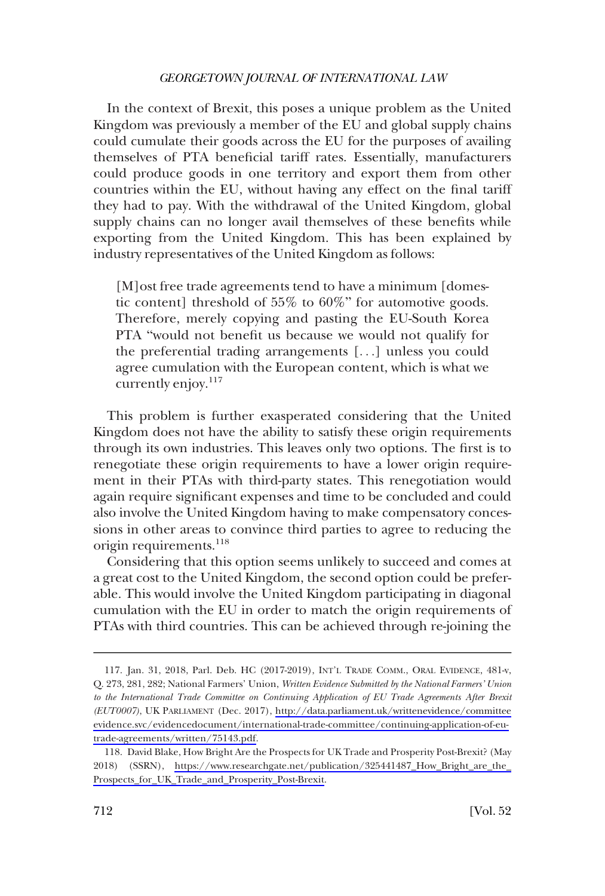In the context of Brexit, this poses a unique problem as the United Kingdom was previously a member of the EU and global supply chains could cumulate their goods across the EU for the purposes of availing themselves of PTA beneficial tariff rates. Essentially, manufacturers could produce goods in one territory and export them from other countries within the EU, without having any effect on the final tariff they had to pay. With the withdrawal of the United Kingdom, global supply chains can no longer avail themselves of these benefits while exporting from the United Kingdom. This has been explained by industry representatives of the United Kingdom as follows:

> [M]ost free trade agreements tend to have a minimum [domestic content] threshold of 55% to 60%" for automotive goods. Therefore, merely copying and pasting the EU-South Korea PTA "would not benefit us because we would not qualify for the preferential trading arrangements [. . .] unless you could agree cumulation with the European content, which is what we currently enjoy.[117]

This problem is further exasperated considering that the United Kingdom does not have the ability to satisfy these origin requirements through its own industries. This leaves only two options. The first is to renegotiate these origin requirements to have a lower origin requirement in their PTAs with third-party states. This renegotiation would again require significant expenses and time to be concluded and could also involve the United Kingdom having to make compensatory concessions in other areas to convince third parties to agree to reducing the origin requirements.[118]

Considering that this option seems unlikely to succeed and comes at a great cost to the United Kingdom, the second option could be preferable. This would involve the United Kingdom participating in diagonal cumulation with the EU in order to match the origin requirements of PTAs with third countries. This can be achieved through re-joining the

---

117. Jan. 31, 2018, Parl. Deb. HC (2017-2019), INT'L TRADE COMM., ORAL EVIDENCE, 481-v, Q. 273, 281, 282; National Farmers' Union, *Written Evidence Submitted by the National Farmers' Union to the International Trade Committee on Continuing Application of EU Trade Agreements After Brexit (EUT0007)*, UK PARLIAMENT (Dec. 2017), http://data.parliament.uk/writtenevidence/committeeevidence.svc/evidencedocument/international-trade-committee/continuing-application-of-eu-trade-agreements/written/75143.pdf.

118. David Blake, How Bright Are the Prospects for UK Trade and Prosperity Post-Brexit? (May 2018) (SSRN), https://www.researchgate.net/publication/325441487_How_Bright_are_the_Prospects_for_UK_Trade_and_Prosperity_Post-Brexit.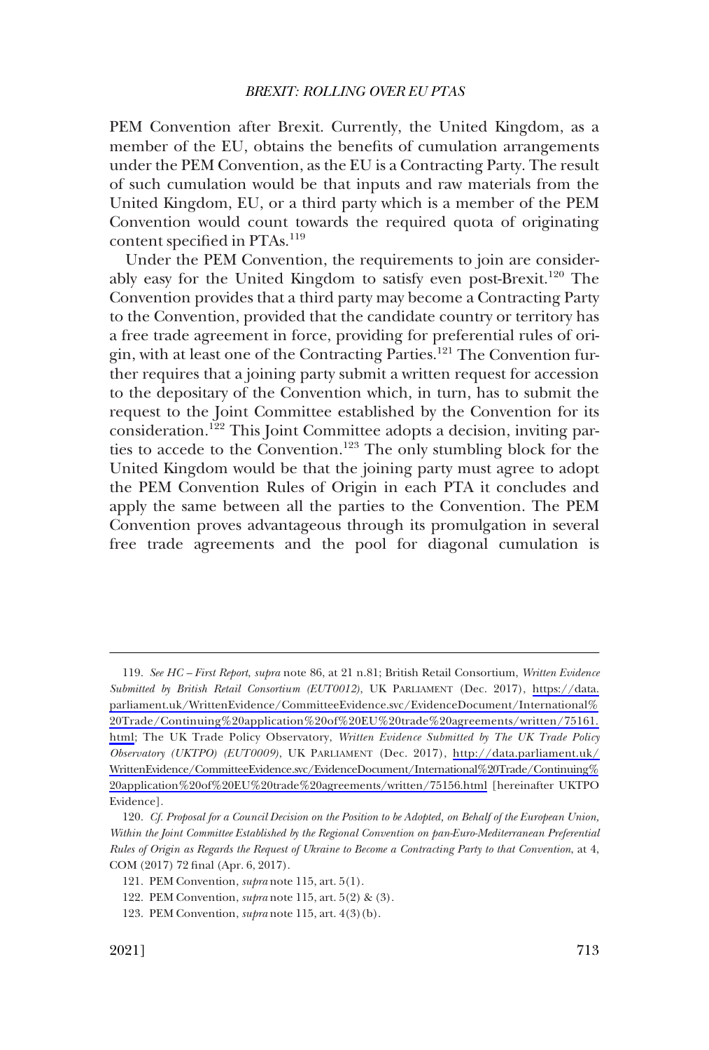PEM Convention after Brexit. Currently, the United Kingdom, as a member of the EU, obtains the benefits of cumulation arrangements under the PEM Convention, as the EU is a Contracting Party. The result of such cumulation would be that inputs and raw materials from the United Kingdom, EU, or a third party which is a member of the PEM Convention would count towards the required quota of originating content specified in PTAs.[119]

Under the PEM Convention, the requirements to join are considerably easy for the United Kingdom to satisfy even post-Brexit.[120] The Convention provides that a third party may become a Contracting Party to the Convention, provided that the candidate country or territory has a free trade agreement in force, providing for preferential rules of origin, with at least one of the Contracting Parties.[121] The Convention further requires that a joining party submit a written request for accession to the depositary of the Convention which, in turn, has to submit the request to the Joint Committee established by the Convention for its consideration.[122] This Joint Committee adopts a decision, inviting parties to accede to the Convention.[123] The only stumbling block for the United Kingdom would be that the joining party must agree to adopt the PEM Convention Rules of Origin in each PTA it concludes and apply the same between all the parties to the Convention. The PEM Convention proves advantageous through its promulgation in several free trade agreements and the pool for diagonal cumulation is

---

119. *See HC – First Report*, *supra* note 86, at 21 n.81; British Retail Consortium, *Written Evidence Submitted by British Retail Consortium (EUT0012)*, UK PARLIAMENT (Dec. 2017), https://data.parliament.uk/WrittenEvidence/CommitteeEvidence.svc/EvidenceDocument/International%20Trade/Continuing%20application%20of%20EU%20trade%20agreements/written/75161.html; The UK Trade Policy Observatory, *Written Evidence Submitted by The UK Trade Policy Observatory (UKTPO) (EUT0009)*, UK PARLIAMENT (Dec. 2017), http://data.parliament.uk/WrittenEvidence/CommitteeEvidence.svc/EvidenceDocument/International%20Trade/Continuing%20application%20of%20EU%20trade%20agreements/written/75156.html [hereinafter UKTPO Evidence].

120. *Cf. Proposal for a Council Decision on the Position to be Adopted, on Behalf of the European Union, Within the Joint Committee Established by the Regional Convention on pan-Euro-Mediterranean Preferential Rules of Origin as Regards the Request of Ukraine to Become a Contracting Party to that Convention*, at 4, COM (2017) 72 final (Apr. 6, 2017).

121. PEM Convention, *supra* note 115, art. 5(1).

122. PEM Convention, *supra* note 115, art. 5(2) & (3).

123. PEM Convention, *supra* note 115, art. 4(3)(b).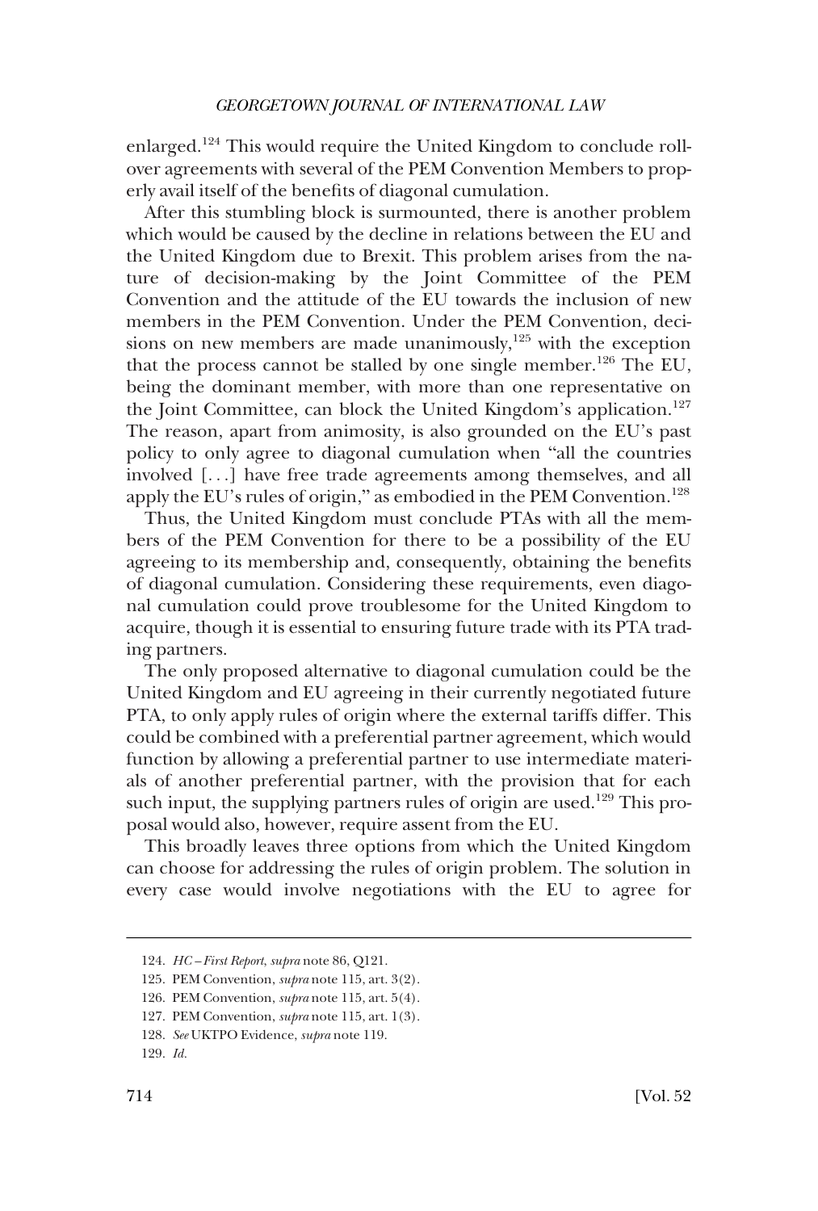enlarged.[124] This would require the United Kingdom to conclude roll-over agreements with several of the PEM Convention Members to properly avail itself of the benefits of diagonal cumulation.

After this stumbling block is surmounted, there is another problem which would be caused by the decline in relations between the EU and the United Kingdom due to Brexit. This problem arises from the nature of decision-making by the Joint Committee of the PEM Convention and the attitude of the EU towards the inclusion of new members in the PEM Convention. Under the PEM Convention, decisions on new members are made unanimously,[125] with the exception that the process cannot be stalled by one single member.[126] The EU, being the dominant member, with more than one representative on the Joint Committee, can block the United Kingdom's application.[127] The reason, apart from animosity, is also grounded on the EU's past policy to only agree to diagonal cumulation when "all the countries involved [. . .] have free trade agreements among themselves, and all apply the EU's rules of origin," as embodied in the PEM Convention.[128]

Thus, the United Kingdom must conclude PTAs with all the members of the PEM Convention for there to be a possibility of the EU agreeing to its membership and, consequently, obtaining the benefits of diagonal cumulation. Considering these requirements, even diagonal cumulation could prove troublesome for the United Kingdom to acquire, though it is essential to ensuring future trade with its PTA trading partners.

The only proposed alternative to diagonal cumulation could be the United Kingdom and EU agreeing in their currently negotiated future PTA, to only apply rules of origin where the external tariffs differ. This could be combined with a preferential partner agreement, which would function by allowing a preferential partner to use intermediate materials of another preferential partner, with the provision that for each such input, the supplying partners rules of origin are used.[129] This proposal would also, however, require assent from the EU.

This broadly leaves three options from which the United Kingdom can choose for addressing the rules of origin problem. The solution in every case would involve negotiations with the EU to agree for

---

124. *HC – First Report*, *supra* note 86, Q121.

125. PEM Convention, *supra* note 115, art. 3(2).

126. PEM Convention, *supra* note 115, art. 5(4).

127. PEM Convention, *supra* note 115, art. 1(3).

128. *See* UKTPO Evidence, *supra* note 119.

129. *Id.*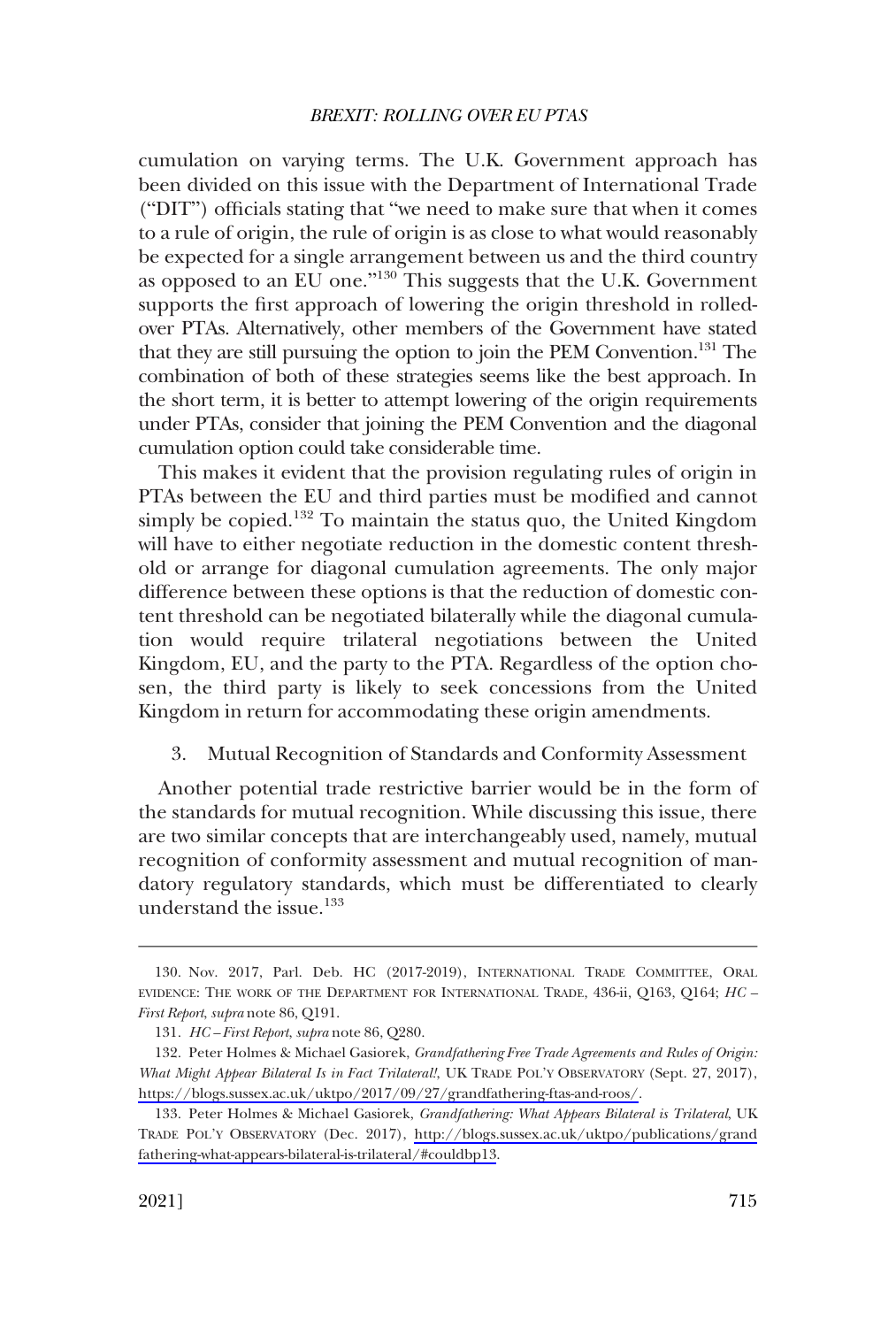cumulation on varying terms. The U.K. Government approach has been divided on this issue with the Department of International Trade ("DIT") officials stating that "we need to make sure that when it comes to a rule of origin, the rule of origin is as close to what would reasonably be expected for a single arrangement between us and the third country as opposed to an EU one."[130] This suggests that the U.K. Government supports the first approach of lowering the origin threshold in rolled-over PTAs. Alternatively, other members of the Government have stated that they are still pursuing the option to join the PEM Convention.[131] The combination of both of these strategies seems like the best approach. In the short term, it is better to attempt lowering of the origin requirements under PTAs, consider that joining the PEM Convention and the diagonal cumulation option could take considerable time.

This makes it evident that the provision regulating rules of origin in PTAs between the EU and third parties must be modified and cannot simply be copied.[132] To maintain the status quo, the United Kingdom will have to either negotiate reduction in the domestic content threshold or arrange for diagonal cumulation agreements. The only major difference between these options is that the reduction of domestic content threshold can be negotiated bilaterally while the diagonal cumulation would require trilateral negotiations between the United Kingdom, EU, and the party to the PTA. Regardless of the option chosen, the third party is likely to seek concessions from the United Kingdom in return for accommodating these origin amendments.

### 3. Mutual Recognition of Standards and Conformity Assessment

Another potential trade restrictive barrier would be in the form of the standards for mutual recognition. While discussing this issue, there are two similar concepts that are interchangeably used, namely, mutual recognition of conformity assessment and mutual recognition of mandatory regulatory standards, which must be differentiated to clearly understand the issue.[133]

---

130. Nov. 2017, Parl. Deb. HC (2017-2019), INTERNATIONAL TRADE COMMITTEE, ORAL EVIDENCE: THE WORK OF THE DEPARTMENT FOR INTERNATIONAL TRADE, 436-ii, Q163, Q164; *HC – First Report*, *supra* note 86, Q191.

131. *HC – First Report*, *supra* note 86, Q280.

132. Peter Holmes & Michael Gasiorek, *Grandfathering Free Trade Agreements and Rules of Origin: What Might Appear Bilateral Is in Fact Trilateral!*, UK TRADE POL'Y OBSERVATORY (Sept. 27, 2017), https://blogs.sussex.ac.uk/uktpo/2017/09/27/grandfathering-ftas-and-roos/.

133. Peter Holmes & Michael Gasiorek, *Grandfathering: What Appears Bilateral is Trilateral*, UK TRADE POL'Y OBSERVATORY (Dec. 2017), http://blogs.sussex.ac.uk/uktpo/publications/grandfathering-what-appears-bilateral-is-trilateral/#couldbp13.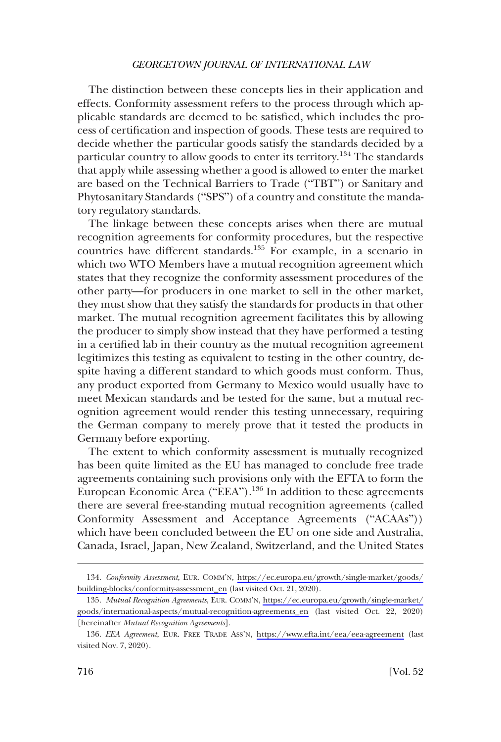The distinction between these concepts lies in their application and effects. Conformity assessment refers to the process through which applicable standards are deemed to be satisfied, which includes the process of certification and inspection of goods. These tests are required to decide whether the particular goods satisfy the standards decided by a particular country to allow goods to enter its territory.[134] The standards that apply while assessing whether a good is allowed to enter the market are based on the Technical Barriers to Trade ("TBT") or Sanitary and Phytosanitary Standards ("SPS") of a country and constitute the mandatory regulatory standards.

The linkage between these concepts arises when there are mutual recognition agreements for conformity procedures, but the respective countries have different standards.[135] For example, in a scenario in which two WTO Members have a mutual recognition agreement which states that they recognize the conformity assessment procedures of the other party—for producers in one market to sell in the other market, they must show that they satisfy the standards for products in that other market. The mutual recognition agreement facilitates this by allowing the producer to simply show instead that they have performed a testing in a certified lab in their country as the mutual recognition agreement legitimizes this testing as equivalent to testing in the other country, despite having a different standard to which goods must conform. Thus, any product exported from Germany to Mexico would usually have to meet Mexican standards and be tested for the same, but a mutual recognition agreement would render this testing unnecessary, requiring the German company to merely prove that it tested the products in Germany before exporting.

The extent to which conformity assessment is mutually recognized has been quite limited as the EU has managed to conclude free trade agreements containing such provisions only with the EFTA to form the European Economic Area ("EEA").[136] In addition to these agreements there are several free-standing mutual recognition agreements (called Conformity Assessment and Acceptance Agreements ("ACAAs")) which have been concluded between the EU on one side and Australia, Canada, Israel, Japan, New Zealand, Switzerland, and the United States

134. *Conformity Assessment*, EUR. COMM'N, https://ec.europa.eu/growth/single-market/goods/building-blocks/conformity-assessment_en (last visited Oct. 21, 2020).

135. *Mutual Recognition Agreements*, EUR. COMM'N, https://ec.europa.eu/growth/single-market/goods/international-aspects/mutual-recognition-agreements_en (last visited Oct. 22, 2020) [hereinafter *Mutual Recognition Agreements*].

136. *EEA Agreement*, EUR. FREE TRADE ASS'N, https://www.efta.int/eea/eea-agreement (last visited Nov. 7, 2020).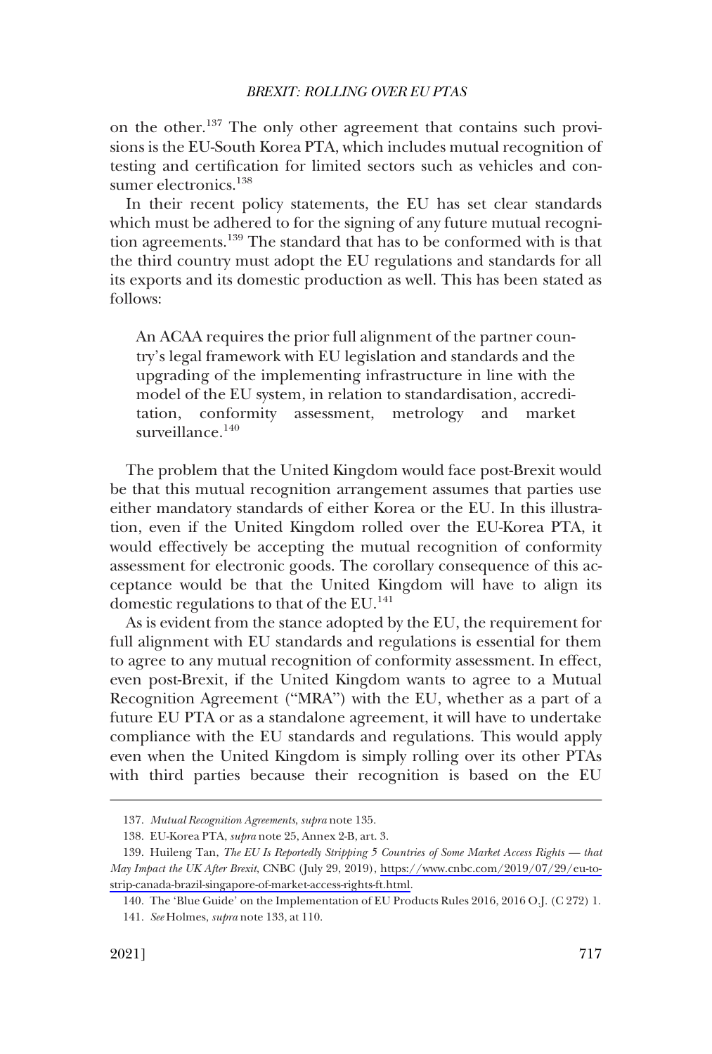on the other.[137] The only other agreement that contains such provisions is the EU-South Korea PTA, which includes mutual recognition of testing and certification for limited sectors such as vehicles and consumer electronics.[138]

In their recent policy statements, the EU has set clear standards which must be adhered to for the signing of any future mutual recognition agreements.[139] The standard that has to be conformed with is that the third country must adopt the EU regulations and standards for all its exports and its domestic production as well. This has been stated as follows:

> An ACAA requires the prior full alignment of the partner country's legal framework with EU legislation and standards and the upgrading of the implementing infrastructure in line with the model of the EU system, in relation to standardisation, accreditation, conformity assessment, metrology and market surveillance.[140]

The problem that the United Kingdom would face post-Brexit would be that this mutual recognition arrangement assumes that parties use either mandatory standards of either Korea or the EU. In this illustration, even if the United Kingdom rolled over the EU-Korea PTA, it would effectively be accepting the mutual recognition of conformity assessment for electronic goods. The corollary consequence of this acceptance would be that the United Kingdom will have to align its domestic regulations to that of the EU.[141]

As is evident from the stance adopted by the EU, the requirement for full alignment with EU standards and regulations is essential for them to agree to any mutual recognition of conformity assessment. In effect, even post-Brexit, if the United Kingdom wants to agree to a Mutual Recognition Agreement ("MRA") with the EU, whether as a part of a future EU PTA or as a standalone agreement, it will have to undertake compliance with the EU standards and regulations. This would apply even when the United Kingdom is simply rolling over its other PTAs with third parties because their recognition is based on the EU

---

137. *Mutual Recognition Agreements*, *supra* note 135.

138. EU-Korea PTA, *supra* note 25, Annex 2-B, art. 3.

139. Huileng Tan, *The EU Is Reportedly Stripping 5 Countries of Some Market Access Rights — that May Impact the UK After Brexit*, CNBC (July 29, 2019), https://www.cnbc.com/2019/07/29/eu-to-strip-canada-brazil-singapore-of-market-access-rights-ft.html.

140. The 'Blue Guide' on the Implementation of EU Products Rules 2016, 2016 O.J. (C 272) 1.

141. *See* Holmes, *supra* note 133, at 110.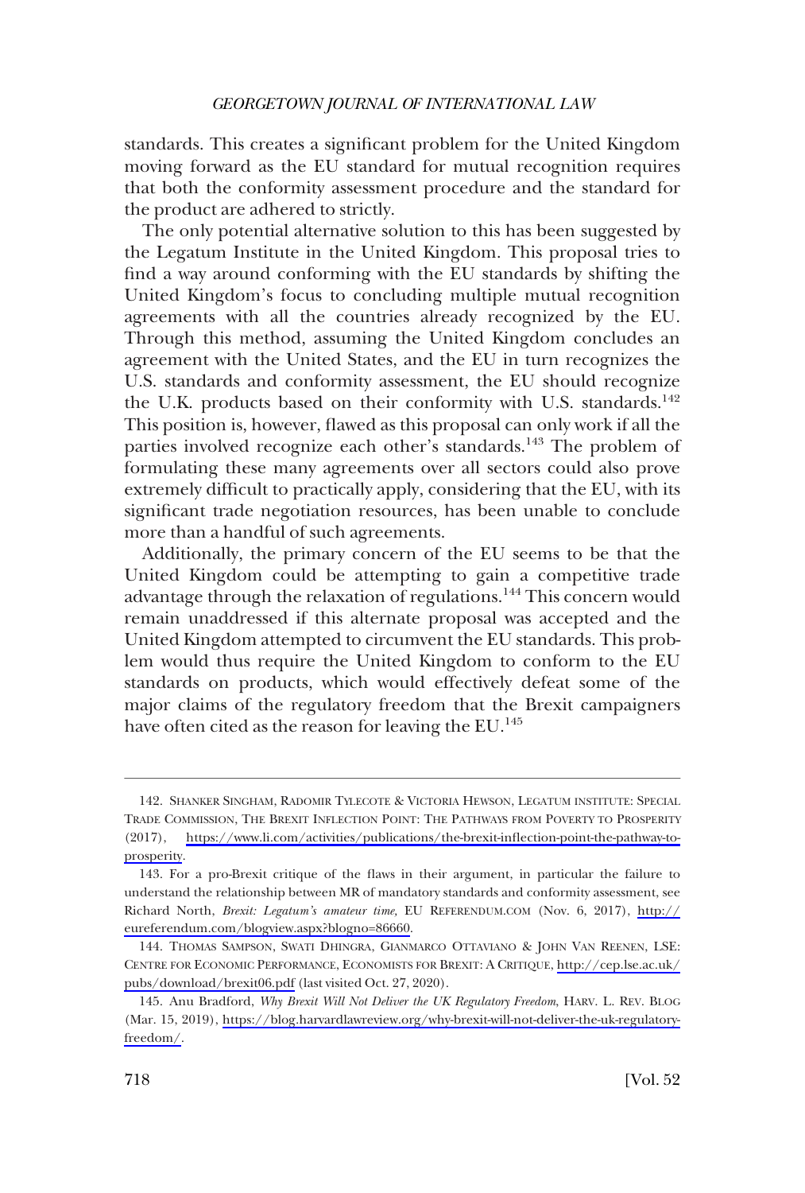standards. This creates a significant problem for the United Kingdom moving forward as the EU standard for mutual recognition requires that both the conformity assessment procedure and the standard for the product are adhered to strictly.

The only potential alternative solution to this has been suggested by the Legatum Institute in the United Kingdom. This proposal tries to find a way around conforming with the EU standards by shifting the United Kingdom's focus to concluding multiple mutual recognition agreements with all the countries already recognized by the EU. Through this method, assuming the United Kingdom concludes an agreement with the United States, and the EU in turn recognizes the U.S. standards and conformity assessment, the EU should recognize the U.K. products based on their conformity with U.S. standards.[142] This position is, however, flawed as this proposal can only work if all the parties involved recognize each other's standards.[143] The problem of formulating these many agreements over all sectors could also prove extremely difficult to practically apply, considering that the EU, with its significant trade negotiation resources, has been unable to conclude more than a handful of such agreements.

Additionally, the primary concern of the EU seems to be that the United Kingdom could be attempting to gain a competitive trade advantage through the relaxation of regulations.[144] This concern would remain unaddressed if this alternate proposal was accepted and the United Kingdom attempted to circumvent the EU standards. This problem would thus require the United Kingdom to conform to the EU standards on products, which would effectively defeat some of the major claims of the regulatory freedom that the Brexit campaigners have often cited as the reason for leaving the EU.[145]

---

142. SHANKER SINGHAM, RADOMIR TYLECOTE & VICTORIA HEWSON, LEGATUM INSTITUTE: SPECIAL TRADE COMMISSION, THE BREXIT INFLECTION POINT: THE PATHWAYS FROM POVERTY TO PROSPERITY (2017), https://www.li.com/activities/publications/the-brexit-inflection-point-the-pathway-to-prosperity.

143. For a pro-Brexit critique of the flaws in their argument, in particular the failure to understand the relationship between MR of mandatory standards and conformity assessment, see Richard North, *Brexit: Legatum's amateur time*, EU REFERENDUM.COM (Nov. 6, 2017), http://eureferendum.com/blogview.aspx?blogno=86660.

144. THOMAS SAMPSON, SWATI DHINGRA, GIANMARCO OTTAVIANO & JOHN VAN REENEN, LSE: CENTRE FOR ECONOMIC PERFORMANCE, ECONOMISTS FOR BREXIT: A CRITIQUE, http://cep.lse.ac.uk/pubs/download/brexit06.pdf (last visited Oct. 27, 2020).

145. Anu Bradford, *Why Brexit Will Not Deliver the UK Regulatory Freedom*, HARV. L. REV. BLOG (Mar. 15, 2019), https://blog.harvardlawreview.org/why-brexit-will-not-deliver-the-uk-regulatory-freedom/.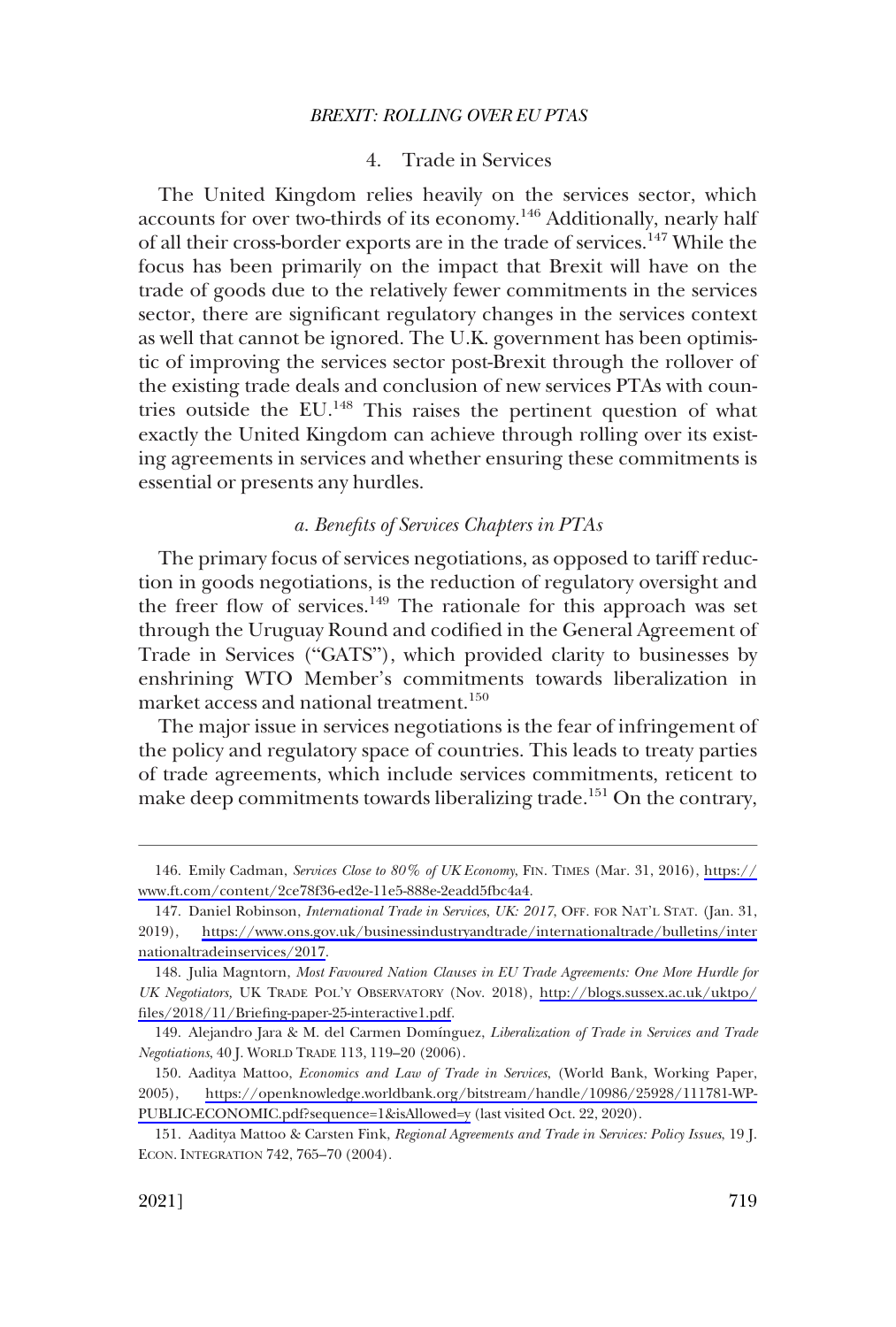### 4. Trade in Services

The United Kingdom relies heavily on the services sector, which accounts for over two-thirds of its economy.[146] Additionally, nearly half of all their cross-border exports are in the trade of services.[147] While the focus has been primarily on the impact that Brexit will have on the trade of goods due to the relatively fewer commitments in the services sector, there are significant regulatory changes in the services context as well that cannot be ignored. The U.K. government has been optimistic of improving the services sector post-Brexit through the rollover of the existing trade deals and conclusion of new services PTAs with countries outside the EU.[148] This raises the pertinent question of what exactly the United Kingdom can achieve through rolling over its existing agreements in services and whether ensuring these commitments is essential or presents any hurdles.

#### *a. Benefits of Services Chapters in PTAs*

The primary focus of services negotiations, as opposed to tariff reduction in goods negotiations, is the reduction of regulatory oversight and the freer flow of services.[149] The rationale for this approach was set through the Uruguay Round and codified in the General Agreement of Trade in Services ("GATS"), which provided clarity to businesses by enshrining WTO Member's commitments towards liberalization in market access and national treatment.[150]

The major issue in services negotiations is the fear of infringement of the policy and regulatory space of countries. This leads to treaty parties of trade agreements, which include services commitments, reticent to make deep commitments towards liberalizing trade.[151] On the contrary,

---

146. Emily Cadman, *Services Close to 80% of UK Economy*, FIN. TIMES (Mar. 31, 2016), https://www.ft.com/content/2ce78f36-ed2e-11e5-888e-2eadd5fbc4a4.

147. Daniel Robinson, *International Trade in Services, UK: 2017*, OFF. FOR NAT'L STAT. (Jan. 31, 2019), https://www.ons.gov.uk/businessindustryandtrade/internationaltrade/bulletins/internationaltradeinservices/2017.

148. Julia Magntorn, *Most Favoured Nation Clauses in EU Trade Agreements: One More Hurdle for UK Negotiators,* UK TRADE POL'Y OBSERVATORY (Nov. 2018), http://blogs.sussex.ac.uk/uktpo/files/2018/11/Briefing-paper-25-interactive1.pdf.

149. Alejandro Jara & M. del Carmen Domínguez, *Liberalization of Trade in Services and Trade Negotiations*, 40 J. WORLD TRADE 113, 119–20 (2006).

150. Aaditya Mattoo, *Economics and Law of Trade in Services*, (World Bank, Working Paper, 2005), https://openknowledge.worldbank.org/bitstream/handle/10986/25928/111781-WP-PUBLIC-ECONOMIC.pdf?sequence=1&isAllowed=y (last visited Oct. 22, 2020).

151. Aaditya Mattoo & Carsten Fink, *Regional Agreements and Trade in Services: Policy Issues*, 19 J. ECON. INTEGRATION 742, 765–70 (2004).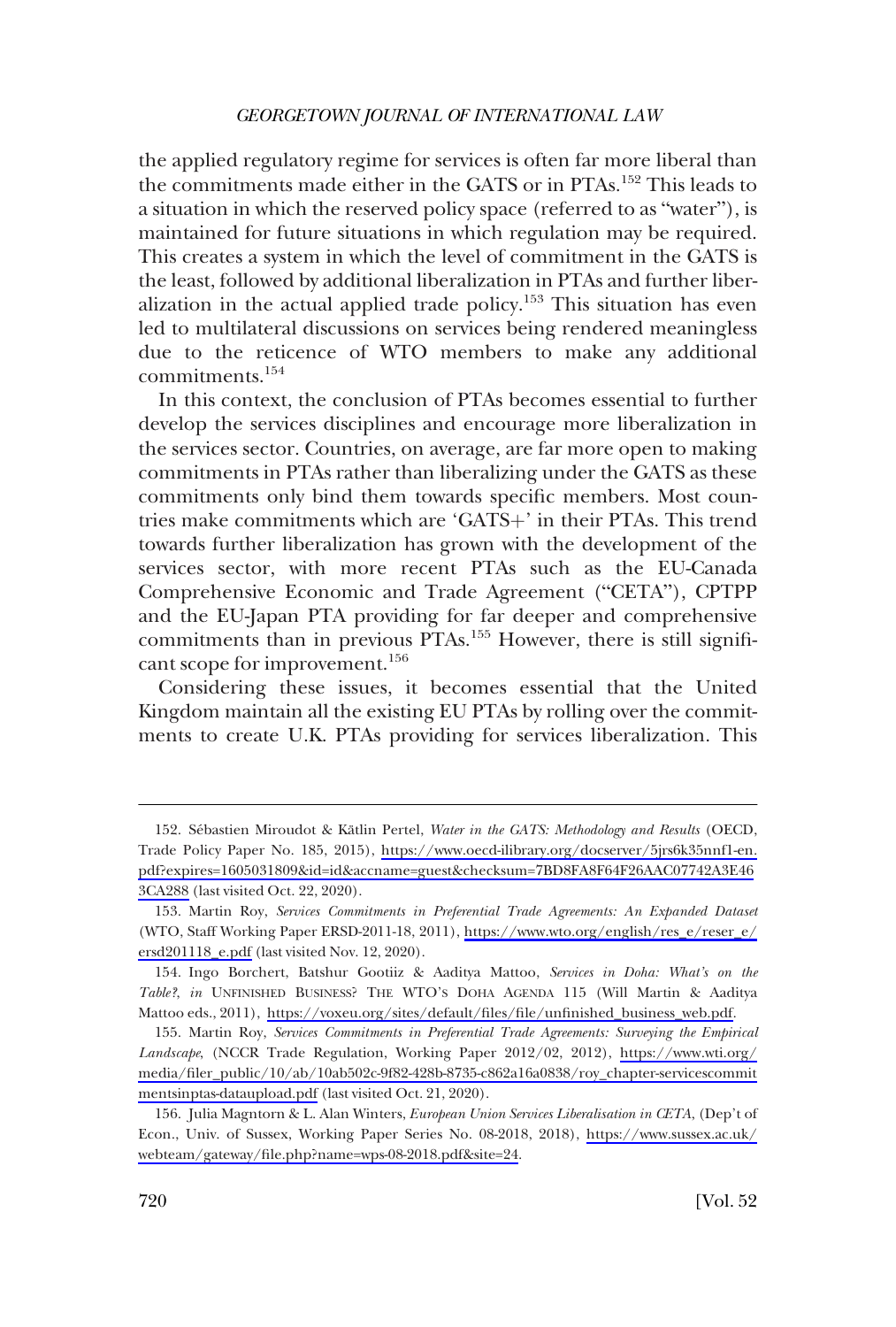the applied regulatory regime for services is often far more liberal than the commitments made either in the GATS or in PTAs.[152] This leads to a situation in which the reserved policy space (referred to as "water"), is maintained for future situations in which regulation may be required. This creates a system in which the level of commitment in the GATS is the least, followed by additional liberalization in PTAs and further liberalization in the actual applied trade policy.[153] This situation has even led to multilateral discussions on services being rendered meaningless due to the reticence of WTO members to make any additional commitments.[154]

In this context, the conclusion of PTAs becomes essential to further develop the services disciplines and encourage more liberalization in the services sector. Countries, on average, are far more open to making commitments in PTAs rather than liberalizing under the GATS as these commitments only bind them towards specific members. Most countries make commitments which are 'GATS+' in their PTAs. This trend towards further liberalization has grown with the development of the services sector, with more recent PTAs such as the EU-Canada Comprehensive Economic and Trade Agreement ("CETA"), CPTPP and the EU-Japan PTA providing for far deeper and comprehensive commitments than in previous PTAs.[155] However, there is still significant scope for improvement.[156]

Considering these issues, it becomes essential that the United Kingdom maintain all the existing EU PTAs by rolling over the commitments to create U.K. PTAs providing for services liberalization. This

---

152. Sébastien Miroudot & Kätlin Pertel, *Water in the GATS: Methodology and Results* (OECD, Trade Policy Paper No. 185, 2015), https://www.oecd-ilibrary.org/docserver/5jrs6k35nnf1-en.pdf?expires=1605031809&id=id&accname=guest&checksum=7BD8FA8F64F26AAC07742A3E463CA288 (last visited Oct. 22, 2020).

153. Martin Roy, *Services Commitments in Preferential Trade Agreements: An Expanded Dataset* (WTO, Staff Working Paper ERSD-2011-18, 2011), https://www.wto.org/english/res_e/reser_e/ersd201118_e.pdf (last visited Nov. 12, 2020).

154. Ingo Borchert, Batshur Gootiiz & Aaditya Mattoo, *Services in Doha: What's on the Table?*, *in* UNFINISHED BUSINESS? THE WTO'S DOHA AGENDA 115 (Will Martin & Aaditya Mattoo eds., 2011), https://voxeu.org/sites/default/files/file/unfinished_business_web.pdf.

155. Martin Roy, *Services Commitments in Preferential Trade Agreements: Surveying the Empirical Landscape*, (NCCR Trade Regulation, Working Paper 2012/02, 2012), https://www.wti.org/media/filer_public/10/ab/10ab502c-9f82-428b-8735-c862a16a0838/roy_chapter-servicescommitmentsinptas-dataupload.pdf (last visited Oct. 21, 2020).

156. Julia Magntorn & L. Alan Winters, *European Union Services Liberalisation in CETA*, (Dep't of Econ., Univ. of Sussex, Working Paper Series No. 08-2018, 2018), https://www.sussex.ac.uk/webteam/gateway/file.php?name=wps-08-2018.pdf&site=24.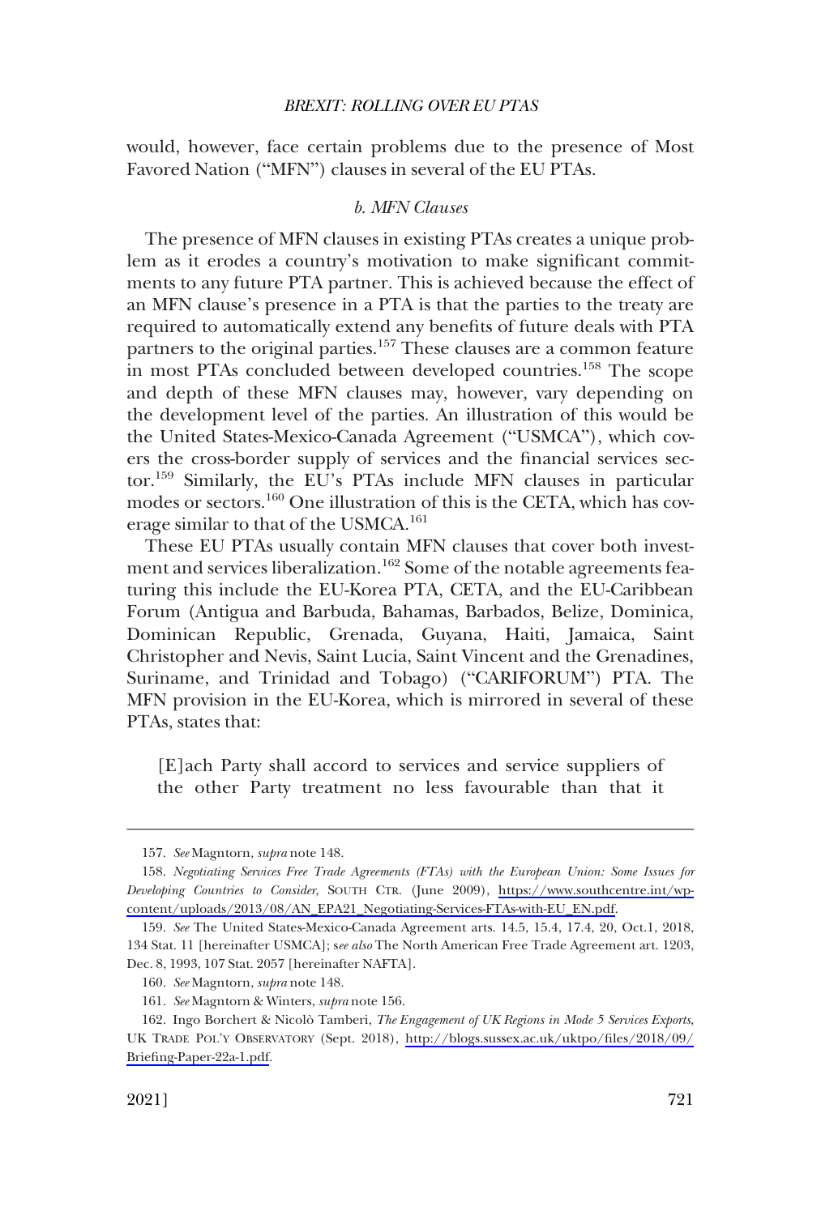would, however, face certain problems due to the presence of Most Favored Nation ("MFN") clauses in several of the EU PTAs.

### *b. MFN Clauses*

The presence of MFN clauses in existing PTAs creates a unique problem as it erodes a country's motivation to make significant commitments to any future PTA partner. This is achieved because the effect of an MFN clause's presence in a PTA is that the parties to the treaty are required to automatically extend any benefits of future deals with PTA partners to the original parties.[157] These clauses are a common feature in most PTAs concluded between developed countries.[158] The scope and depth of these MFN clauses may, however, vary depending on the development level of the parties. An illustration of this would be the United States-Mexico-Canada Agreement ("USMCA"), which covers the cross-border supply of services and the financial services sector.[159] Similarly, the EU's PTAs include MFN clauses in particular modes or sectors.[160] One illustration of this is the CETA, which has coverage similar to that of the USMCA.[161]

These EU PTAs usually contain MFN clauses that cover both investment and services liberalization.[162] Some of the notable agreements featuring this include the EU-Korea PTA, CETA, and the EU-Caribbean Forum (Antigua and Barbuda, Bahamas, Barbados, Belize, Dominica, Dominican Republic, Grenada, Guyana, Haiti, Jamaica, Saint Christopher and Nevis, Saint Lucia, Saint Vincent and the Grenadines, Suriname, and Trinidad and Tobago) ("CARIFORUM") PTA. The MFN provision in the EU-Korea, which is mirrored in several of these PTAs, states that:

> [E]ach Party shall accord to services and service suppliers of the other Party treatment no less favourable than that it

---

157. *See* Magntorn, *supra* note 148.

158. *Negotiating Services Free Trade Agreements (FTAs) with the European Union: Some Issues for Developing Countries to Consider*, SOUTH CTR. (June 2009), https://www.southcentre.int/wp-content/uploads/2013/08/AN_EPA21_Negotiating-Services-FTAs-with-EU_EN.pdf.

159. *See* The United States-Mexico-Canada Agreement arts. 14.5, 15.4, 17.4, 20, Oct.1, 2018, 134 Stat. 11 [hereinafter USMCA]; s*ee also* The North American Free Trade Agreement art. 1203, Dec. 8, 1993, 107 Stat. 2057 [hereinafter NAFTA].

160. *See* Magntorn, *supra* note 148.

161. *See* Magntorn & Winters, *supra* note 156.

162. Ingo Borchert & Nicolò Tamberi, *The Engagement of UK Regions in Mode 5 Services Exports*, UK TRADE POL'Y OBSERVATORY (Sept. 2018), http://blogs.sussex.ac.uk/uktpo/files/2018/09/Briefing-Paper-22a-1.pdf.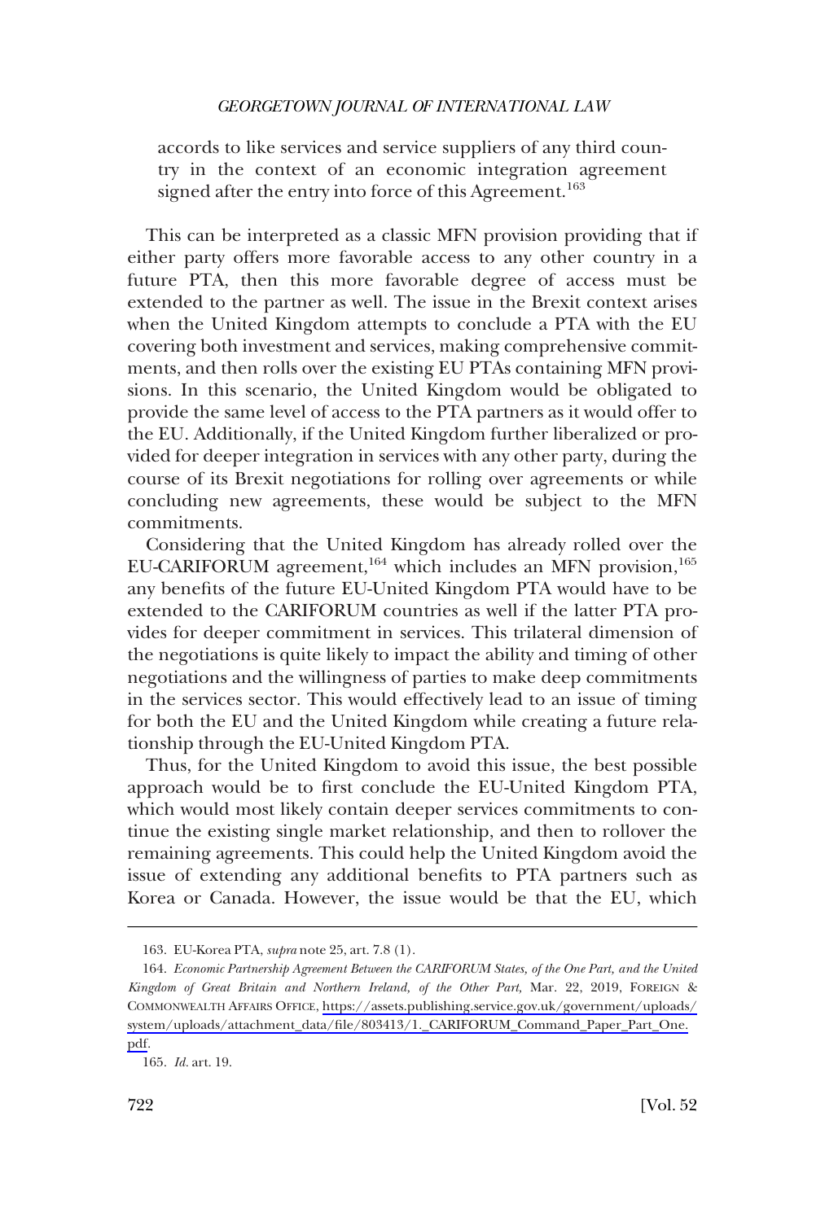> accords to like services and service suppliers of any third country in the context of an economic integration agreement signed after the entry into force of this Agreement.[163]

This can be interpreted as a classic MFN provision providing that if either party offers more favorable access to any other country in a future PTA, then this more favorable degree of access must be extended to the partner as well. The issue in the Brexit context arises when the United Kingdom attempts to conclude a PTA with the EU covering both investment and services, making comprehensive commitments, and then rolls over the existing EU PTAs containing MFN provisions. In this scenario, the United Kingdom would be obligated to provide the same level of access to the PTA partners as it would offer to the EU. Additionally, if the United Kingdom further liberalized or provided for deeper integration in services with any other party, during the course of its Brexit negotiations for rolling over agreements or while concluding new agreements, these would be subject to the MFN commitments.

Considering that the United Kingdom has already rolled over the EU-CARIFORUM agreement,[164] which includes an MFN provision,[165] any benefits of the future EU-United Kingdom PTA would have to be extended to the CARIFORUM countries as well if the latter PTA provides for deeper commitment in services. This trilateral dimension of the negotiations is quite likely to impact the ability and timing of other negotiations and the willingness of parties to make deep commitments in the services sector. This would effectively lead to an issue of timing for both the EU and the United Kingdom while creating a future relationship through the EU-United Kingdom PTA.

Thus, for the United Kingdom to avoid this issue, the best possible approach would be to first conclude the EU-United Kingdom PTA, which would most likely contain deeper services commitments to continue the existing single market relationship, and then to rollover the remaining agreements. This could help the United Kingdom avoid the issue of extending any additional benefits to PTA partners such as Korea or Canada. However, the issue would be that the EU, which

---

163. EU-Korea PTA, *supra* note 25, art. 7.8 (1).

164. *Economic Partnership Agreement Between the CARIFORUM States, of the One Part, and the United Kingdom of Great Britain and Northern Ireland, of the Other Part,* Mar. 22, 2019, FOREIGN & COMMONWEALTH AFFAIRS OFFICE, https://assets.publishing.service.gov.uk/government/uploads/system/uploads/attachment_data/file/803413/1._CARIFORUM_Command_Paper_Part_One.pdf.

165. *Id.* art. 19.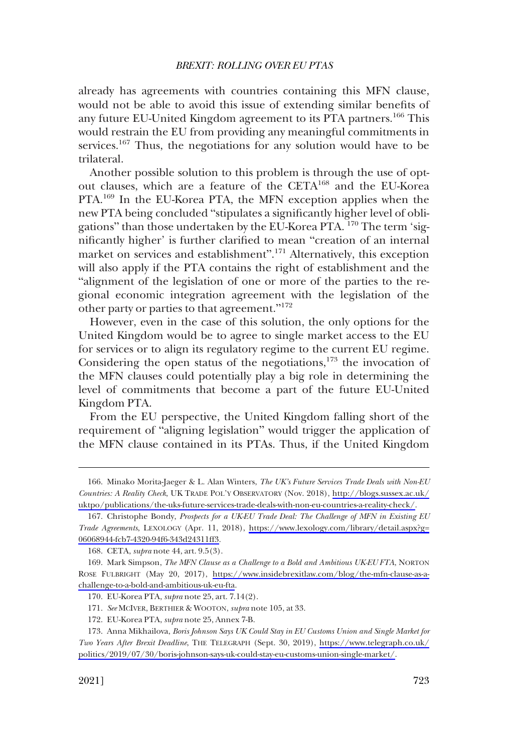already has agreements with countries containing this MFN clause, would not be able to avoid this issue of extending similar benefits of any future EU-United Kingdom agreement to its PTA partners.[166] This would restrain the EU from providing any meaningful commitments in services.[167] Thus, the negotiations for any solution would have to be trilateral.

Another possible solution to this problem is through the use of opt-out clauses, which are a feature of the CETA[168] and the EU-Korea PTA.[169] In the EU-Korea PTA, the MFN exception applies when the new PTA being concluded "stipulates a significantly higher level of obligations" than those undertaken by the EU-Korea PTA. [170] The term 'significantly higher' is further clarified to mean "creation of an internal market on services and establishment".[171] Alternatively, this exception will also apply if the PTA contains the right of establishment and the "alignment of the legislation of one or more of the parties to the regional economic integration agreement with the legislation of the other party or parties to that agreement."[172]

However, even in the case of this solution, the only options for the United Kingdom would be to agree to single market access to the EU for services or to align its regulatory regime to the current EU regime. Considering the open status of the negotiations,[173] the invocation of the MFN clauses could potentially play a big role in determining the level of commitments that become a part of the future EU-United Kingdom PTA.

From the EU perspective, the United Kingdom falling short of the requirement of "aligning legislation" would trigger the application of the MFN clause contained in its PTAs. Thus, if the United Kingdom

---

166. Minako Morita-Jaeger & L. Alan Winters, *The UK's Future Services Trade Deals with Non-EU Countries: A Reality Check*, UK TRADE POL'Y OBSERVATORY (Nov. 2018), http://blogs.sussex.ac.uk/uktpo/publications/the-uks-future-services-trade-deals-with-non-eu-countries-a-reality-check/.

167. Christophe Bondy, *Prospects for a UK-EU Trade Deal: The Challenge of MFN in Existing EU Trade Agreements*, LEXOLOGY (Apr. 11, 2018), https://www.lexology.com/library/detail.aspx?g=06068944-fcb7-4320-94f6-343d24311ff3.

168. CETA, *supra* note 44, art. 9.5(3).

169. Mark Simpson, *The MFN Clause as a Challenge to a Bold and Ambitious UK-EU FTA*, NORTON ROSE FULBRIGHT (May 20, 2017), https://www.insidebrexitlaw.com/blog/the-mfn-clause-as-a-challenge-to-a-bold-and-ambitious-uk-eu-fta.

170. EU-Korea PTA, *supra* note 25, art. 7.14(2).

171. *See* MCIVER, BERTHIER & WOOTON, *supra* note 105, at 33.

172. EU-Korea PTA, *supra* note 25, Annex 7-B.

173. Anna Mikhailova, *Boris Johnson Says UK Could Stay in EU Customs Union and Single Market for Two Years After Brexit Deadline*, THE TELEGRAPH (Sept. 30, 2019), https://www.telegraph.co.uk/politics/2019/07/30/boris-johnson-says-uk-could-stay-eu-customs-union-single-market/.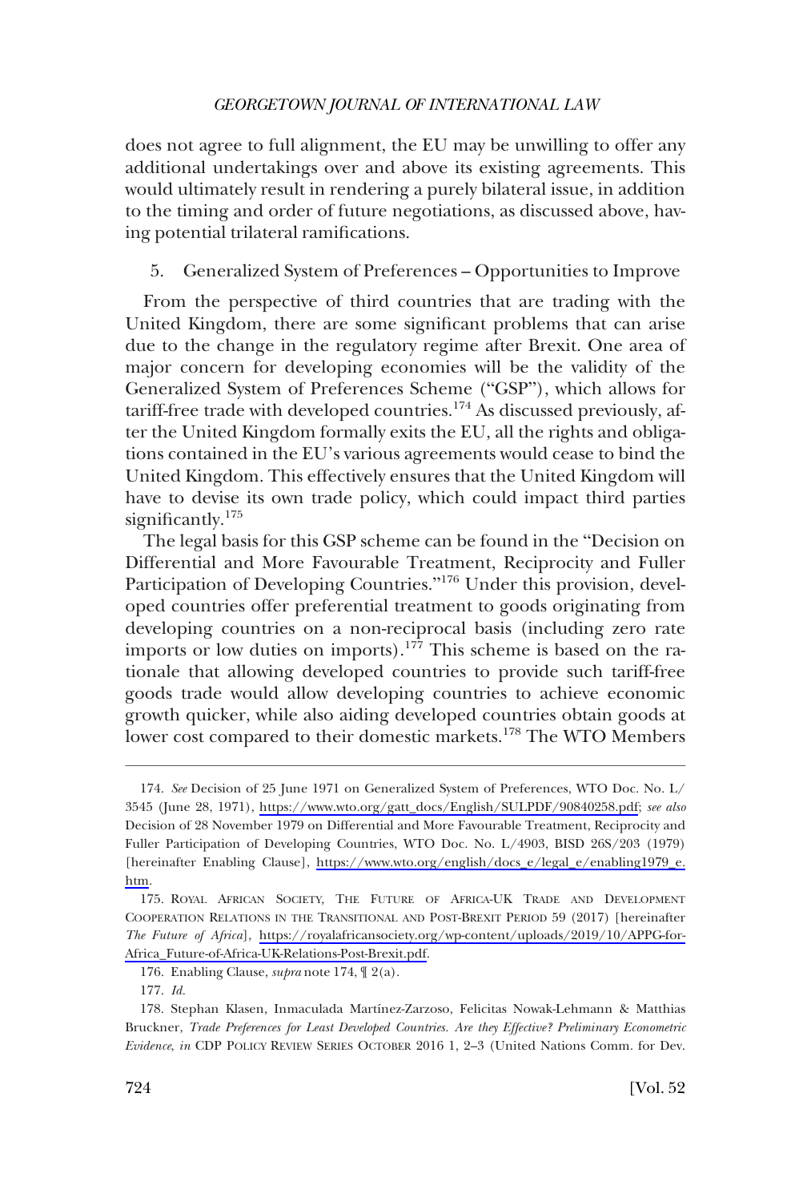does not agree to full alignment, the EU may be unwilling to offer any additional undertakings over and above its existing agreements. This would ultimately result in rendering a purely bilateral issue, in addition to the timing and order of future negotiations, as discussed above, having potential trilateral ramifications.

### 5. Generalized System of Preferences – Opportunities to Improve

From the perspective of third countries that are trading with the United Kingdom, there are some significant problems that can arise due to the change in the regulatory regime after Brexit. One area of major concern for developing economies will be the validity of the Generalized System of Preferences Scheme ("GSP"), which allows for tariff-free trade with developed countries.[174] As discussed previously, after the United Kingdom formally exits the EU, all the rights and obligations contained in the EU's various agreements would cease to bind the United Kingdom. This effectively ensures that the United Kingdom will have to devise its own trade policy, which could impact third parties significantly.[175]

The legal basis for this GSP scheme can be found in the "Decision on Differential and More Favourable Treatment, Reciprocity and Fuller Participation of Developing Countries."[176] Under this provision, developed countries offer preferential treatment to goods originating from developing countries on a non-reciprocal basis (including zero rate imports or low duties on imports).[177] This scheme is based on the rationale that allowing developed countries to provide such tariff-free goods trade would allow developing countries to achieve economic growth quicker, while also aiding developed countries obtain goods at lower cost compared to their domestic markets.[178] The WTO Members

---

174. *See* Decision of 25 June 1971 on Generalized System of Preferences, WTO Doc. No. L/3545 (June 28, 1971), https://www.wto.org/gatt_docs/English/SULPDF/90840258.pdf; *see also* Decision of 28 November 1979 on Differential and More Favourable Treatment, Reciprocity and Fuller Participation of Developing Countries, WTO Doc. No. L/4903, BISD 26S/203 (1979) [hereinafter Enabling Clause], https://www.wto.org/english/docs_e/legal_e/enabling1979_e.htm.

175. ROYAL AFRICAN SOCIETY, THE FUTURE OF AFRICA-UK TRADE AND DEVELOPMENT COOPERATION RELATIONS IN THE TRANSITIONAL AND POST-BREXIT PERIOD 59 (2017) [hereinafter *The Future of Africa*], https://royalafricansociety.org/wp-content/uploads/2019/10/APPG-for-Africa_Future-of-Africa-UK-Relations-Post-Brexit.pdf.

176. Enabling Clause, *supra* note 174, ¶ 2(a).

177. *Id.*

178. Stephan Klasen, Inmaculada Martínez-Zarzoso, Felicitas Nowak-Lehmann & Matthias Bruckner, *Trade Preferences for Least Developed Countries. Are they Effective? Preliminary Econometric Evidence*, *in* CDP POLICY REVIEW SERIES OCTOBER 2016 1, 2–3 (United Nations Comm. for Dev.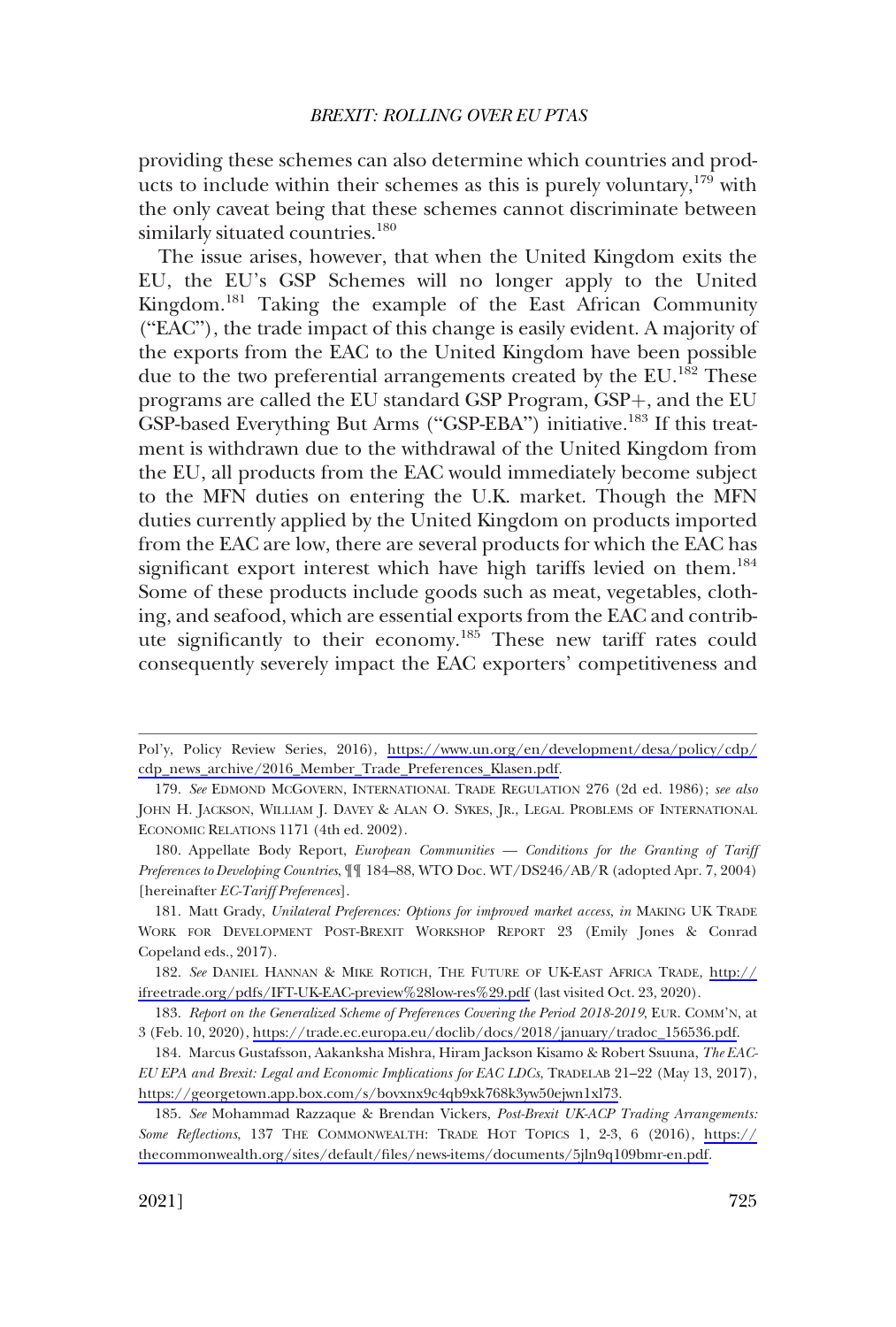providing these schemes can also determine which countries and products to include within their schemes as this is purely voluntary,[179] with the only caveat being that these schemes cannot discriminate between similarly situated countries.[180]

The issue arises, however, that when the United Kingdom exits the EU, the EU's GSP Schemes will no longer apply to the United Kingdom.[181] Taking the example of the East African Community ("EAC"), the trade impact of this change is easily evident. A majority of the exports from the EAC to the United Kingdom have been possible due to the two preferential arrangements created by the EU.[182] These programs are called the EU standard GSP Program, GSP+, and the EU GSP-based Everything But Arms ("GSP-EBA") initiative.[183] If this treatment is withdrawn due to the withdrawal of the United Kingdom from the EU, all products from the EAC would immediately become subject to the MFN duties on entering the U.K. market. Though the MFN duties currently applied by the United Kingdom on products imported from the EAC are low, there are several products for which the EAC has significant export interest which have high tariffs levied on them.[184] Some of these products include goods such as meat, vegetables, clothing, and seafood, which are essential exports from the EAC and contribute significantly to their economy.[185] These new tariff rates could consequently severely impact the EAC exporters' competitiveness and

---

Pol'y, Policy Review Series, 2016), https://www.un.org/en/development/desa/policy/cdp/cdp_news_archive/2016_Member_Trade_Preferences_Klasen.pdf.

179. *See* EDMOND MCGOVERN, INTERNATIONAL TRADE REGULATION 276 (2d ed. 1986); *see also* JOHN H. JACKSON, WILLIAM J. DAVEY & ALAN O. SYKES, JR., LEGAL PROBLEMS OF INTERNATIONAL ECONOMIC RELATIONS 1171 (4th ed. 2002).

180. Appellate Body Report, *European Communities — Conditions for the Granting of Tariff Preferences to Developing Countries*, ¶¶ 184–88, WTO Doc. WT/DS246/AB/R (adopted Apr. 7, 2004) [hereinafter *EC-Tariff Preferences*].

181. Matt Grady, *Unilateral Preferences: Options for improved market access*, *in* MAKING UK TRADE WORK FOR DEVELOPMENT POST-BREXIT WORKSHOP REPORT 23 (Emily Jones & Conrad Copeland eds., 2017).

182. *See* DANIEL HANNAN & MIKE ROTICH, THE FUTURE OF UK-EAST AFRICA TRADE, http://ifreetrade.org/pdfs/IFT-UK-EAC-preview%28low-res%29.pdf (last visited Oct. 23, 2020).

183. *Report on the Generalized Scheme of Preferences Covering the Period 2018-2019*, EUR. COMM'N, at 3 (Feb. 10, 2020), https://trade.ec.europa.eu/doclib/docs/2018/january/tradoc_156536.pdf.

184. Marcus Gustafsson, Aakanksha Mishra, Hiram Jackson Kisamo & Robert Ssuuna, *The EAC-EU EPA and Brexit: Legal and Economic Implications for EAC LDCs*, TRADELAB 21–22 (May 13, 2017), https://georgetown.app.box.com/s/bovxnx9c4qb9xk768k3yw50ejwn1xl73.

185. *See* Mohammad Razzaque & Brendan Vickers, *Post-Brexit UK-ACP Trading Arrangements: Some Reflections*, 137 THE COMMONWEALTH: TRADE HOT TOPICS 1, 2-3, 6 (2016), https://thecommonwealth.org/sites/default/files/news-items/documents/5jln9q109bmr-en.pdf.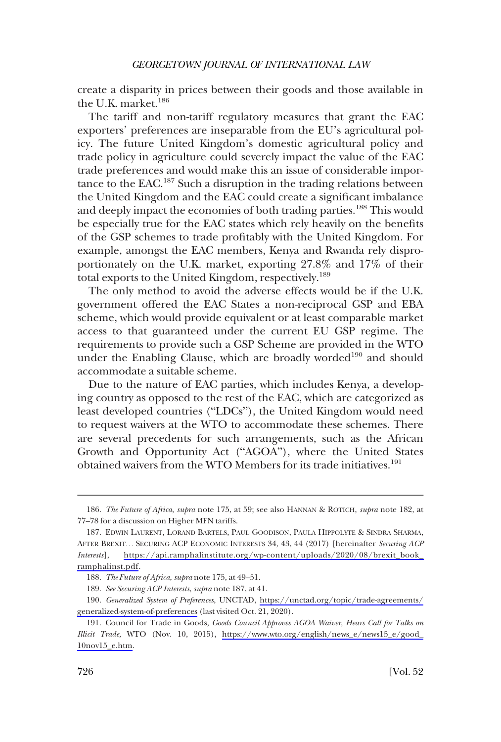create a disparity in prices between their goods and those available in the U.K. market.[186]

The tariff and non-tariff regulatory measures that grant the EAC exporters' preferences are inseparable from the EU's agricultural policy. The future United Kingdom's domestic agricultural policy and trade policy in agriculture could severely impact the value of the EAC trade preferences and would make this an issue of considerable importance to the EAC.[187] Such a disruption in the trading relations between the United Kingdom and the EAC could create a significant imbalance and deeply impact the economies of both trading parties.[188] This would be especially true for the EAC states which rely heavily on the benefits of the GSP schemes to trade profitably with the United Kingdom. For example, amongst the EAC members, Kenya and Rwanda rely disproportionately on the U.K. market, exporting 27.8% and 17% of their total exports to the United Kingdom, respectively.[189]

The only method to avoid the adverse effects would be if the U.K. government offered the EAC States a non-reciprocal GSP and EBA scheme, which would provide equivalent or at least comparable market access to that guaranteed under the current EU GSP regime. The requirements to provide such a GSP Scheme are provided in the WTO under the Enabling Clause, which are broadly worded[190] and should accommodate a suitable scheme.

Due to the nature of EAC parties, which includes Kenya, a developing country as opposed to the rest of the EAC, which are categorized as least developed countries ("LDCs"), the United Kingdom would need to request waivers at the WTO to accommodate these schemes. There are several precedents for such arrangements, such as the African Growth and Opportunity Act ("AGOA"), where the United States obtained waivers from the WTO Members for its trade initiatives.[191]

---

186. *The Future of Africa*, *supra* note 175, at 59; see also HANNAN & ROTICH, *supra* note 182, at 77–78 for a discussion on Higher MFN tariffs.

187. EDWIN LAURENT, LORAND BARTELS, PAUL GOODISON, PAULA HIPPOLYTE & SINDRA SHARMA, AFTER BREXIT... SECURING ACP ECONOMIC INTERESTS 34, 43, 44 (2017) [hereinafter *Securing ACP Interests*], https://api.ramphalinstitute.org/wp-content/uploads/2020/08/brexit_book_ramphalinst.pdf.

188. *The Future of Africa*, *supra* note 175, at 49–51.

189. *See Securing ACP Interests*, *supra* note 187, at 41.

190. *Generalized System of Preferences*, UNCTAD, https://unctad.org/topic/trade-agreements/generalized-system-of-preferences (last visited Oct. 21, 2020).

191. Council for Trade in Goods, *Goods Council Approves AGOA Waiver, Hears Call for Talks on Illicit Trade*, WTO (Nov. 10, 2015), https://www.wto.org/english/news_e/news15_e/good_10nov15_e.htm.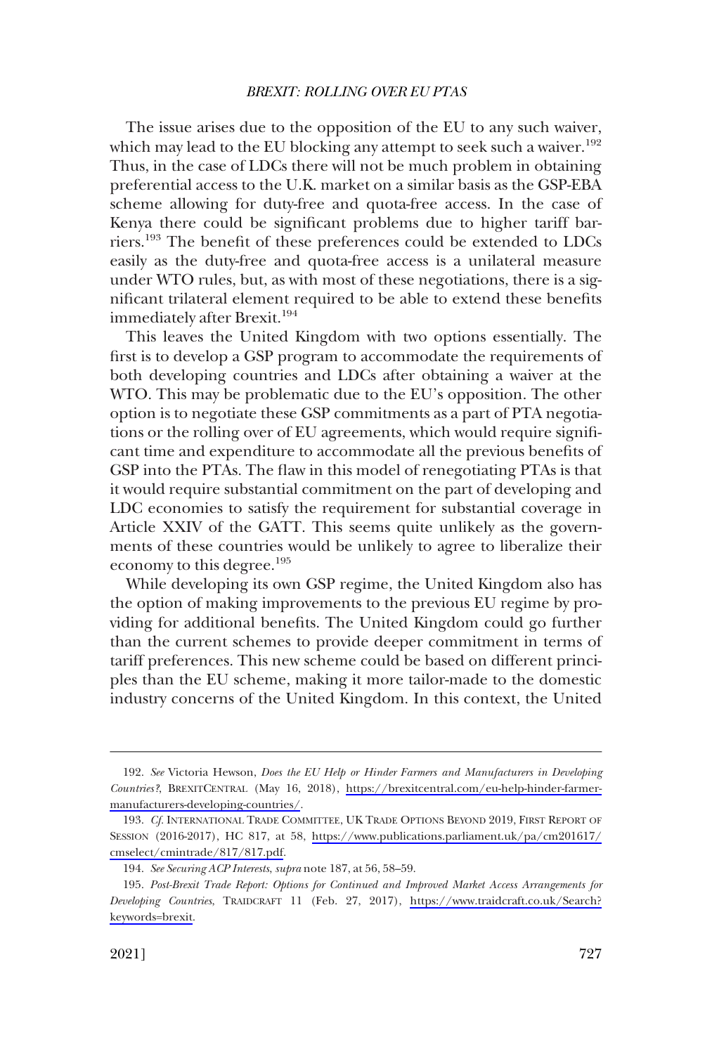The issue arises due to the opposition of the EU to any such waiver, which may lead to the EU blocking any attempt to seek such a waiver.[192] Thus, in the case of LDCs there will not be much problem in obtaining preferential access to the U.K. market on a similar basis as the GSP-EBA scheme allowing for duty-free and quota-free access. In the case of Kenya there could be significant problems due to higher tariff barriers.[193] The benefit of these preferences could be extended to LDCs easily as the duty-free and quota-free access is a unilateral measure under WTO rules, but, as with most of these negotiations, there is a significant trilateral element required to be able to extend these benefits immediately after Brexit.[194]

This leaves the United Kingdom with two options essentially. The first is to develop a GSP program to accommodate the requirements of both developing countries and LDCs after obtaining a waiver at the WTO. This may be problematic due to the EU's opposition. The other option is to negotiate these GSP commitments as a part of PTA negotiations or the rolling over of EU agreements, which would require significant time and expenditure to accommodate all the previous benefits of GSP into the PTAs. The flaw in this model of renegotiating PTAs is that it would require substantial commitment on the part of developing and LDC economies to satisfy the requirement for substantial coverage in Article XXIV of the GATT. This seems quite unlikely as the governments of these countries would be unlikely to agree to liberalize their economy to this degree.[195]

While developing its own GSP regime, the United Kingdom also has the option of making improvements to the previous EU regime by providing for additional benefits. The United Kingdom could go further than the current schemes to provide deeper commitment in terms of tariff preferences. This new scheme could be based on different principles than the EU scheme, making it more tailor-made to the domestic industry concerns of the United Kingdom. In this context, the United

---

192. *See* Victoria Hewson, *Does the EU Help or Hinder Farmers and Manufacturers in Developing Countries?*, BREXITCENTRAL (May 16, 2018), https://brexitcentral.com/eu-help-hinder-farmer-manufacturers-developing-countries/.

193. *Cf.* INTERNATIONAL TRADE COMMITTEE, UK TRADE OPTIONS BEYOND 2019, FIRST REPORT OF SESSION (2016-2017), HC 817, at 58, https://www.publications.parliament.uk/pa/cm201617/cmselect/cmintrade/817/817.pdf.

194. *See Securing ACP Interests*, *supra* note 187, at 56, 58–59.

195. *Post-Brexit Trade Report: Options for Continued and Improved Market Access Arrangements for Developing Countries*, TRAIDCRAFT 11 (Feb. 27, 2017), https://www.traidcraft.co.uk/Search?keywords=brexit.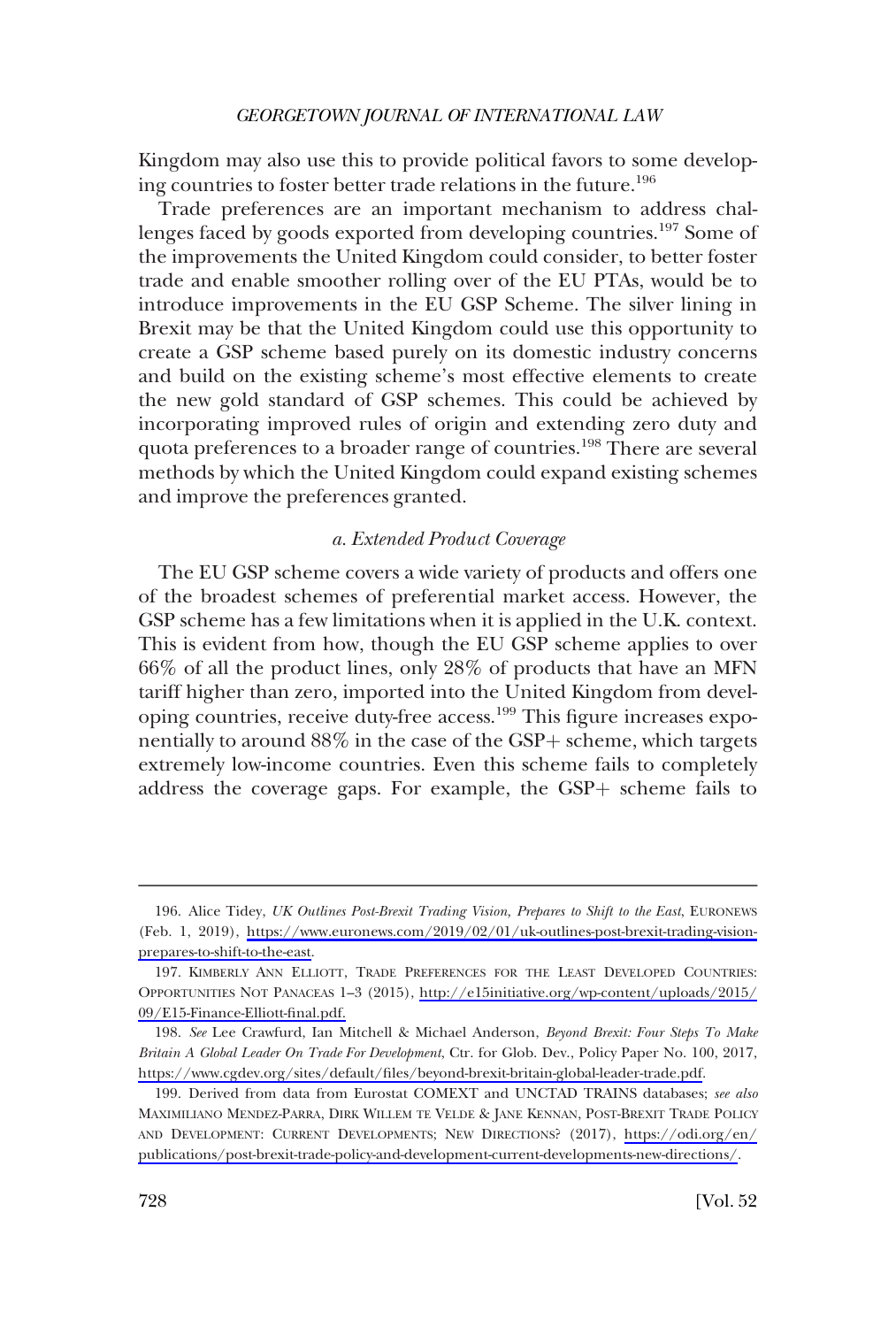Kingdom may also use this to provide political favors to some developing countries to foster better trade relations in the future.[196]

Trade preferences are an important mechanism to address challenges faced by goods exported from developing countries.[197] Some of the improvements the United Kingdom could consider, to better foster trade and enable smoother rolling over of the EU PTAs, would be to introduce improvements in the EU GSP Scheme. The silver lining in Brexit may be that the United Kingdom could use this opportunity to create a GSP scheme based purely on its domestic industry concerns and build on the existing scheme's most effective elements to create the new gold standard of GSP schemes. This could be achieved by incorporating improved rules of origin and extending zero duty and quota preferences to a broader range of countries.[198] There are several methods by which the United Kingdom could expand existing schemes and improve the preferences granted.

*a. Extended Product Coverage*

The EU GSP scheme covers a wide variety of products and offers one of the broadest schemes of preferential market access. However, the GSP scheme has a few limitations when it is applied in the U.K. context. This is evident from how, though the EU GSP scheme applies to over 66% of all the product lines, only 28% of products that have an MFN tariff higher than zero, imported into the United Kingdom from developing countries, receive duty-free access.[199] This figure increases exponentially to around 88% in the case of the GSP+ scheme, which targets extremely low-income countries. Even this scheme fails to completely address the coverage gaps. For example, the GSP+ scheme fails to

---

196. Alice Tidey, *UK Outlines Post-Brexit Trading Vision, Prepares to Shift to the East*, EURONEWS (Feb. 1, 2019), https://www.euronews.com/2019/02/01/uk-outlines-post-brexit-trading-vision-prepares-to-shift-to-the-east.

197. KIMBERLY ANN ELLIOTT, TRADE PREFERENCES FOR THE LEAST DEVELOPED COUNTRIES: OPPORTUNITIES NOT PANACEAS 1–3 (2015), http://e15initiative.org/wp-content/uploads/2015/09/E15-Finance-Elliott-final.pdf.

198. *See* Lee Crawfurd, Ian Mitchell & Michael Anderson, *Beyond Brexit: Four Steps To Make Britain A Global Leader On Trade For Development*, Ctr. for Glob. Dev., Policy Paper No. 100, 2017, https://www.cgdev.org/sites/default/files/beyond-brexit-britain-global-leader-trade.pdf.

199. Derived from data from Eurostat COMEXT and UNCTAD TRAINS databases; *see also* MAXIMILIANO MENDEZ-PARRA, DIRK WILLEM TE VELDE & JANE KENNAN, POST-BREXIT TRADE POLICY AND DEVELOPMENT: CURRENT DEVELOPMENTS; NEW DIRECTIONS? (2017), https://odi.org/en/publications/post-brexit-trade-policy-and-development-current-developments-new-directions/.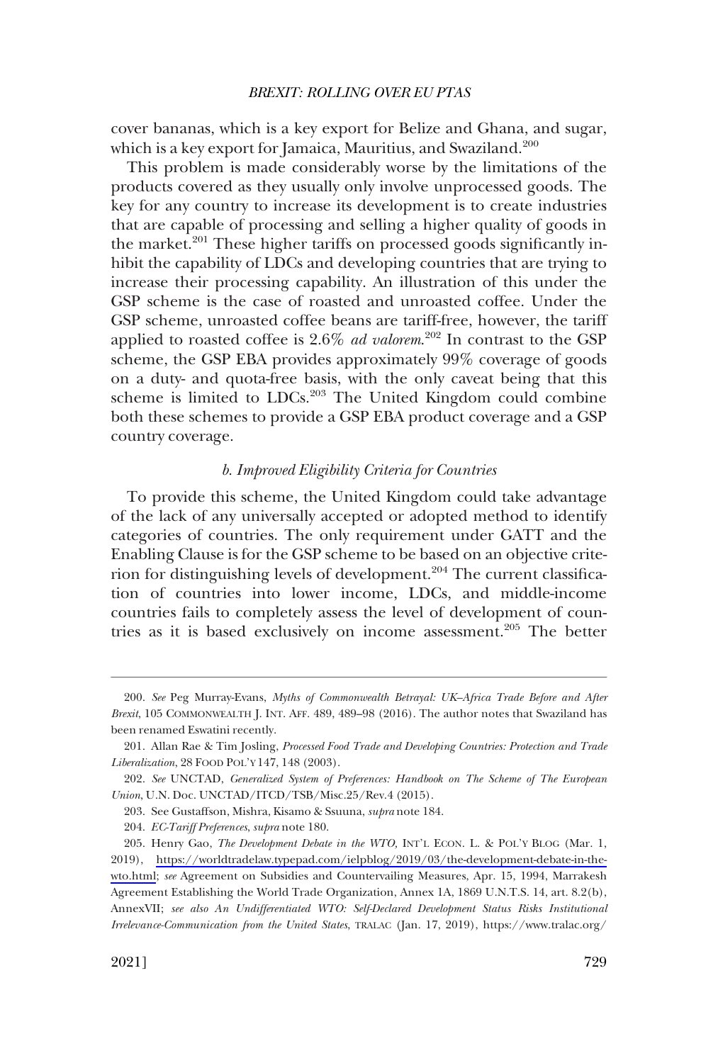cover bananas, which is a key export for Belize and Ghana, and sugar, which is a key export for Jamaica, Mauritius, and Swaziland.[200]

This problem is made considerably worse by the limitations of the products covered as they usually only involve unprocessed goods. The key for any country to increase its development is to create industries that are capable of processing and selling a higher quality of goods in the market.[201] These higher tariffs on processed goods significantly inhibit the capability of LDCs and developing countries that are trying to increase their processing capability. An illustration of this under the GSP scheme is the case of roasted and unroasted coffee. Under the GSP scheme, unroasted coffee beans are tariff-free, however, the tariff applied to roasted coffee is 2.6% *ad valorem*.[202] In contrast to the GSP scheme, the GSP EBA provides approximately 99% coverage of goods on a duty- and quota-free basis, with the only caveat being that this scheme is limited to LDCs.[203] The United Kingdom could combine both these schemes to provide a GSP EBA product coverage and a GSP country coverage.

### *b. Improved Eligibility Criteria for Countries*

To provide this scheme, the United Kingdom could take advantage of the lack of any universally accepted or adopted method to identify categories of countries. The only requirement under GATT and the Enabling Clause is for the GSP scheme to be based on an objective criterion for distinguishing levels of development.[204] The current classification of countries into lower income, LDCs, and middle-income countries fails to completely assess the level of development of countries as it is based exclusively on income assessment.[205] The better

---

200. *See* Peg Murray-Evans, *Myths of Commonwealth Betrayal: UK–Africa Trade Before and After Brexit*, 105 COMMONWEALTH J. INT. AFF. 489, 489–98 (2016). The author notes that Swaziland has been renamed Eswatini recently.

201. Allan Rae & Tim Josling, *Processed Food Trade and Developing Countries: Protection and Trade Liberalization*, 28 FOOD POL'Y 147, 148 (2003).

202. *See* UNCTAD, *Generalized System of Preferences: Handbook on The Scheme of The European Union*, U.N. Doc. UNCTAD/ITCD/TSB/Misc.25/Rev.4 (2015).

203. See Gustaffson, Mishra, Kisamo & Ssuuna, *supra* note 184.

204. *EC-Tariff Preferences*, *supra* note 180.

205. Henry Gao, *The Development Debate in the WTO,* INT'L ECON. L. & POL'Y BLOG (Mar. 1, 2019), https://worldtradelaw.typepad.com/ielpblog/2019/03/the-development-debate-in-the-wto.html; *see* Agreement on Subsidies and Countervailing Measures, Apr. 15, 1994, Marrakesh Agreement Establishing the World Trade Organization, Annex 1A, 1869 U.N.T.S. 14, art. 8.2(b), AnnexVII; *see also An Undifferentiated WTO: Self-Declared Development Status Risks Institutional Irrelevance-Communication from the United States*, TRALAC (Jan. 17, 2019), https://www.tralac.org/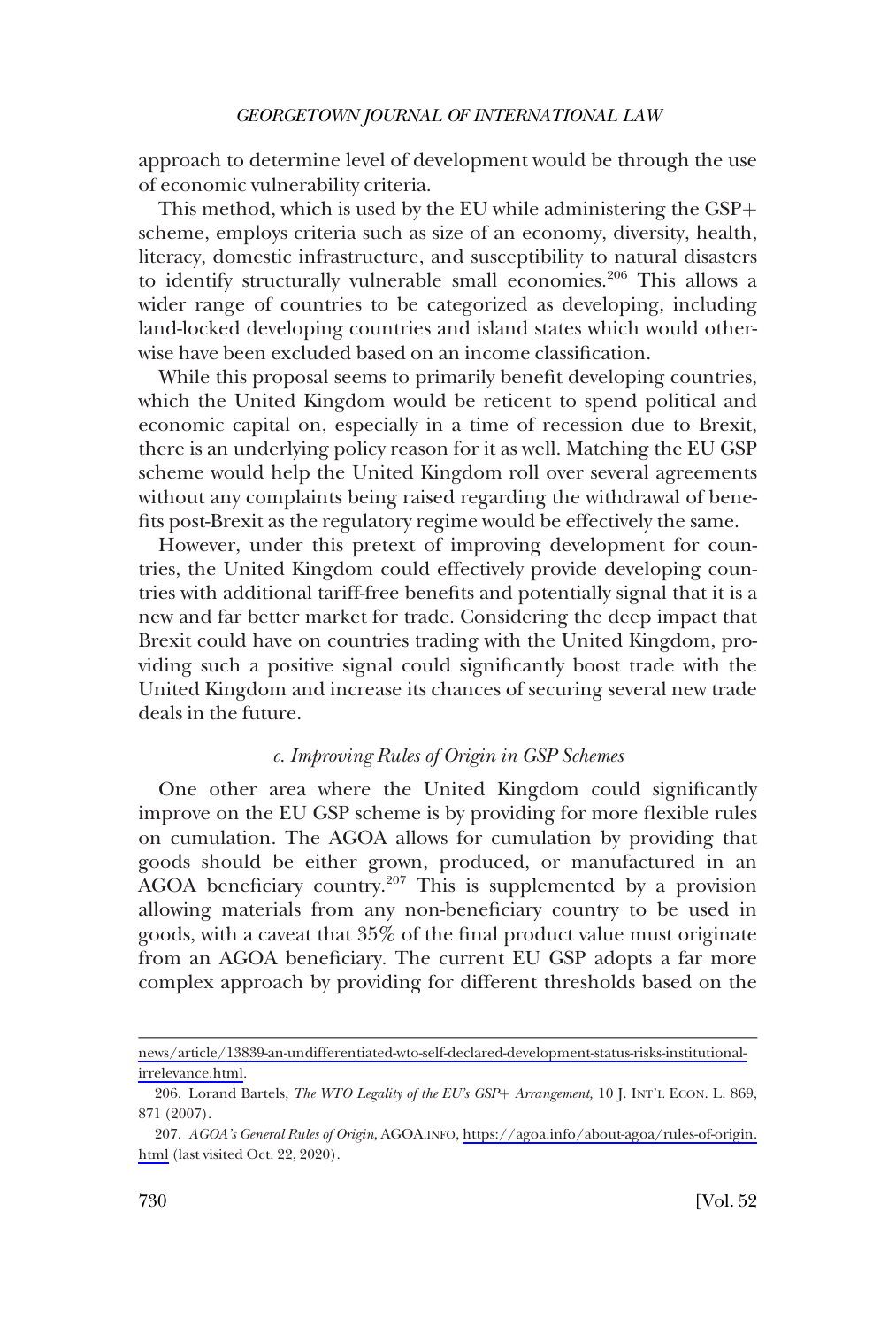approach to determine level of development would be through the use of economic vulnerability criteria.

This method, which is used by the EU while administering the GSP+ scheme, employs criteria such as size of an economy, diversity, health, literacy, domestic infrastructure, and susceptibility to natural disasters to identify structurally vulnerable small economies.[206] This allows a wider range of countries to be categorized as developing, including land-locked developing countries and island states which would otherwise have been excluded based on an income classification.

While this proposal seems to primarily benefit developing countries, which the United Kingdom would be reticent to spend political and economic capital on, especially in a time of recession due to Brexit, there is an underlying policy reason for it as well. Matching the EU GSP scheme would help the United Kingdom roll over several agreements without any complaints being raised regarding the withdrawal of benefits post-Brexit as the regulatory regime would be effectively the same.

However, under this pretext of improving development for countries, the United Kingdom could effectively provide developing countries with additional tariff-free benefits and potentially signal that it is a new and far better market for trade. Considering the deep impact that Brexit could have on countries trading with the United Kingdom, providing such a positive signal could significantly boost trade with the United Kingdom and increase its chances of securing several new trade deals in the future.

### *c. Improving Rules of Origin in GSP Schemes*

One other area where the United Kingdom could significantly improve on the EU GSP scheme is by providing for more flexible rules on cumulation. The AGOA allows for cumulation by providing that goods should be either grown, produced, or manufactured in an AGOA beneficiary country.[207] This is supplemented by a provision allowing materials from any non-beneficiary country to be used in goods, with a caveat that 35% of the final product value must originate from an AGOA beneficiary. The current EU GSP adopts a far more complex approach by providing for different thresholds based on the

---

news/article/13839-an-undifferentiated-wto-self-declared-development-status-risks-institutional-irrelevance.html.

206. Lorand Bartels, *The WTO Legality of the EU's GSP+ Arrangement,* 10 J. INT'L ECON. L. 869, 871 (2007).

207. *AGOA's General Rules of Origin*, AGOA.INFO, https://agoa.info/about-agoa/rules-of-origin.html (last visited Oct. 22, 2020).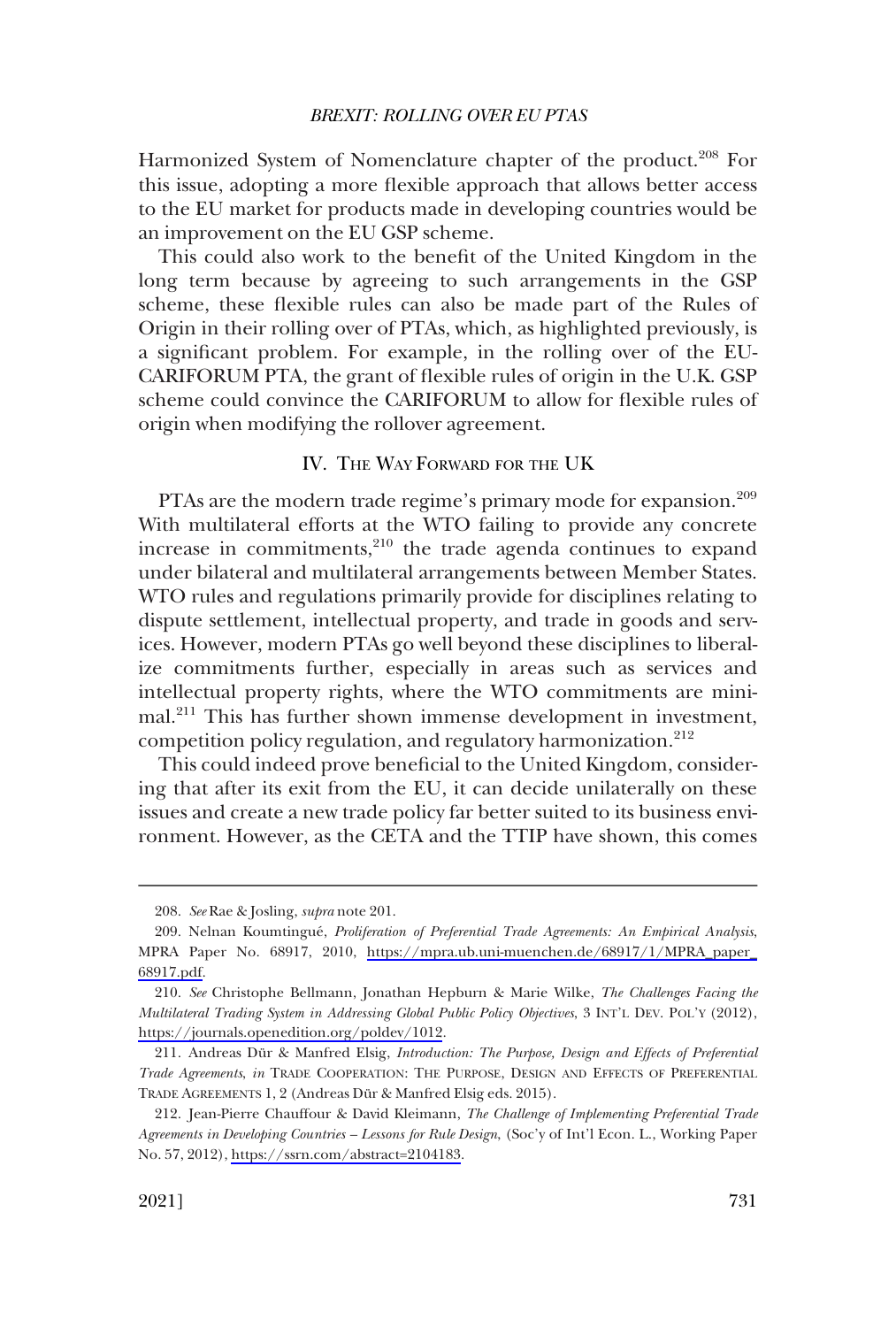Harmonized System of Nomenclature chapter of the product.[208] For this issue, adopting a more flexible approach that allows better access to the EU market for products made in developing countries would be an improvement on the EU GSP scheme.

This could also work to the benefit of the United Kingdom in the long term because by agreeing to such arrangements in the GSP scheme, these flexible rules can also be made part of the Rules of Origin in their rolling over of PTAs, which, as highlighted previously, is a significant problem. For example, in the rolling over of the EU-CARIFORUM PTA, the grant of flexible rules of origin in the U.K. GSP scheme could convince the CARIFORUM to allow for flexible rules of origin when modifying the rollover agreement.

## IV. The Way Forward for the UK

PTAs are the modern trade regime's primary mode for expansion.[209] With multilateral efforts at the WTO failing to provide any concrete increase in commitments,[210] the trade agenda continues to expand under bilateral and multilateral arrangements between Member States. WTO rules and regulations primarily provide for disciplines relating to dispute settlement, intellectual property, and trade in goods and services. However, modern PTAs go well beyond these disciplines to liberalize commitments further, especially in areas such as services and intellectual property rights, where the WTO commitments are minimal.[211] This has further shown immense development in investment, competition policy regulation, and regulatory harmonization.[212]

This could indeed prove beneficial to the United Kingdom, considering that after its exit from the EU, it can decide unilaterally on these issues and create a new trade policy far better suited to its business environment. However, as the CETA and the TTIP have shown, this comes

---

208. *See* Rae & Josling, *supra* note 201.

209. Nelnan Koumtingué, *Proliferation of Preferential Trade Agreements: An Empirical Analysis*, MPRA Paper No. 68917, 2010, https://mpra.ub.uni-muenchen.de/68917/1/MPRA_paper_68917.pdf.

210. *See* Christophe Bellmann, Jonathan Hepburn & Marie Wilke, *The Challenges Facing the Multilateral Trading System in Addressing Global Public Policy Objectives*, 3 INT'L DEV. POL'Y (2012), https://journals.openedition.org/poldev/1012.

211. Andreas Dür & Manfred Elsig, *Introduction: The Purpose, Design and Effects of Preferential Trade Agreements*, *in* TRADE COOPERATION: THE PURPOSE, DESIGN AND EFFECTS OF PREFERENTIAL TRADE AGREEMENTS 1, 2 (Andreas Dür & Manfred Elsig eds. 2015).

212. Jean-Pierre Chauffour & David Kleimann, *The Challenge of Implementing Preferential Trade Agreements in Developing Countries – Lessons for Rule Design*, (Soc'y of Int'l Econ. L., Working Paper No. 57, 2012), https://ssrn.com/abstract=2104183.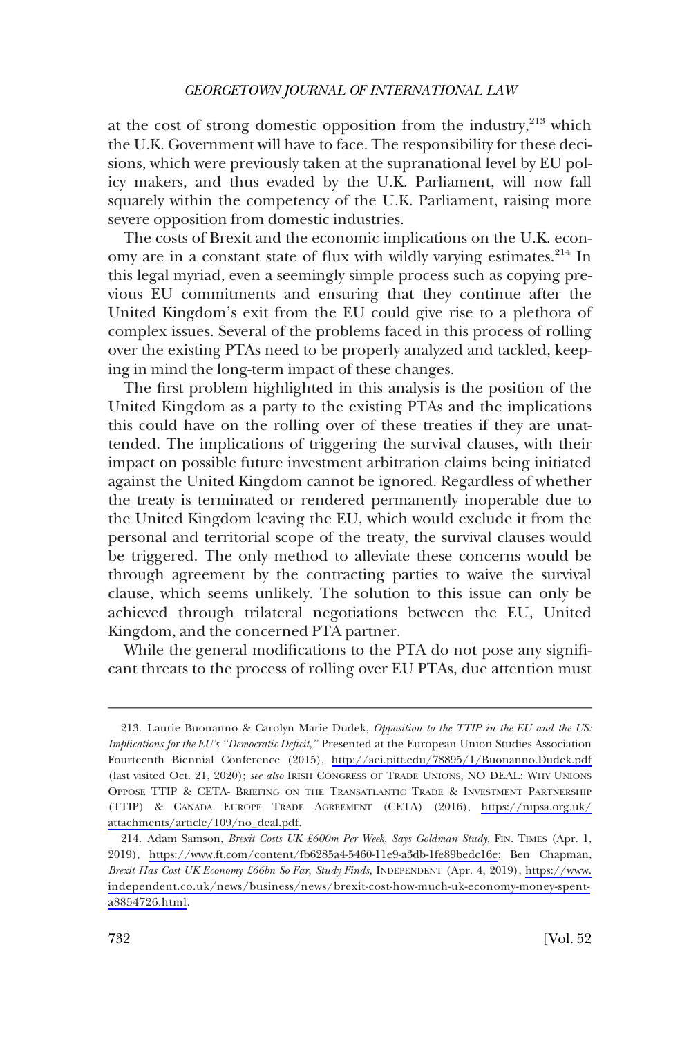at the cost of strong domestic opposition from the industry,[213] which the U.K. Government will have to face. The responsibility for these decisions, which were previously taken at the supranational level by EU policy makers, and thus evaded by the U.K. Parliament, will now fall squarely within the competency of the U.K. Parliament, raising more severe opposition from domestic industries.

The costs of Brexit and the economic implications on the U.K. economy are in a constant state of flux with wildly varying estimates.[214] In this legal myriad, even a seemingly simple process such as copying previous EU commitments and ensuring that they continue after the United Kingdom's exit from the EU could give rise to a plethora of complex issues. Several of the problems faced in this process of rolling over the existing PTAs need to be properly analyzed and tackled, keeping in mind the long-term impact of these changes.

The first problem highlighted in this analysis is the position of the United Kingdom as a party to the existing PTAs and the implications this could have on the rolling over of these treaties if they are unattended. The implications of triggering the survival clauses, with their impact on possible future investment arbitration claims being initiated against the United Kingdom cannot be ignored. Regardless of whether the treaty is terminated or rendered permanently inoperable due to the United Kingdom leaving the EU, which would exclude it from the personal and territorial scope of the treaty, the survival clauses would be triggered. The only method to alleviate these concerns would be through agreement by the contracting parties to waive the survival clause, which seems unlikely. The solution to this issue can only be achieved through trilateral negotiations between the EU, United Kingdom, and the concerned PTA partner.

While the general modifications to the PTA do not pose any significant threats to the process of rolling over EU PTAs, due attention must

---

213. Laurie Buonanno & Carolyn Marie Dudek, *Opposition to the TTIP in the EU and the US: Implications for the EU's "Democratic Deficit,"* Presented at the European Union Studies Association Fourteenth Biennial Conference (2015), http://aei.pitt.edu/78895/1/Buonanno.Dudek.pdf (last visited Oct. 21, 2020); *see also* IRISH CONGRESS OF TRADE UNIONS, NO DEAL: WHY UNIONS OPPOSE TTIP & CETA- BRIEFING ON THE TRANSATLANTIC TRADE & INVESTMENT PARTNERSHIP (TTIP) & CANADA EUROPE TRADE AGREEMENT (CETA) (2016), https://nipsa.org.uk/attachments/article/109/no_deal.pdf.

214. Adam Samson, *Brexit Costs UK £600m Per Week, Says Goldman Study*, FIN. TIMES (Apr. 1, 2019), https://www.ft.com/content/fb6285a4-5460-11e9-a3db-1fe89bedc16e; Ben Chapman, *Brexit Has Cost UK Economy £66bn So Far, Study Finds,* INDEPENDENT (Apr. 4, 2019), https://www.independent.co.uk/news/business/news/brexit-cost-how-much-uk-economy-money-spent-a8854726.html.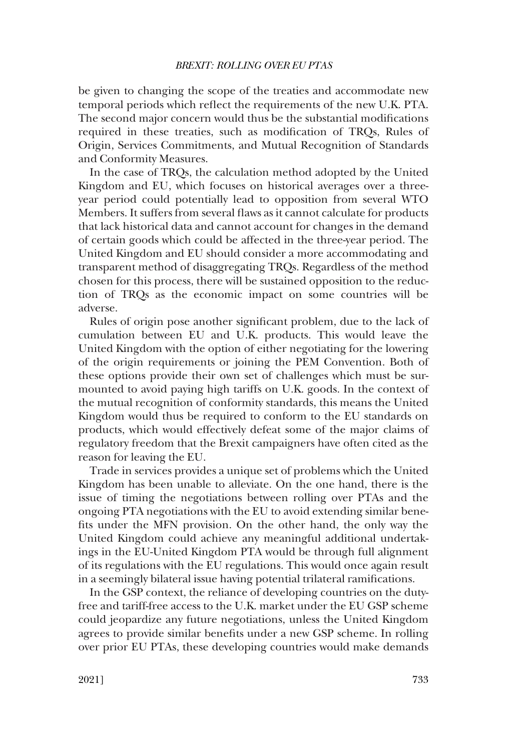be given to changing the scope of the treaties and accommodate new temporal periods which reflect the requirements of the new U.K. PTA. The second major concern would thus be the substantial modifications required in these treaties, such as modification of TRQs, Rules of Origin, Services Commitments, and Mutual Recognition of Standards and Conformity Measures.

In the case of TRQs, the calculation method adopted by the United Kingdom and EU, which focuses on historical averages over a three-year period could potentially lead to opposition from several WTO Members. It suffers from several flaws as it cannot calculate for products that lack historical data and cannot account for changes in the demand of certain goods which could be affected in the three-year period. The United Kingdom and EU should consider a more accommodating and transparent method of disaggregating TRQs. Regardless of the method chosen for this process, there will be sustained opposition to the reduction of TRQs as the economic impact on some countries will be adverse.

Rules of origin pose another significant problem, due to the lack of cumulation between EU and U.K. products. This would leave the United Kingdom with the option of either negotiating for the lowering of the origin requirements or joining the PEM Convention. Both of these options provide their own set of challenges which must be surmounted to avoid paying high tariffs on U.K. goods. In the context of the mutual recognition of conformity standards, this means the United Kingdom would thus be required to conform to the EU standards on products, which would effectively defeat some of the major claims of regulatory freedom that the Brexit campaigners have often cited as the reason for leaving the EU.

Trade in services provides a unique set of problems which the United Kingdom has been unable to alleviate. On the one hand, there is the issue of timing the negotiations between rolling over PTAs and the ongoing PTA negotiations with the EU to avoid extending similar benefits under the MFN provision. On the other hand, the only way the United Kingdom could achieve any meaningful additional undertakings in the EU-United Kingdom PTA would be through full alignment of its regulations with the EU regulations. This would once again result in a seemingly bilateral issue having potential trilateral ramifications.

In the GSP context, the reliance of developing countries on the duty-free and tariff-free access to the U.K. market under the EU GSP scheme could jeopardize any future negotiations, unless the United Kingdom agrees to provide similar benefits under a new GSP scheme. In rolling over prior EU PTAs, these developing countries would make demands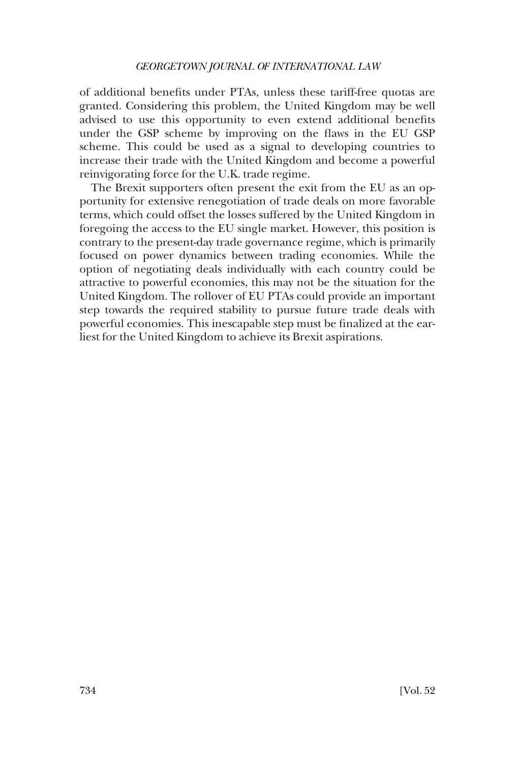of additional benefits under PTAs, unless these tariff-free quotas are granted. Considering this problem, the United Kingdom may be well advised to use this opportunity to even extend additional benefits under the GSP scheme by improving on the flaws in the EU GSP scheme. This could be used as a signal to developing countries to increase their trade with the United Kingdom and become a powerful reinvigorating force for the U.K. trade regime.

The Brexit supporters often present the exit from the EU as an opportunity for extensive renegotiation of trade deals on more favorable terms, which could offset the losses suffered by the United Kingdom in foregoing the access to the EU single market. However, this position is contrary to the present-day trade governance regime, which is primarily focused on power dynamics between trading economies. While the option of negotiating deals individually with each country could be attractive to powerful economies, this may not be the situation for the United Kingdom. The rollover of EU PTAs could provide an important step towards the required stability to pursue future trade deals with powerful economies. This inescapable step must be finalized at the earliest for the United Kingdom to achieve its Brexit aspirations.